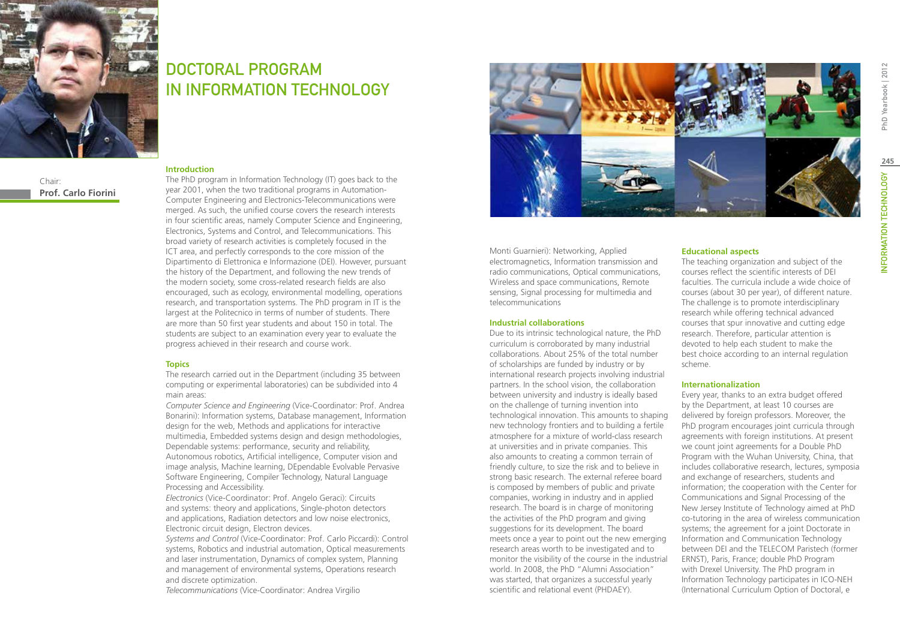# DOCTORAL PROGRAM IN INFORMATION TECHNOLOGY

Chair:
**Prof. Carlo Fiorini**

### Introduction

The PhD program in Information Technology (IT) goes back to the year 2001, when the two traditional programs in Automation-Computer Engineering and Electronics-Telecommunications were merged. As such, the unified course covers the research interests in four scientific areas, namely Computer Science and Engineering, Electronics, Systems and Control, and Telecommunications. This broad variety of research activities is completely focused in the ICT area, and perfectly corresponds to the core mission of the Dipartimento di Elettronica e Informazione (DEI). However, pursuant the history of the Department, and following the new trends of the modern society, some cross-related research fields are also encouraged, such as ecology, environmental modelling, operations research, and transportation systems. The PhD program in IT is the largest at the Politecnico in terms of number of students. There are more than 50 first year students and about 150 in total. The students are subject to an examination every year to evaluate the progress achieved in their research and course work.

### Topics

The research carried out in the Department (including 35 between computing or experimental laboratories) can be subdivided into 4 main areas:

*Computer Science and Engineering* (Vice-Coordinator: Prof. Andrea Bonarini): Information systems, Database management, Information design for the web, Methods and applications for interactive multimedia, Embedded systems design and design methodologies, Dependable systems: performance, security and reliability, Autonomous robotics, Artificial intelligence, Computer vision and image analysis, Machine learning, DEpendable Evolvable Pervasive Software Engineering, Compiler Technology, Natural Language Processing and Accessibility.

*Electronics* (Vice-Coordinator: Prof. Angelo Geraci): Circuits and systems: theory and applications, Single-photon detectors and applications, Radiation detectors and low noise electronics, Electronic circuit design, Electron devices.

*Systems and Control* (Vice-Coordinator: Prof. Carlo Piccardi): Control systems, Robotics and industrial automation, Optical measurements and laser instrumentation, Dynamics of complex system, Planning and management of environmental systems, Operations research and discrete optimization.

*Telecommunications* (Vice-Coordinator: Andrea Virgilio Monti Guarnieri): Networking, Applied electromagnetics, Information transmission and radio communications, Optical communications, Wireless and space communications, Remote sensing, Signal processing for multimedia and telecommunications

### Industrial collaborations

Due to its intrinsic technological nature, the PhD curriculum is corroborated by many industrial collaborations. About 25% of the total number of scholarships are funded by industry or by international research projects involving industrial partners. In the school vision, the collaboration between university and industry is ideally based on the challenge of turning invention into technological innovation. This amounts to shaping new technology frontiers and to building a fertile atmosphere for a mixture of world-class research at universities and in private companies. This also amounts to creating a common terrain of friendly culture, to size the risk and to believe in strong basic research. The external referee board is composed by members of public and private companies, working in industry and in applied research. The board is in charge of monitoring the activities of the PhD program and giving suggestions for its development. The board meets once a year to point out the new emerging research areas worth to be investigated and to monitor the visibility of the course in the industrial world. In 2008, the PhD "Alumni Association" was started, that organizes a successful yearly scientific and relational event (PHDAEY).

### Educational aspects

The teaching organization and subject of the courses reflect the scientific interests of DEI faculties. The curricula include a wide choice of courses (about 30 per year), of different nature. The challenge is to promote interdisciplinary research while offering technical advanced courses that spur innovative and cutting edge research. Therefore, particular attention is devoted to help each student to make the best choice according to an internal regulation scheme.

### Internationalization

Every year, thanks to an extra budget offered by the Department, at least 10 courses are delivered by foreign professors. Moreover, the PhD program encourages joint curricula through agreements with foreign institutions. At present we count joint agreements for a Double PhD Program with the Wuhan University, China, that includes collaborative research, lectures, symposia and exchange of researchers, students and information; the cooperation with the Center for Communications and Signal Processing of the New Jersey Institute of Technology aimed at PhD co-tutoring in the area of wireless communication systems; the agreement for a joint Doctorate in Information and Communication Technology between DEI and the TELECOM Paristech (former ERNST), Paris, France; double PhD Program with Drexel University. The PhD program in Information Technology participates in ICO-NEH (International Curriculum Option of Doctoral, e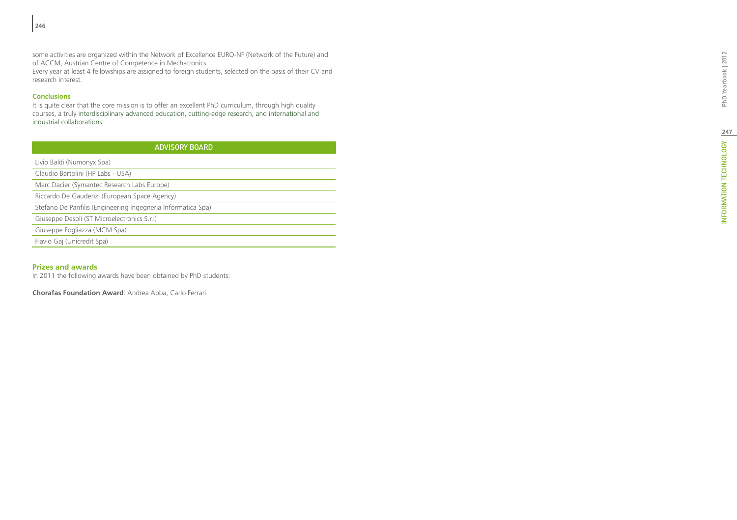some activities are organized within the Network of Excellence EURO-NF (Network of the Future) and of ACCM, Austrian Centre of Competence in Mechatronics.

Every year at least 4 fellowships are assigned to foreign students, selected on the basis of their CV and research interest.

### Conclusions

It is quite clear that the core mission is to offer an excellent PhD curriculum, through high quality courses, a truly interdisciplinary advanced education, cutting-edge research, and international and industrial collaborations.

| ADVISORY BOARD |
| --- |
| Livio Baldi (Numonyx Spa) |
| Claudio Bertolini (HP Labs - USA) |
| Marc Dacier (Symantec Research Labs Europe) |
| Riccardo De Gaudenzi (European Space Agency) |
| Stefano De Panfilis (Engineering Ingegneria Informatica Spa) |
| Giuseppe Desoli (ST Microelectronics S.r.l) |
| Giuseppe Fogliazza (MCM Spa) |
| Flavio Gaj (Unicredit Spa) |

### Prizes and awards

In 2011 the following awards have been obtained by PhD students:

**Chorafas Foundation Award**: Andrea Abba, Carlo Ferrari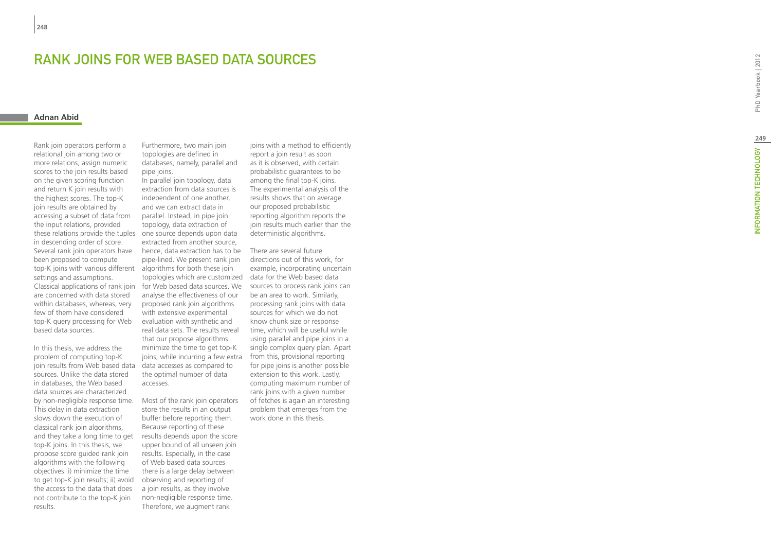# RANK JOINS FOR WEB BASED DATA SOURCES

**Adnan Abid**

Rank join operators perform a relational join among two or more relations, assign numeric scores to the join results based on the given scoring function and return K join results with the highest scores. The top-K join results are obtained by accessing a subset of data from the input relations, provided these relations provide the tuples in descending order of score. Several rank join operators have been proposed to compute top-K joins with various different settings and assumptions. Classical applications of rank join are concerned with data stored within databases, whereas, very few of them have considered top-K query processing for Web based data sources.

In this thesis, we address the problem of computing top-K join results from Web based data sources. Unlike the data stored in databases, the Web based data sources are characterized by non-negligible response time. This delay in data extraction slows down the execution of classical rank join algorithms, and they take a long time to get top-K joins. In this thesis, we propose score guided rank join algorithms with the following objectives: i) minimize the time to get top-K join results; ii) avoid the access to the data that does not contribute to the top-K join results.

Furthermore, two main join topologies are defined in databases, namely, parallel and pipe joins.
In parallel join topology, data extraction from data sources is independent of one another, and we can extract data in parallel. Instead, in pipe join topology, data extraction of one source depends upon data extracted from another source, hence, data extraction has to be pipe-lined. We present rank join algorithms for both these join topologies which are customized for Web based data sources. We analyse the effectiveness of our proposed rank join algorithms with extensive experimental evaluation with synthetic and real data sets. The results reveal that our propose algorithms minimize the time to get top-K joins, while incurring a few extra data accesses as compared to the optimal number of data accesses.

Most of the rank join operators store the results in an output buffer before reporting them. Because reporting of these results depends upon the score upper bound of all unseen join results. Especially, in the case of Web based data sources there is a large delay between observing and reporting of a join results, as they involve non-negligible response time. Therefore, we augment rank joins with a method to efficiently report a join result as soon as it is observed, with certain probabilistic guarantees to be among the final top-K joins. The experimental analysis of the results shows that on average our proposed probabilistic reporting algorithm reports the join results much earlier than the deterministic algorithms.

There are several future directions out of this work, for example, incorporating uncertain data for the Web based data sources to process rank joins can be an area to work. Similarly, processing rank joins with data sources for which we do not know chunk size or response time, which will be useful while using parallel and pipe joins in a single complex query plan. Apart from this, provisional reporting for pipe joins is another possible extension to this work. Lastly, computing maximum number of rank joins with a given number of fetches is again an interesting problem that emerges from the work done in this thesis.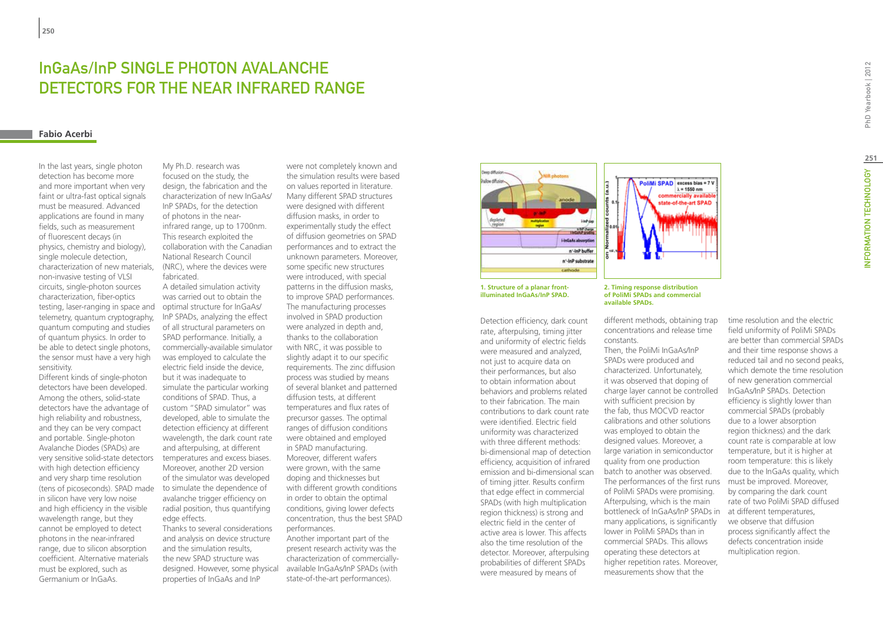# InGaAs/InP SINGLE PHOTON AVALANCHE DETECTORS FOR THE NEAR INFRARED RANGE

**Fabio Acerbi**

In the last years, single photon detection has become more and more important when very faint or ultra-fast optical signals must be measured. Advanced applications are found in many fields, such as measurement of fluorescent decays (in physics, chemistry and biology), single molecule detection, characterization of new materials, non-invasive testing of VLSI circuits, single-photon sources characterization, fiber-optics testing, laser-ranging in space and telemetry, quantum cryptography, quantum computing and studies of quantum physics. In order to be able to detect single photons, the sensor must have a very high sensitivity.

Different kinds of single-photon detectors have been developed. Among the others, solid-state detectors have the advantage of high reliability and robustness, and they can be very compact and portable. Single-photon Avalanche Diodes (SPADs) are very sensitive solid-state detectors with high detection efficiency and very sharp time resolution (tens of picoseconds). SPAD made in silicon have very low noise and high efficiency in the visible wavelength range, but they cannot be employed to detect photons in the near-infrared range, due to silicon absorption coefficient. Alternative materials must be explored, such as Germanium or InGaAs.

My Ph.D. research was focused on the study, the design, the fabrication and the characterization of new InGaAs/InP SPADs, for the detection of photons in the near-infrared range, up to 1700nm. This research exploited the collaboration with the Canadian National Research Council (NRC), where the devices were fabricated.

A detailed simulation activity was carried out to obtain the optimal structure for InGaAs/InP SPADs, analyzing the effect of all structural parameters on SPAD performance. Initially, a commercially-available simulator was employed to calculate the electric field inside the device, but it was inadequate to simulate the particular working conditions of SPAD. Thus, a custom "SPAD simulator" was developed, able to simulate the detection efficiency at different wavelength, the dark count rate and afterpulsing, at different temperatures and excess biases. Moreover, another 2D version of the simulator was developed to simulate the dependence of avalanche trigger efficiency on radial position, thus quantifying edge effects.

Thanks to several considerations and analysis on device structure and the simulation results, the new SPAD structure was designed. However, some physical properties of InGaAs and InP were not completely known and the simulation results were based on values reported in literature. Many different SPAD structures were designed with different diffusion masks, in order to experimentally study the effect of diffusion geometries on SPAD performances and to extract the unknown parameters. Moreover, some specific new structures were introduced, with special patterns in the diffusion masks, to improve SPAD performances. The manufacturing processes involved in SPAD production were analyzed in depth and, thanks to the collaboration with NRC, it was possible to slightly adapt it to our specific requirements. The zinc diffusion process was studied by means of several blanket and patterned diffusion tests, at different temperatures and flux rates of precursor gasses. The optimal ranges of diffusion conditions were obtained and employed in SPAD manufacturing. Moreover, different wafers were grown, with the same doping and thicknesses but with different growth conditions in order to obtain the optimal conditions, giving lower defects concentration, thus the best SPAD performances.

Another important part of the present research activity was the characterization of commercially-available InGaAs/InP SPADs (with state-of-the-art performances).

1. Structure of a planar front-illuminated InGaAs/InP SPAD.

2. Timing response distribution of PoliMi SPADs and commercial available SPADs.

Detection efficiency, dark count rate, afterpulsing, timing jitter and uniformity of electric fields were measured and analyzed, not just to acquire data on their performances, but also to obtain information about behaviors and problems related to their fabrication. The main contributions to dark count rate were identified. Electric field uniformity was characterized with three different methods: bi-dimensional map of detection efficiency, acquisition of infrared emission and bi-dimensional scan of timing jitter. Results confirm that edge effect in commercial SPADs (with high multiplication region thickness) is strong and electric field in the center of active area is lower. This affects also the time resolution of the detector. Moreover, afterpulsing probabilities of different SPADs were measured by means of different methods, obtaining trap concentrations and release time constants.

Then, the PoliMi InGaAs/InP SPADs were produced and characterized. Unfortunately, it was observed that doping of charge layer cannot be controlled with sufficient precision by the fab, thus MOCVD reactor calibrations and other solutions was employed to obtain the designed values. Moreover, a large variation in semiconductor quality from one production batch to another was observed. The performances of the first runs of PoliMi SPADs were promising. Afterpulsing, which is the main bottleneck of InGaAs/InP SPADs in many applications, is significantly lower in PoliMi SPADs than in commercial SPADs. This allows operating these detectors at higher repetition rates. Moreover, measurements show that the time resolution and the electric field uniformity of PoliMi SPADs are better than commercial SPADs and their time response shows a reduced tail and no second peaks, which demote the time resolution of new generation commercial InGaAs/InP SPADs. Detection efficiency is slightly lower than commercial SPADs (probably due to a lower absorption region thickness) and the dark count rate is comparable at low temperature, but it is higher at room temperature: this is likely due to the InGaAs quality, which must be improved. Moreover, by comparing the dark count rate of two PoliMi SPAD diffused at different temperatures, we observe that diffusion process significantly affect the defects concentration inside multiplication region.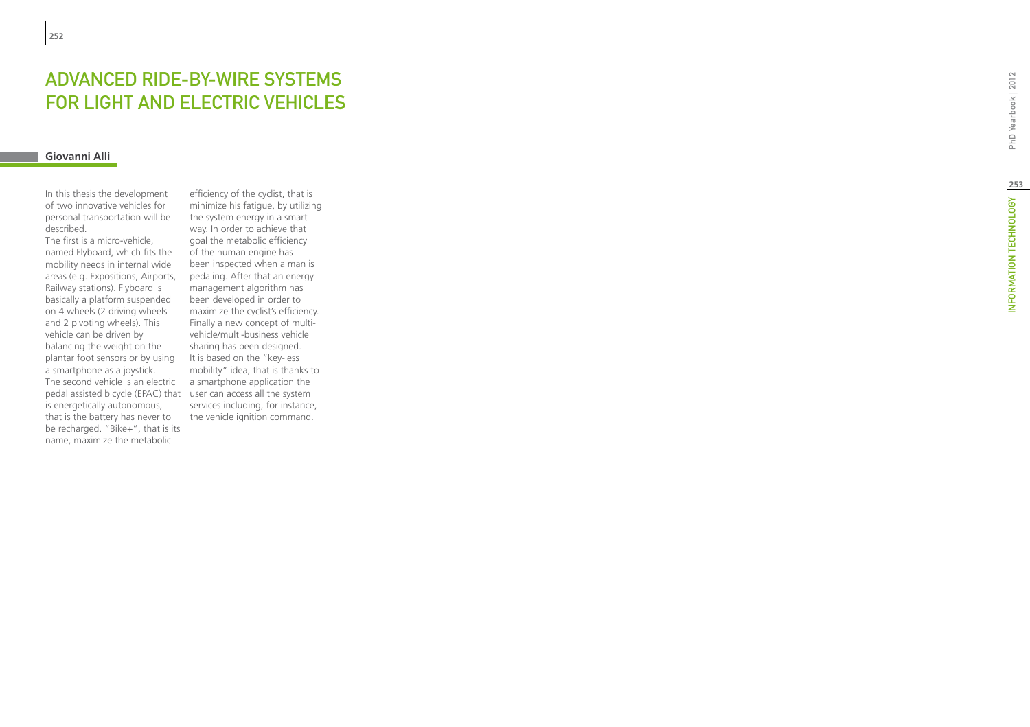# ADVANCED RIDE-BY-WIRE SYSTEMS FOR LIGHT AND ELECTRIC VEHICLES

**Giovanni Alli**

In this thesis the development of two innovative vehicles for personal transportation will be described.

The first is a micro-vehicle, named Flyboard, which fits the mobility needs in internal wide areas (e.g. Expositions, Airports, Railway stations). Flyboard is basically a platform suspended on 4 wheels (2 driving wheels and 2 pivoting wheels). This vehicle can be driven by balancing the weight on the plantar foot sensors or by using a smartphone as a joystick.

The second vehicle is an electric pedal assisted bicycle (EPAC) that is energetically autonomous, that is the battery has never to be recharged. "Bike+", that is its name, maximize the metabolic efficiency of the cyclist, that is minimize his fatigue, by utilizing the system energy in a smart way. In order to achieve that goal the metabolic efficiency of the human engine has been inspected when a man is pedaling. After that an energy management algorithm has been developed in order to maximize the cyclist's efficiency.

Finally a new concept of multi-vehicle/multi-business vehicle sharing has been designed. It is based on the "key-less mobility" idea, that is thanks to a smartphone application the user can access all the system services including, for instance, the vehicle ignition command.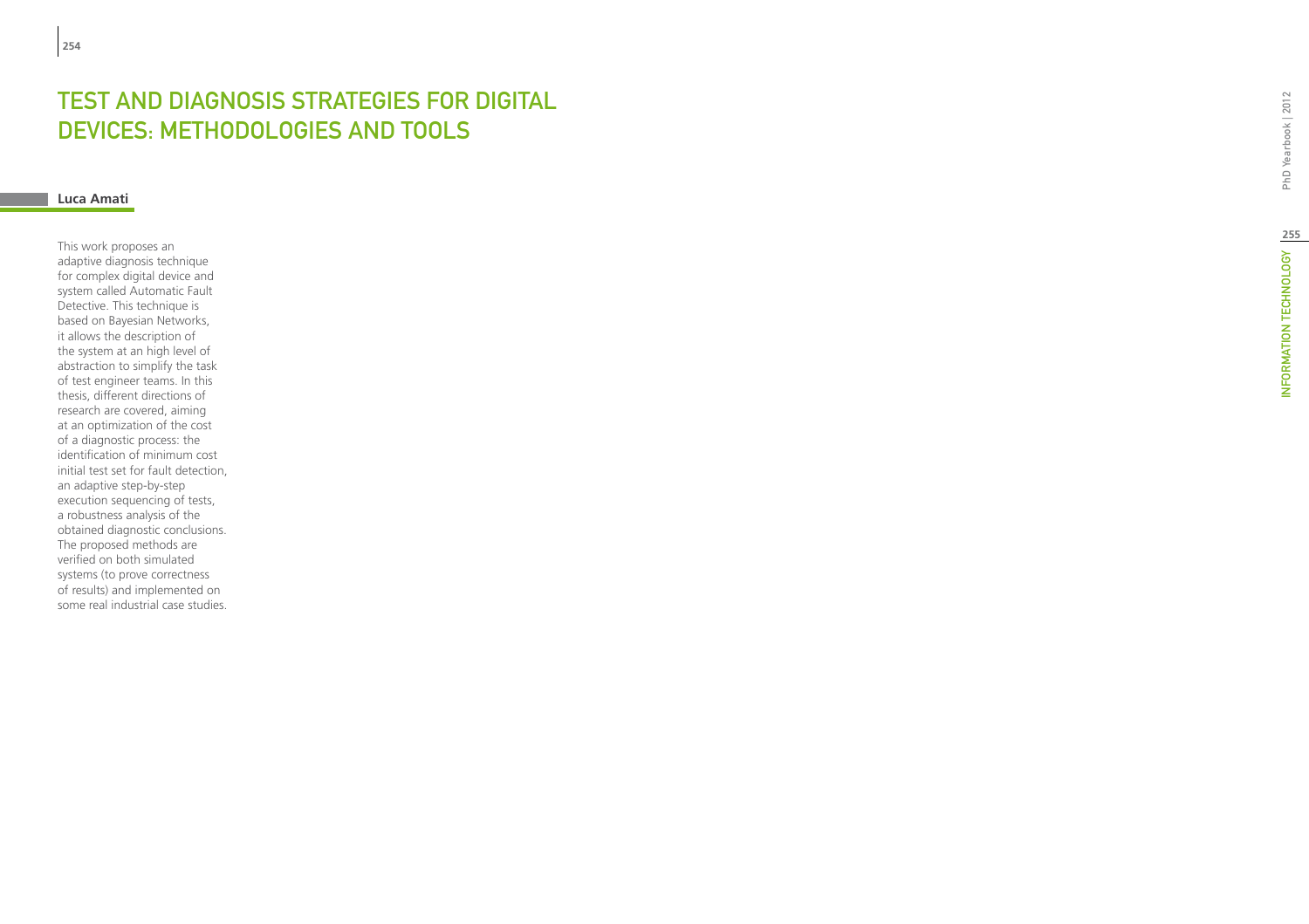# TEST AND DIAGNOSIS STRATEGIES FOR DIGITAL DEVICES: METHODOLOGIES AND TOOLS

**Luca Amati**

This work proposes an adaptive diagnosis technique for complex digital device and system called Automatic Fault Detective. This technique is based on Bayesian Networks, it allows the description of the system at an high level of abstraction to simplify the task of test engineer teams. In this thesis, different directions of research are covered, aiming at an optimization of the cost of a diagnostic process: the identification of minimum cost initial test set for fault detection, an adaptive step-by-step execution sequencing of tests, a robustness analysis of the obtained diagnostic conclusions. The proposed methods are verified on both simulated systems (to prove correctness of results) and implemented on some real industrial case studies.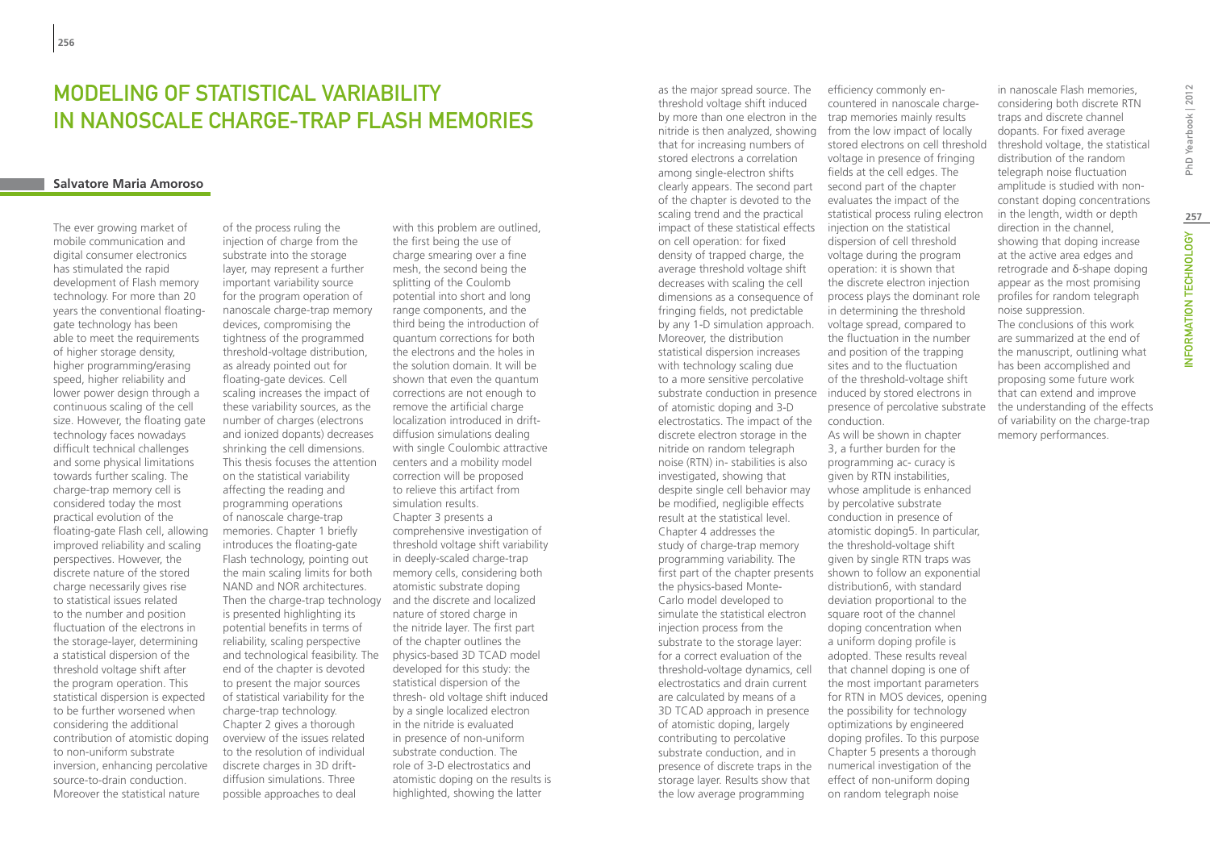# Modeling of Statistical Variability in Nanoscale Charge-Trap Flash Memories

**Salvatore Maria Amoroso**

The ever growing market of mobile communication and digital consumer electronics has stimulated the rapid development of Flash memory technology. For more than 20 years the conventional floating-gate technology has been able to meet the requirements of higher storage density, higher programming/erasing speed, higher reliability and lower power design through a continuous scaling of the cell size. However, the floating gate technology faces nowadays difficult technical challenges and some physical limitations towards further scaling. The charge-trap memory cell is considered today the most practical evolution of the floating-gate Flash cell, allowing improved reliability and scaling perspectives. However, the discrete nature of the stored charge necessarily gives rise to statistical issues related to the number and position fluctuation of the electrons in the storage-layer, determining a statistical dispersion of the threshold voltage shift after the program operation. This statistical dispersion is expected to be further worsened when considering the additional contribution of atomistic doping to non-uniform substrate inversion, enhancing percolative source-to-drain conduction. Moreover the statistical nature of the process ruling the injection of charge from the substrate into the storage layer, may represent a further important variability source for the program operation of nanoscale charge-trap memory devices, compromising the tightness of the programmed threshold-voltage distribution, as already pointed out for floating-gate devices. Cell scaling increases the impact of these variability sources, as the number of charges (electrons and ionized dopants) decreases shrinking the cell dimensions. This thesis focuses the attention on the statistical variability affecting the reading and programming operations of nanoscale charge-trap memories. Chapter 1 briefly introduces the floating-gate Flash technology, pointing out the main scaling limits for both NAND and NOR architectures. Then the charge-trap technology is presented highlighting its potential benefits in terms of reliability, scaling perspective and technological feasibility. The end of the chapter is devoted to present the major sources of statistical variability for the charge-trap technology. Chapter 2 gives a thorough overview of the issues related to the resolution of individual discrete charges in 3D drift-diffusion simulations. Three possible approaches to deal with this problem are outlined, the first being the use of charge smearing over a fine mesh, the second being the splitting of the Coulomb potential into short and long range components, and the third being the introduction of quantum corrections for both the electrons and the holes in the solution domain. It will be shown that even the quantum corrections are not enough to remove the artificial charge localization introduced in drift-diffusion simulations dealing with single Coulombic attractive centers and a mobility model correction will be proposed to relieve this artifact from simulation results. Chapter 3 presents a comprehensive investigation of threshold voltage shift variability in deeply-scaled charge-trap memory cells, considering both atomistic substrate doping and the discrete and localized nature of stored charge in the nitride layer. The first part of the chapter outlines the physics-based 3D TCAD model developed for this study: the statistical dispersion of the thresh- old voltage shift induced by a single localized electron in the nitride is evaluated in presence of non-uniform substrate conduction. The role of 3-D electrostatics and atomistic doping on the results is highlighted, showing the latter as the major spread source. The threshold voltage shift induced by more than one electron in the nitride is then analyzed, showing that for increasing numbers of stored electrons a correlation among single-electron shifts clearly appears. The second part of the chapter is devoted to the scaling trend and the practical impact of these statistical effects on cell operation: for fixed density of trapped charge, the average threshold voltage shift decreases with scaling the cell dimensions as a consequence of fringing fields, not predictable by any 1-D simulation approach. Moreover, the distribution statistical dispersion increases with technology scaling due to a more sensitive percolative substrate conduction in presence of atomistic doping and 3-D electrostatics. The impact of the discrete electron storage in the nitride on random telegraph noise (RTN) in- stabilities is also investigated, showing that despite single cell behavior may be modified, negligible effects result at the statistical level. Chapter 4 addresses the study of charge-trap memory programming variability. The first part of the chapter presents the physics-based Monte-Carlo model developed to simulate the statistical electron injection process from the substrate to the storage layer: for a correct evaluation of the threshold-voltage dynamics, cell electrostatics and drain current are calculated by means of a 3D TCAD approach in presence of atomistic doping, largely contributing to percolative substrate conduction, and in presence of discrete traps in the storage layer. Results show that the low average programming efficiency commonly en- countered in nanoscale charge-trap memories mainly results from the low impact of locally stored electrons on cell threshold voltage in presence of fringing fields at the cell edges. The second part of the chapter evaluates the impact of the statistical process ruling electron injection on the statistical dispersion of cell threshold voltage during the program operation: it is shown that the discrete electron injection process plays the dominant role in determining the threshold voltage spread, compared to the fluctuation in the number and position of the trapping sites and to the fluctuation of the threshold-voltage shift induced by stored electrons in presence of percolative substrate conduction.

As will be shown in chapter 3, a further burden for the programming ac- curacy is given by RTN instabilities, whose amplitude is enhanced by percolative substrate conduction in presence of atomistic doping5. In particular, the threshold-voltage shift given by single RTN traps was shown to follow an exponential distribution6, with standard deviation proportional to the square root of the channel doping concentration when a uniform doping profile is adopted. These results reveal that channel doping is one of the most important parameters for RTN in MOS devices, opening the possibility for technology optimizations by engineered doping profiles. To this purpose Chapter 5 presents a thorough numerical investigation of the effect of non-uniform doping on random telegraph noise in nanoscale Flash memories, considering both discrete RTN traps and discrete channel dopants. For fixed average threshold voltage, the statistical distribution of the random telegraph noise fluctuation amplitude is studied with non-constant doping concentrations in the length, width or depth direction in the channel, showing that doping increase at the active area edges and retrograde and δ-shape doping appear as the most promising profiles for random telegraph noise suppression.

The conclusions of this work are summarized at the end of the manuscript, outlining what has been accomplished and proposing some future work that can extend and improve the understanding of the effects of variability on the charge-trap memory performances.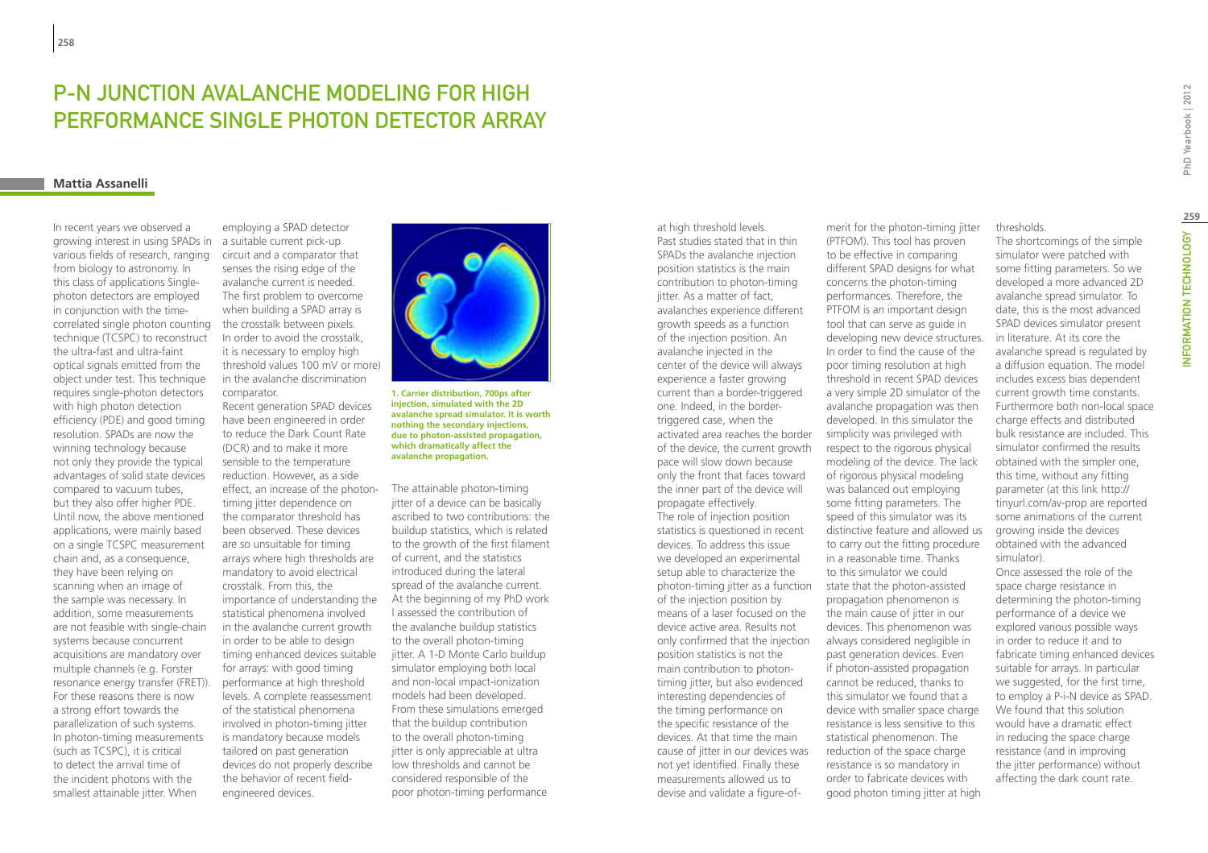# P-N JUNCTION AVALANCHE MODELING FOR HIGH PERFORMANCE SINGLE PHOTON DETECTOR ARRAY

**Mattia Assanelli**

In recent years we observed a growing interest in using SPADs in various fields of research, ranging from biology to astronomy. In this class of applications Single-photon detectors are employed in conjunction with the time-correlated single photon counting technique (TCSPC) to reconstruct the ultra-fast and ultra-faint optical signals emitted from the object under test. This technique requires single-photon detectors with high photon detection efficiency (PDE) and good timing resolution. SPADs are now the winning technology because not only they provide the typical advantages of solid state devices compared to vacuum tubes, but they also offer higher PDE. Until now, the above mentioned applications, were mainly based on a single TCSPC measurement chain and, as a consequence, they have been relying on scanning when an image of the sample was necessary. In addition, some measurements are not feasible with single-chain systems because concurrent acquisitions are mandatory over multiple channels (e.g. Forster resonance energy transfer (FRET)). For these reasons there is now a strong effort towards the parallelization of such systems. In photon-timing measurements (such as TCSPC), it is critical to detect the arrival time of the incident photons with the smallest attainable jitter. When employing a SPAD detector a suitable current pick-up circuit and a comparator that senses the rising edge of the avalanche current is needed. The first problem to overcome when building a SPAD array is the crosstalk between pixels. In order to avoid the crosstalk, it is necessary to employ high threshold values 100 mV or more) in the avalanche discrimination comparator.

Recent generation SPAD devices have been engineered in order to reduce the Dark Count Rate (DCR) and to make it more sensible to the temperature reduction. However, as a side effect, an increase of the photon-timing jitter dependence on the comparator threshold has been observed. These devices are so unsuitable for timing arrays where high thresholds are mandatory to avoid electrical crosstalk. From this, the importance of understanding the statistical phenomena involved in the avalanche current growth in order to be able to design timing enhanced devices suitable for arrays: with good timing performance at high threshold levels. A complete reassessment of the statistical phenomena involved in photon-timing jitter is mandatory because models tailored on past generation devices do not properly describe the behavior of recent field-engineered devices.

**1. Carrier distribution, 700ps after injection, simulated with the 2D avalanche spread simulator. It is worth nothing the secondary injections, due to photon-assisted propagation, which dramatically affect the avalanche propagation.**

The attainable photon-timing jitter of a device can be basically ascribed to two contributions: the buildup statistics, which is related to the growth of the first filament of current, and the statistics introduced during the lateral spread of the avalanche current. At the beginning of my PhD work I assessed the contribution of the avalanche buildup statistics to the overall photon-timing jitter. A 1-D Monte Carlo buildup simulator employing both local and non-local impact-ionization models had been developed. From these simulations emerged that the buildup contribution to the overall photon-timing jitter is only appreciable at ultra low thresholds and cannot be considered responsible of the poor photon-timing performance at high threshold levels.

Past studies stated that in thin SPADs the avalanche injection position statistics is the main contribution to photon-timing jitter. As a matter of fact, avalanches experience different growth speeds as a function of the injection position. An avalanche injected in the center of the device will always experience a faster growing current than a border-triggered one. Indeed, in the border-triggered case, when the activated area reaches the border of the device, the current growth pace will slow down because only the front that faces toward the inner part of the device will propagate effectively.

The role of injection position statistics is questioned in recent devices. To address this issue we developed an experimental setup able to characterize the photon-timing jitter as a function of the injection position by means of a laser focused on the device active area. Results not only confirmed that the injection position statistics is not the main contribution to photon-timing jitter, but also evidenced interesting dependencies of the timing performance on the specific resistance of the devices. At that time the main cause of jitter in our devices was not yet identified. Finally these measurements allowed us to devise and validate a figure-of-merit for the photon-timing jitter (PTFOM). This tool has proven to be effective in comparing different SPAD designs for what concerns the photon-timing performances. Therefore, the PTFOM is an important design tool that can serve as guide in developing new device structures. In order to find the cause of the poor timing resolution at high threshold in recent SPAD devices a very simple 2D simulator of the avalanche propagation was then developed. In this simulator the simplicity was privileged with respect to the rigorous physical modeling of the device. The lack of rigorous physical modeling was balanced out employing some fitting parameters. The speed of this simulator was its distinctive feature and allowed us to carry out the fitting procedure in a reasonable time. Thanks to this simulator we could state that the photon-assisted propagation phenomenon is the main cause of jitter in our devices. This phenomenon was always considered negligible in past generation devices. Even if photon-assisted propagation cannot be reduced, thanks to this simulator we found that a device with smaller space charge resistance is less sensitive to this statistical phenomenon. The reduction of the space charge resistance is so mandatory in order to fabricate devices with good photon timing jitter at high thresholds.

The shortcomings of the simple simulator were patched with some fitting parameters. So we developed a more advanced 2D avalanche spread simulator. To date, this is the most advanced SPAD devices simulator present in literature. At its core the avalanche spread is regulated by a diffusion equation. The model includes excess bias dependent current growth time constants. Furthermore both non-local space charge effects and distributed bulk resistance are included. This simulator confirmed the results obtained with the simpler one, this time, without any fitting parameter (at this link http://tinyurl.com/av-prop are reported some animations of the current growing inside the devices obtained with the advanced simulator).

Once assessed the role of the space charge resistance in determining the photon-timing performance of a device we explored various possible ways in order to reduce it and to fabricate timing enhanced devices suitable for arrays. In particular we suggested, for the first time, to employ a P-i-N device as SPAD. We found that this solution would have a dramatic effect in reducing the space charge resistance (and in improving the jitter performance) without affecting the dark count rate.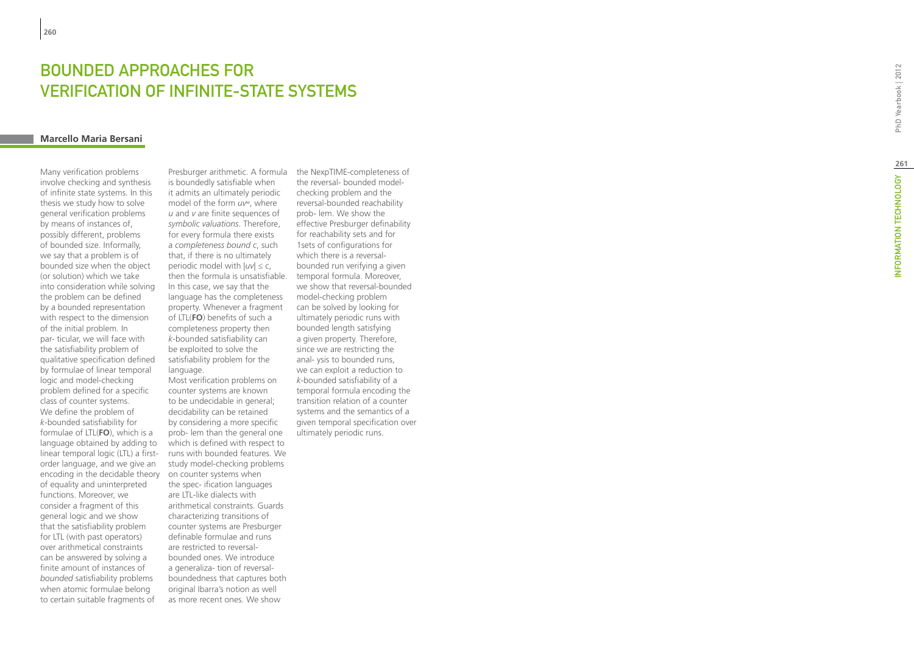# Bounded Approaches for Verification of Infinite-State Systems

**Marcello Maria Bersani**

Many verification problems involve checking and synthesis of infinite state systems. In this thesis we study how to solve general verification problems by means of instances of, possibly different, problems of bounded size. Informally, we say that a problem is of bounded size when the object (or solution) which we take into consideration while solving the problem can be defined by a bounded representation with respect to the dimension of the initial problem. In par- ticular, we will face with the satisfiability problem of qualitative specification defined by formulae of linear temporal logic and model-checking problem defined for a specific class of counter systems. We define the problem of *k*-bounded satisfiability for formulae of LTL(**FO**), which is a language obtained by adding to linear temporal logic (LTL) a first-order language, and we give an encoding in the decidable theory of equality and uninterpreted functions. Moreover, we consider a fragment of this general logic and we show that the satisfiability problem for LTL (with past operators) over arithmetical constraints can be answered by solving a finite amount of instances of *bounded* satisfiability problems when atomic formulae belong to certain suitable fragments of Presburger arithmetic. A formula is boundedly satisfiable when it admits an ultimately periodic model of the form $uv^{\omega}$, where $u$ and $v$ are finite sequences of *symbolic valuations*. Therefore, for every formula there exists a *completeness bound* $c$, such that, if there is no ultimately periodic model with $|uv| \leq c$, then the formula is unsatisfiable. In this case, we say that the language has the completeness property. Whenever a fragment of LTL(**FO**) benefits of such a completeness property then *k*-bounded satisfiability can be exploited to solve the satisfiability problem for the language.

Most verification problems on counter systems are known to be undecidable in general; decidability can be retained by considering a more specific prob- lem than the general one which is defined with respect to runs with bounded features. We study model-checking problems on counter systems when the spec- ification languages are LTL-like dialects with arithmetical constraints. Guards characterizing transitions of counter systems are Presburger definable formulae and runs are restricted to reversal-bounded ones. We introduce a generaliza- tion of reversal-boundedness that captures both original Ibarra's notion as well as more recent ones. We show the NexpTIME-completeness of the reversal- bounded model-checking problem and the reversal-bounded reachability prob- lem. We show the effective Presburger definability for reachability sets and for 1sets of configurations for which there is a reversal-bounded run verifying a given temporal formula. Moreover, we show that reversal-bounded model-checking problem can be solved by looking for ultimately periodic runs with bounded length satisfying a given property. Therefore, since we are restricting the anal- ysis to bounded runs, we can exploit a reduction to *k*-bounded satisfiability of a temporal formula encoding the transition relation of a counter systems and the semantics of a given temporal specification over ultimately periodic runs.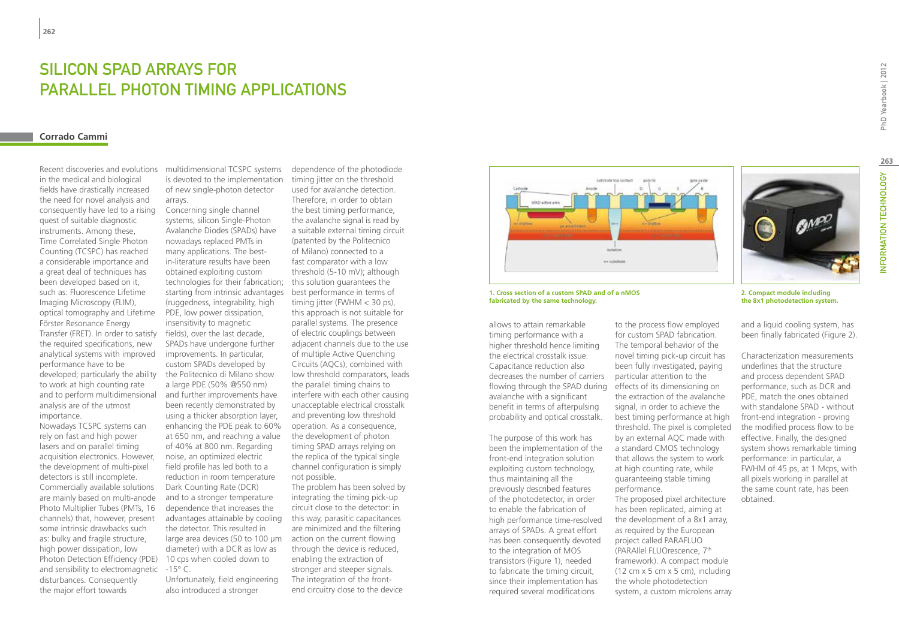# Silicon SPAD Arrays for Parallel Photon Timing Applications

**Corrado Cammi**

Recent discoveries and evolutions in the medical and biological fields have drastically increased the need for novel analysis and consequently have led to a rising quest of suitable diagnostic instruments. Among these, Time Correlated Single Photon Counting (TCSPC) has reached a considerable importance and a great deal of techniques has been developed based on it, such as: Fluorescence Lifetime Imaging Microscopy (FLIM), optical tomography and Lifetime Förster Resonance Energy Transfer (FRET). In order to satisfy the required specifications, new analytical systems with improved performance have to be developed; particularly the ability to work at high counting rate and to perform multidimensional analysis are of the utmost importance.

Nowadays TCSPC systems can rely on fast and high power lasers and on parallel timing acquisition electronics. However, the development of multi-pixel detectors is still incomplete. Commercially available solutions are mainly based on multi-anode Photo Multiplier Tubes (PMTs, 16 channels) that, however, present some intrinsic drawbacks such as: bulky and fragile structure, high power dissipation, low Photon Detection Efficiency (PDE) and sensibility to electromagnetic disturbances. Consequently the major effort towards multidimensional TCSPC systems is devoted to the implementation of new single-photon detector arrays.

Concerning single channel systems, silicon Single-Photon Avalanche Diodes (SPADs) have nowadays replaced PMTs in many applications. The best-in-literature results have been obtained exploiting custom technologies for their fabrication; starting from intrinsic advantages (ruggedness, integrability, high PDE, low power dissipation, insensitivity to magnetic fields), over the last decade, SPADs have undergone further improvements. In particular, custom SPADs developed by the Politecnico di Milano show a large PDE (50% @550 nm) and further improvements have been recently demonstrated by using a thicker absorption layer, enhancing the PDE peak to 60% at 650 nm, and reaching a value of 40% at 800 nm. Regarding noise, an optimized electric field profile has led both to a reduction in room temperature Dark Counting Rate (DCR) and to a stronger temperature dependence that increases the advantages attainable by cooling the detector. This resulted in large area devices (50 to 100 µm diameter) with a DCR as low as 10 cps when cooled down to -15° C.

Unfortunately, field engineering also introduced a stronger dependence of the photodiode timing jitter on the threshold used for avalanche detection. Therefore, in order to obtain the best timing performance, the avalanche signal is read by a suitable external timing circuit (patented by the Politecnico of Milano) connected to a fast comparator with a low threshold (5-10 mV); although this solution guarantees the best performance in terms of timing jitter (FWHM < 30 ps), this approach is not suitable for parallel systems. The presence of electric couplings between adjacent channels due to the use of multiple Active Quenching Circuits (AQCs), combined with low threshold comparators, leads the parallel timing chains to interfere with each other causing unacceptable electrical crosstalk and preventing low threshold operation. As a consequence, the development of photon timing SPAD arrays relying on the replica of the typical single channel configuration is simply not possible.

The problem has been solved by integrating the timing pick-up circuit close to the detector: in this way, parasitic capacitances are minimized and the filtering action on the current flowing through the device is reduced, enabling the extraction of stronger and steeper signals. The integration of the front-end circuitry close to the device allows to attain remarkable timing performance with a higher threshold hence limiting the electrical crosstalk issue. Capacitance reduction also decreases the number of carriers flowing through the SPAD during avalanche with a significant benefit in terms of afterpulsing probability and optical crosstalk.

**1. Cross section of a custom SPAD and of a nMOS fabricated by the same technology.**

The purpose of this work has been the implementation of the front-end integration solution exploiting custom technology, thus maintaining all the previously described features of the photodetector, in order to enable the fabrication of high performance time-resolved arrays of SPADs. A great effort has been consequently devoted to the integration of MOS transistors (Figure 1), needed to fabricate the timing circuit, since their implementation has required several modifications to the process flow employed for custom SPAD fabrication. The temporal behavior of the novel timing pick-up circuit has been fully investigated, paying particular attention to the effects of its dimensioning on the extraction of the avalanche signal, in order to achieve the best timing performance at high threshold. The pixel is completed by an external AQC made with a standard CMOS technology that allows the system to work at high counting rate, while guaranteeing stable timing performance.

The proposed pixel architecture has been replicated, aiming at the development of a 8x1 array, as required by the European project called PARAFLUO (PARAllel FLUOrescence, 7[th] framework). A compact module (12 cm x 5 cm x 5 cm), including the whole photodetection system, a custom microlens array and a liquid cooling system, has been finally fabricated (Figure 2).

**2. Compact module including the 8x1 photodetection system.**

Characterization measurements underlines that the structure and process dependent SPAD performance, such as DCR and PDE, match the ones obtained with standalone SPAD - without front-end integration - proving the modified process flow to be effective. Finally, the designed system shows remarkable timing performance: in particular, a FWHM of 45 ps, at 1 Mcps, with all pixels working in parallel at the same count rate, has been obtained.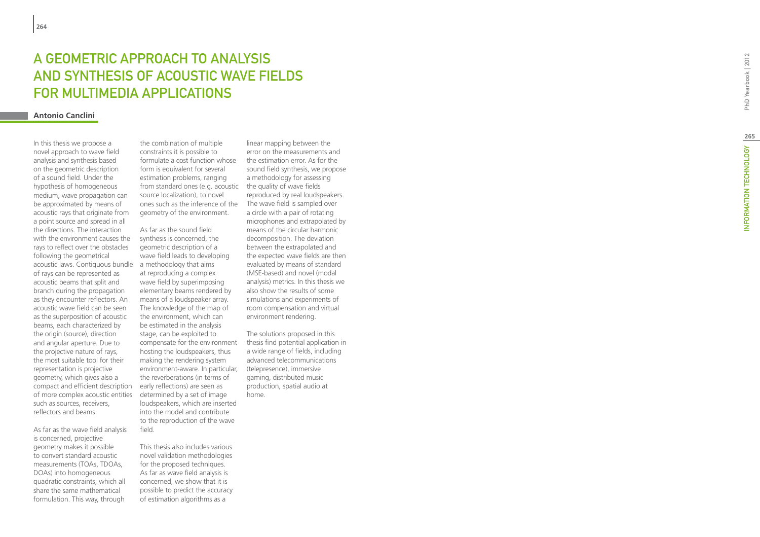# A GEOMETRIC APPROACH TO ANALYSIS AND SYNTHESIS OF ACOUSTIC WAVE FIELDS FOR MULTIMEDIA APPLICATIONS

**Antonio Canclini**

In this thesis we propose a novel approach to wave field analysis and synthesis based on the geometric description of a sound field. Under the hypothesis of homogeneous medium, wave propagation can be approximated by means of acoustic rays that originate from a point source and spread in all the directions. The interaction with the environment causes the rays to reflect over the obstacles following the geometrical acoustic laws. Contiguous bundle of rays can be represented as acoustic beams that split and branch during the propagation as they encounter reflectors. An acoustic wave field can be seen as the superposition of acoustic beams, each characterized by the origin (source), direction and angular aperture. Due to the projective nature of rays, the most suitable tool for their representation is projective geometry, which gives also a compact and efficient description of more complex acoustic entities such as sources, receivers, reflectors and beams.

As far as the wave field analysis is concerned, projective geometry makes it possible to convert standard acoustic measurements (TOAs, TDOAs, DOAs) into homogeneous quadratic constraints, which all share the same mathematical formulation. This way, through the combination of multiple constraints it is possible to formulate a cost function whose form is equivalent for several estimation problems, ranging from standard ones (e.g. acoustic source localization), to novel ones such as the inference of the geometry of the environment.

As far as the sound field synthesis is concerned, the geometric description of a wave field leads to developing a methodology that aims at reproducing a complex wave field by superimposing elementary beams rendered by means of a loudspeaker array. The knowledge of the map of the environment, which can be estimated in the analysis stage, can be exploited to compensate for the environment hosting the loudspeakers, thus making the rendering system environment-aware. In particular, the reverberations (in terms of early reflections) are seen as determined by a set of image loudspeakers, which are inserted into the model and contribute to the reproduction of the wave field.

This thesis also includes various novel validation methodologies for the proposed techniques. As far as wave field analysis is concerned, we show that it is possible to predict the accuracy of estimation algorithms as a linear mapping between the error on the measurements and the estimation error. As for the sound field synthesis, we propose a methodology for assessing the quality of wave fields reproduced by real loudspeakers. The wave field is sampled over a circle with a pair of rotating microphones and extrapolated by means of the circular harmonic decomposition. The deviation between the extrapolated and the expected wave fields are then evaluated by means of standard (MSE-based) and novel (modal analysis) metrics. In this thesis we also show the results of some simulations and experiments of room compensation and virtual environment rendering.

The solutions proposed in this thesis find potential application in a wide range of fields, including advanced telecommunications (telepresence), immersive gaming, distributed music production, spatial audio at home.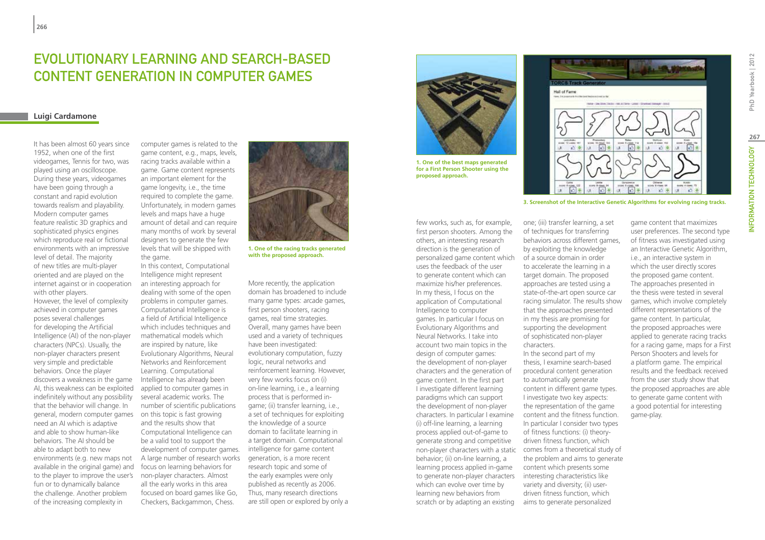# EVOLUTIONARY LEARNING AND SEARCH-BASED CONTENT GENERATION IN COMPUTER GAMES

**Luigi Cardamone**

It has been almost 60 years since 1952, when one of the first videogames, Tennis for two, was played using an oscilloscope. During these years, videogames have been going through a constant and rapid evolution towards realism and playability. Modern computer games feature realistic 3D graphics and sophisticated physics engines which reproduce real or fictional environments with an impressive level of detail. The majority of new titles are multi-player oriented and are played on the internet against or in cooperation with other players.

However, the level of complexity achieved in computer games poses several challenges for developing the Artificial Intelligence (AI) of the non-player characters (NPCs). Usually, the non-player characters present very simple and predictable behaviors. Once the player discovers a weakness in the game AI, this weakness can be exploited indefinitely without any possibility that the behavior will change. In general, modern computer games need an AI which is adaptive and able to show human-like behaviors. The AI should be able to adapt both to new environments (e.g. new maps not available in the original game) and to the player to improve the user's fun or to dynamically balance the challenge. Another problem of the increasing complexity in computer games is related to the game content, e.g., maps, levels, racing tracks available within a game. Game content represents an important element for the game longevity, i.e., the time required to complete the game. Unfortunately, in modern games levels and maps have a huge amount of detail and can require many months of work by several designers to generate the few levels that will be shipped with the game.

In this context, Computational Intelligence might represent an interesting approach for dealing with some of the open problems in computer games. Computational Intelligence is a field of Artificial Intelligence which includes techniques and mathematical models which are inspired by nature, like Evolutionary Algorithms, Neural Networks and Reinforcement Learning. Computational Intelligence has already been applied to computer games in several academic works. The number of scientific publications on this topic is fast growing and the results show that Computational Intelligence can be a valid tool to support the development of computer games. A large number of research works focus on learning behaviors for non-player characters. Almost all the early works in this area focused on board games like Go, Checkers, Backgammon, Chess.

1. One of the racing tracks generated with the proposed approach.

More recently, the application domain has broadened to include many game types: arcade games, first person shooters, racing games, real time strategies. Overall, many games have been used and a variety of techniques have been investigated: evolutionary computation, fuzzy logic, neural networks and reinforcement learning. However, very few works focus on (i) on-line learning, i.e., a learning process that is performed in-game; (ii) transfer learning, i.e., a set of techniques for exploiting the knowledge of a source domain to facilitate learning in a target domain. Computational intelligence for game content generation, is a more recent research topic and some of the early examples were only published as recently as 2006. Thus, many research directions are still open or explored by only a few works, such as, for example, first person shooters. Among the others, an interesting research direction is the generation of personalized game content which uses the feedback of the user to generate content which can maximize his/her preferences.

In my thesis, I focus on the application of Computational Intelligence to computer games. In particular I focus on Evolutionary Algorithms and Neural Networks. I take into account two main topics in the design of computer games: the development of non-player characters and the generation of game content. In the first part I investigate different learning paradigms which can support the development of non-player characters. In particular I examine (i) off-line learning, a learning process applied out-of-game to generate strong and competitive non-player characters with a static behavior; (ii) on-line learning, a learning process applied in-game to generate non-player characters which can evolve over time by learning new behaviors from scratch or by adapting an existing one; (iii) transfer learning, a set of techniques for transferring behaviors across different games, by exploiting the knowledge of a source domain in order to accelerate the learning in a target domain. The proposed approaches are tested using a state-of-the-art open source car racing simulator. The results show that the approaches presented in my thesis are promising for supporting the development of sophisticated non-player characters.

In the second part of my thesis, I examine search-based procedural content generation to automatically generate content in different game types. I investigate two key aspects: the representation of the game content and the fitness function. In particular I consider two types of fitness functions: (i) theory-driven fitness function, which comes from a theoretical study of the problem and aims to generate content which presents some interesting characteristics like variety and diversity; (ii) user-driven fitness function, which aims to generate personalized game content that maximizes user preferences. The second type of fitness was investigated using an Interactive Genetic Algorithm, i.e., an interactive system in which the user directly scores the proposed game content. The approaches presented in the thesis were tested in several games, which involve completely different representations of the game content. In particular, the proposed approaches were applied to generate racing tracks for a racing game, maps for a First Person Shooters and levels for a platform game. The empirical results and the feedback received from the user study show that the proposed approaches are able to generate game content with a good potential for interesting game-play.

1. One of the best maps generated for a First Person Shooter using the proposed approach.

3. Screenshot of the Interactive Genetic Algorithms for evolving racing tracks.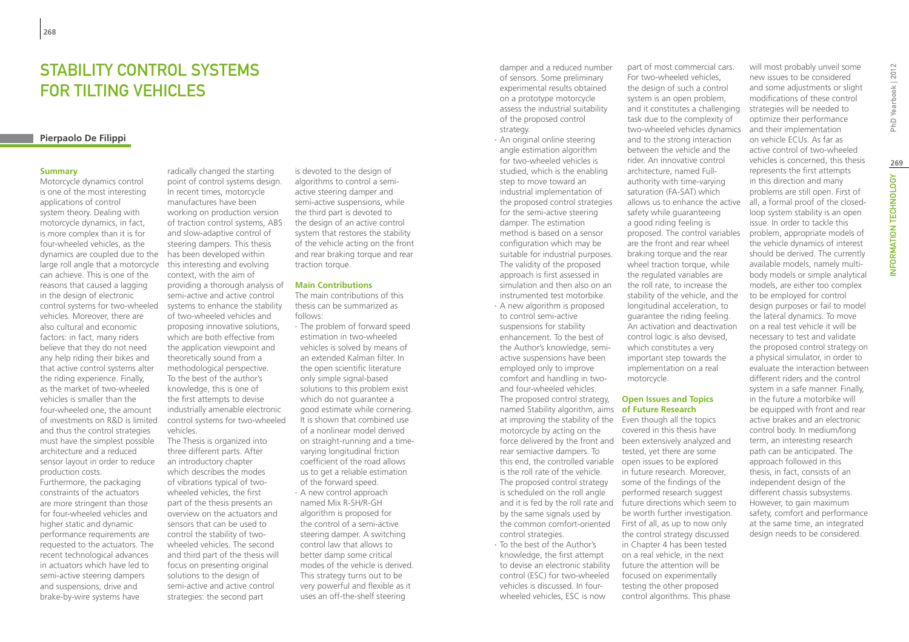# Stability Control Systems for Tilting Vehicles

**Pierpaolo De Filippi**

## Summary

Motorcycle dynamics control is one of the most interesting applications of control system theory. Dealing with motorcycle dynamics, in fact, is more complex than it is for four-wheeled vehicles, as the dynamics are coupled due to the large roll angle that a motorcycle can achieve. This is one of the reasons that caused a lagging in the design of electronic control systems for two-wheeled vehicles. Moreover, there are also cultural and economic factors: in fact, many riders believe that they do not need any help riding their bikes and that active control systems alter the riding experience. Finally, as the market of two-wheeled vehicles is smaller than the four-wheeled one, the amount of investments on R&D is limited and thus the control strategies must have the simplest possible architecture and a reduced sensor layout in order to reduce production costs.

Furthermore, the packaging constraints of the actuators are more stringent than those for four-wheeled vehicles and higher static and dynamic performance requirements are requested to the actuators. The recent technological advances in actuators which have led to semi-active steering dampers and suspensions, drive and brake-by-wire systems have radically changed the starting point of control systems design. In recent times, motorcycle manufactures have been working on production version of traction control systems, ABS and slow-adaptive control of steering dampers. This thesis has been developed within this interesting and evolving context, with the aim of providing a thorough analysis of semi-active and active control systems to enhance the stability of two-wheeled vehicles and proposing innovative solutions, which are both effective from the application viewpoint and theoretically sound from a methodological perspective. To the best of the author's knowledge, this is one of the first attempts to devise industrially amenable electronic control systems for two-wheeled vehicles.

The Thesis is organized into three different parts. After an introductory chapter which describes the modes of vibrations typical of two-wheeled vehicles, the first part of the thesis presents an overview on the actuators and sensors that can be used to control the stability of two-wheeled vehicles. The second and third part of the thesis will focus on presenting original solutions to the design of semi-active and active control strategies: the second part is devoted to the design of algorithms to control a semi-active steering damper and semi-active suspensions, while the third part is devoted to the design of an active control system that restores the stability of the vehicle acting on the front and rear braking torque and rear traction torque.

## Main Contributions

The main contributions of this thesis can be summarized as follows:

- The problem of forward speed estimation in two-wheeled vehicles is solved by means of an extended Kalman filter. In the open scientific literature only simple signal-based solutions to this problem exist which do not guarantee a good estimate while cornering. It is shown that combined use of a nonlinear model derived on straight-running and a time-varying longitudinal friction coefficient of the road allows us to get a reliable estimation of the forward speed.
- A new control approach named Mix R-SH/R-GH algorithm is proposed for the control of a semi-active steering damper. A switching control law that allows to better damp some critical modes of the vehicle is derived. This strategy turns out to be very powerful and flexible as it uses an off-the-shelf steering damper and a reduced number of sensors. Some preliminary experimental results obtained on a prototype motorcycle assess the industrial suitability of the proposed control strategy.
- An original online steering angle estimation algorithm for two-wheeled vehicles is studied, which is the enabling step to move toward an industrial implementation of the proposed control strategies for the semi-active steering damper. The estimation method is based on a sensor configuration which may be suitable for industrial purposes. The validity of the proposed approach is first assessed in simulation and then also on an instrumented test motorbike.
- A new algorithm is proposed to control semi-active suspensions for stability enhancement. To the best of the Author's knowledge, semi-active suspensions have been employed only to improve comfort and handling in two- and four-wheeled vehicles. The proposed control strategy, named Stability algorithm, aims at improving the stability of the motorcycle by acting on the force delivered by the front and rear semiactive dampers. To this end, the controlled variable is the roll rate of the vehicle. The proposed control strategy is scheduled on the roll angle and it is fed by the roll rate and by the same signals used by the common comfort-oriented control strategies.
- To the best of the Author's knowledge, the first attempt to devise an electronic stability control (ESC) for two-wheeled vehicles is discussed. In four-wheeled vehicles, ESC is now part of most commercial cars. For two-wheeled vehicles, the design of such a control system is an open problem, and it constitutes a challenging task due to the complexity of two-wheeled vehicles dynamics and to the strong interaction between the vehicle and the rider. An innovative control architecture, named Full-authority with time-varying saturation (FA-SAT) which allows us to enhance the active safety while guaranteeing a good riding feeling is proposed. The control variables are the front and rear wheel braking torque and the rear wheel traction torque, while the regulated variables are the roll rate, to increase the stability of the vehicle, and the longitudinal acceleration, to guarantee the riding feeling. An activation and deactivation control logic is also devised, which constitutes a very important step towards the implementation on a real motorcycle.

## Open Issues and Topics of Future Research

Even though all the topics covered in this thesis have been extensively analyzed and tested, yet there are some open issues to be explored in future research. Moreover, some of the findings of the performed research suggest future directions which seem to be worth further investigation. First of all, as up to now only the control strategy discussed in Chapter 4 has been tested on a real vehicle, in the next future the attention will be focused on experimentally testing the other proposed control algorithms. This phase will most probably unveil some new issues to be considered and some adjustments or slight modifications of these control strategies will be needed to optimize their performance and their implementation on vehicle ECUs. As far as active control of two-wheeled vehicles is concerned, this thesis represents the first attempts in this direction and many problems are still open. First of all, a formal proof of the closed-loop system stability is an open problem, appropriate models of the vehicle dynamics of interest should be derived. The currently available models, namely multi-body models or simple analytical models, are either too complex to be employed for control design purposes or fail to model the lateral dynamics. To move on a real test vehicle it will be necessary to test and validate the proposed control strategy on a physical simulator, in order to evaluate the interaction between different riders and the control system in a safe manner. Finally, in the future a motorbike will be equipped with front and rear active brakes and an electronic control body. In medium/long term, an interesting research path can be anticipated. The approach followed in this thesis, in fact, consists of an independent design of the different chassis subsystems. However, to gain maximum safety, comfort and performance at the same time, an integrated design needs to be considered.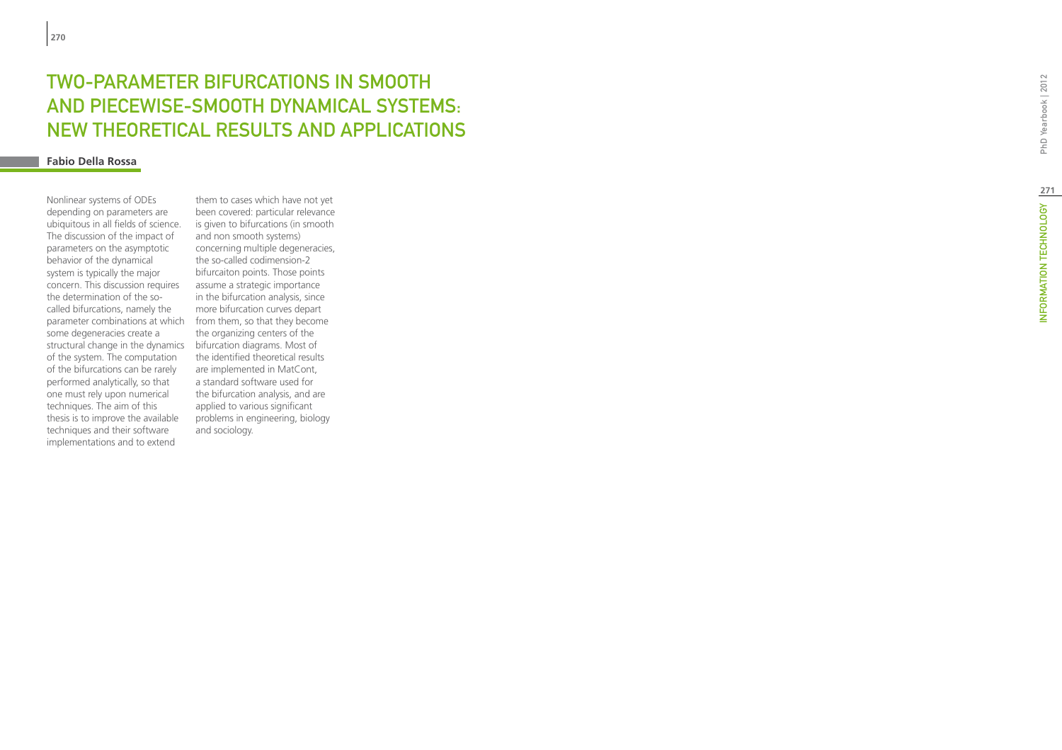# TWO-PARAMETER BIFURCATIONS IN SMOOTH AND PIECEWISE-SMOOTH DYNAMICAL SYSTEMS: NEW THEORETICAL RESULTS AND APPLICATIONS

**Fabio Della Rossa**

Nonlinear systems of ODEs depending on parameters are ubiquitous in all fields of science. The discussion of the impact of parameters on the asymptotic behavior of the dynamical system is typically the major concern. This discussion requires the determination of the so-called bifurcations, namely the parameter combinations at which some degeneracies create a structural change in the dynamics of the system. The computation of the bifurcations can be rarely performed analytically, so that one must rely upon numerical techniques. The aim of this thesis is to improve the available techniques and their software implementations and to extend them to cases which have not yet been covered: particular relevance is given to bifurcations (in smooth and non smooth systems) concerning multiple degeneracies, the so-called codimension-2 bifurcaiton points. Those points assume a strategic importance in the bifurcation analysis, since more bifurcation curves depart from them, so that they become the organizing centers of the bifurcation diagrams. Most of the identified theoretical results are implemented in MatCont, a standard software used for the bifurcation analysis, and are applied to various significant problems in engineering, biology and sociology.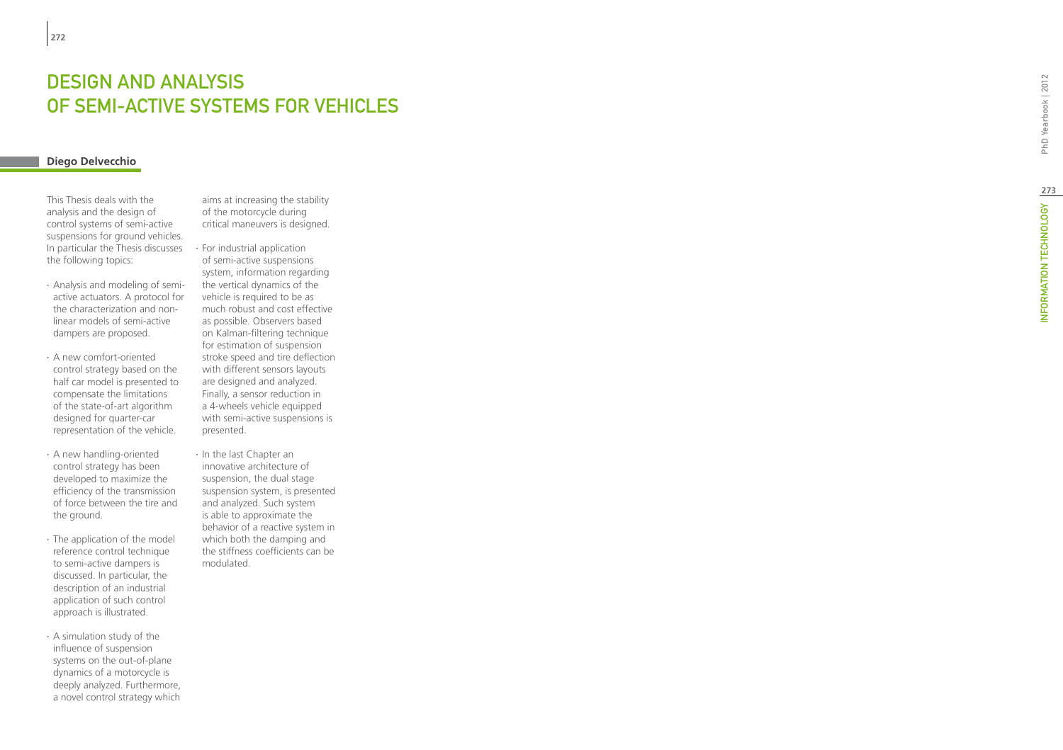# DESIGN AND ANALYSIS OF SEMI-ACTIVE SYSTEMS FOR VEHICLES

**Diego Delvecchio**

This Thesis deals with the analysis and the design of control systems of semi-active suspensions for ground vehicles. In particular the Thesis discusses the following topics:

- Analysis and modeling of semi-active actuators. A protocol for the characterization and non-linear models of semi-active dampers are proposed.
- A new comfort-oriented control strategy based on the half car model is presented to compensate the limitations of the state-of-art algorithm designed for quarter-car representation of the vehicle.
- A new handling-oriented control strategy has been developed to maximize the efficiency of the transmission of force between the tire and the ground.
- The application of the model reference control technique to semi-active dampers is discussed. In particular, the description of an industrial application of such control approach is illustrated.
- A simulation study of the influence of suspension systems on the out-of-plane dynamics of a motorcycle is deeply analyzed. Furthermore, a novel control strategy which aims at increasing the stability of the motorcycle during critical maneuvers is designed.
- For industrial application of semi-active suspensions system, information regarding the vertical dynamics of the vehicle is required to be as much robust and cost effective as possible. Observers based on Kalman-filtering technique for estimation of suspension stroke speed and tire deflection with different sensors layouts are designed and analyzed. Finally, a sensor reduction in a 4-wheels vehicle equipped with semi-active suspensions is presented.
- In the last Chapter an innovative architecture of suspension, the dual stage suspension system, is presented and analyzed. Such system is able to approximate the behavior of a reactive system in which both the damping and the stiffness coefficients can be modulated.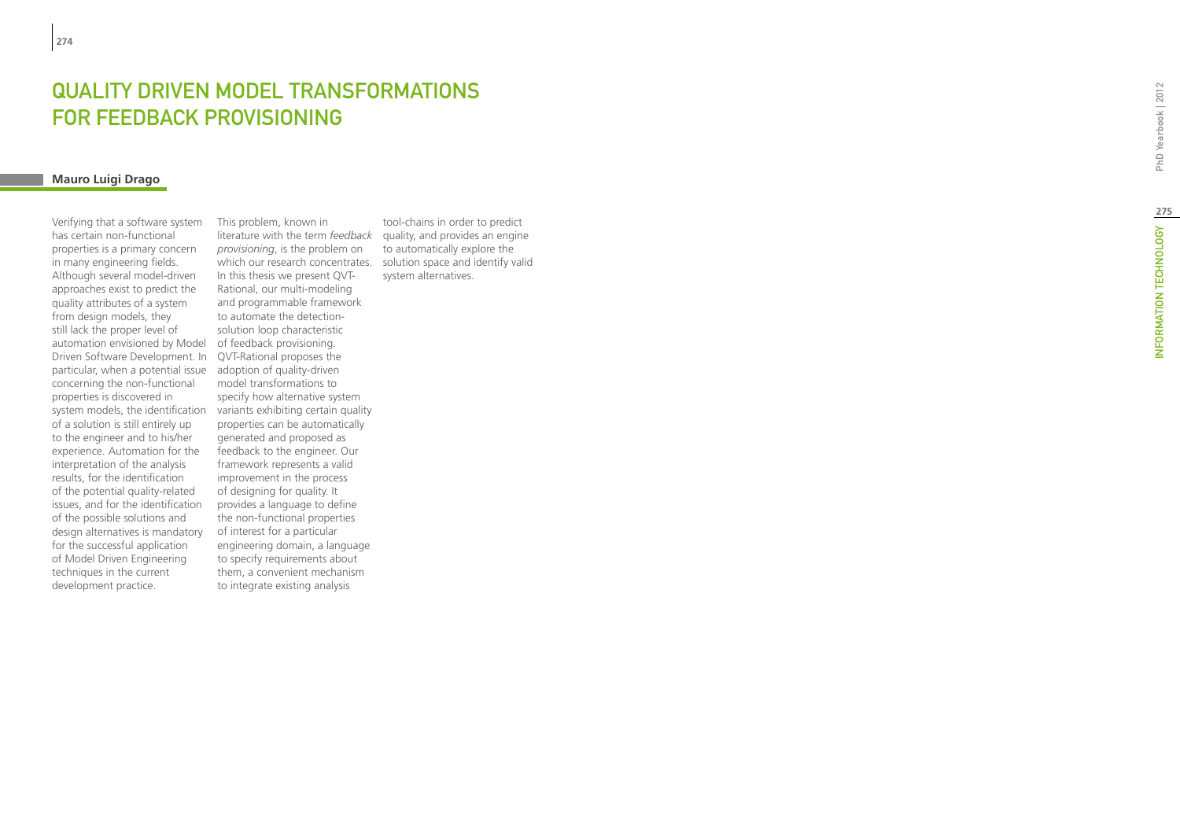# QUALITY DRIVEN MODEL TRANSFORMATIONS FOR FEEDBACK PROVISIONING

**Mauro Luigi Drago**

Verifying that a software system has certain non-functional properties is a primary concern in many engineering fields. Although several model-driven approaches exist to predict the quality attributes of a system from design models, they still lack the proper level of automation envisioned by Model Driven Software Development. In particular, when a potential issue concerning the non-functional properties is discovered in system models, the identification of a solution is still entirely up to the engineer and to his/her experience. Automation for the interpretation of the analysis results, for the identification of the potential quality-related issues, and for the identification of the possible solutions and design alternatives is mandatory for the successful application of Model Driven Engineering techniques in the current development practice.

This problem, known in literature with the term *feedback provisioning*, is the problem on which our research concentrates. In this thesis we present QVT-Rational, our multi-modeling and programmable framework to automate the detection-solution loop characteristic of feedback provisioning. QVT-Rational proposes the adoption of quality-driven model transformations to specify how alternative system variants exhibiting certain quality properties can be automatically generated and proposed as feedback to the engineer. Our framework represents a valid improvement in the process of designing for quality. It provides a language to define the non-functional properties of interest for a particular engineering domain, a language to specify requirements about them, a convenient mechanism to integrate existing analysis tool-chains in order to predict quality, and provides an engine to automatically explore the solution space and identify valid system alternatives.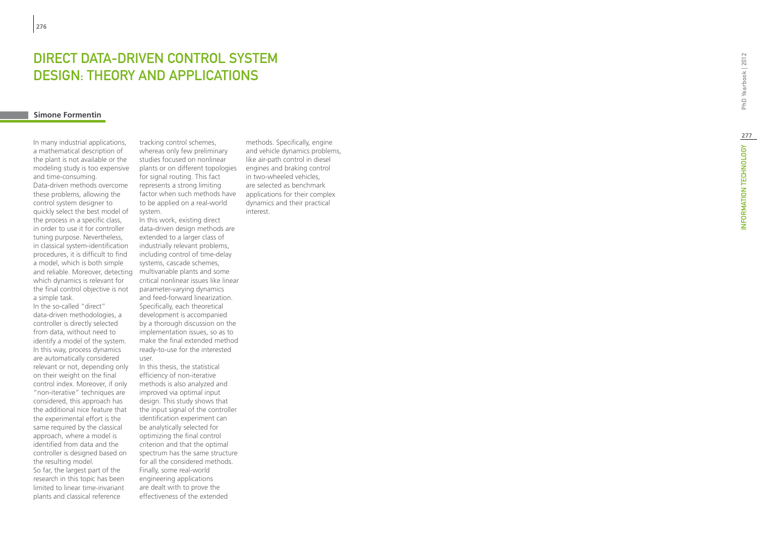# Direct Data-Driven Control System Design: Theory and Applications

**Simone Formentin**

In many industrial applications, a mathematical description of the plant is not available or the modeling study is too expensive and time-consuming. Data-driven methods overcome these problems, allowing the control system designer to quickly select the best model of the process in a specific class, in order to use it for controller tuning purpose. Nevertheless, in classical system-identification procedures, it is difficult to find a model, which is both simple and reliable. Moreover, detecting which dynamics is relevant for the final control objective is not a simple task.

In the so-called "direct" data-driven methodologies, a controller is directly selected from data, without need to identify a model of the system. In this way, process dynamics are automatically considered relevant or not, depending only on their weight on the final control index. Moreover, if only "non-iterative" techniques are considered, this approach has the additional nice feature that the experimental effort is the same required by the classical approach, where a model is identified from data and the controller is designed based on the resulting model.

So far, the largest part of the research in this topic has been limited to linear time-invariant plants and classical reference tracking control schemes, whereas only few preliminary studies focused on nonlinear plants or on different topologies for signal routing. This fact represents a strong limiting factor when such methods have to be applied on a real-world system.

In this work, existing direct data-driven design methods are extended to a larger class of industrially relevant problems, including control of time-delay systems, cascade schemes, multivariable plants and some critical nonlinear issues like linear parameter-varying dynamics and feed-forward linearization. Specifically, each theoretical development is accompanied by a thorough discussion on the implementation issues, so as to make the final extended method ready-to-use for the interested user.

In this thesis, the statistical efficiency of non-iterative methods is also analyzed and improved via optimal input design. This study shows that the input signal of the controller identification experiment can be analytically selected for optimizing the final control criterion and that the optimal spectrum has the same structure for all the considered methods.

Finally, some real-world engineering applications are dealt with to prove the effectiveness of the extended methods. Specifically, engine and vehicle dynamics problems, like air-path control in diesel engines and braking control in two-wheeled vehicles, are selected as benchmark applications for their complex dynamics and their practical interest.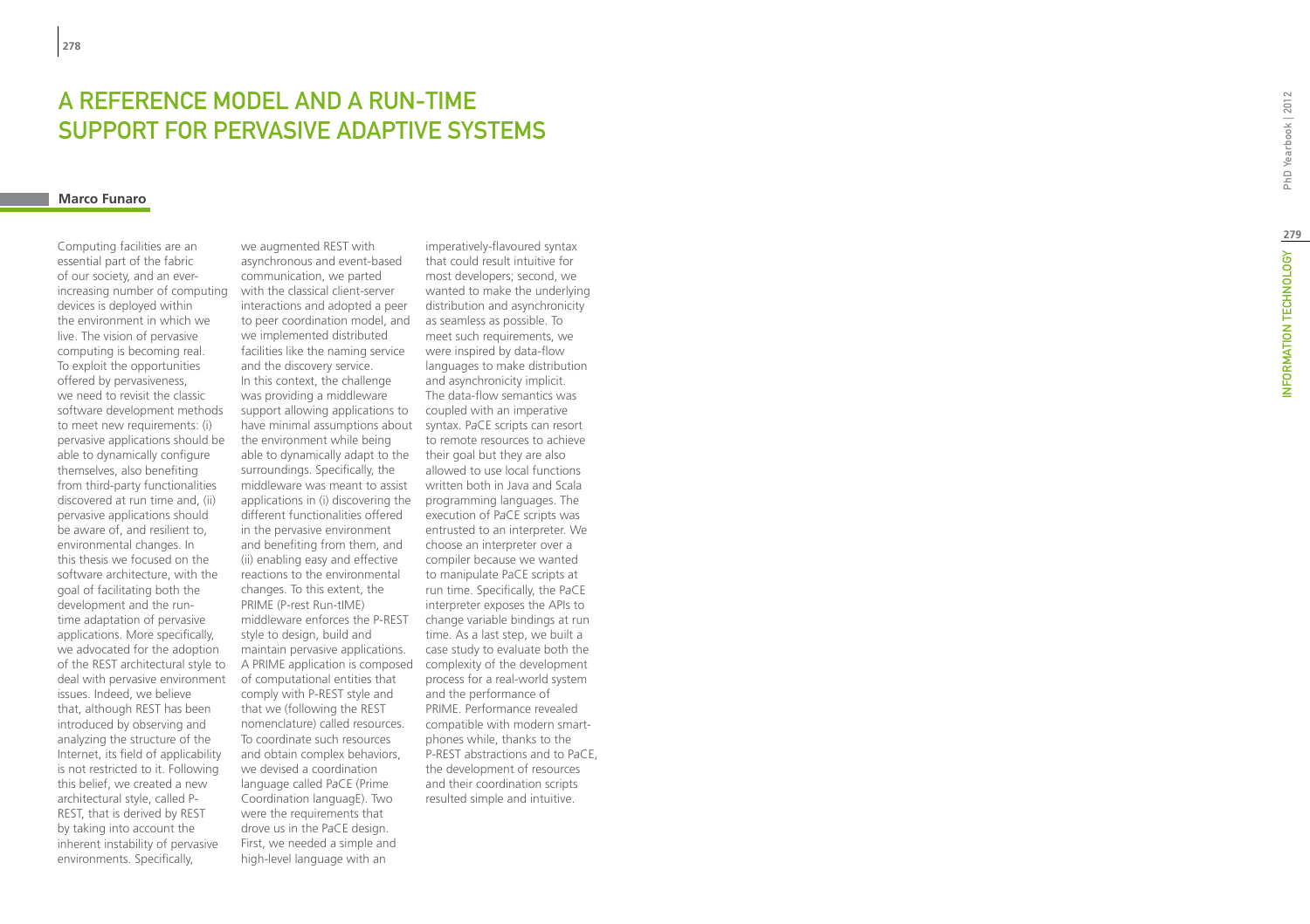# A REFERENCE MODEL AND A RUN-TIME SUPPORT FOR PERVASIVE ADAPTIVE SYSTEMS

**Marco Funaro**

Computing facilities are an essential part of the fabric of our society, and an ever-increasing number of computing devices is deployed within the environment in which we live. The vision of pervasive computing is becoming real. To exploit the opportunities offered by pervasiveness, we need to revisit the classic software development methods to meet new requirements: (i) pervasive applications should be able to dynamically configure themselves, also benefiting from third-party functionalities discovered at run time and, (ii) pervasive applications should be aware of, and resilient to, environmental changes. In this thesis we focused on the software architecture, with the goal of facilitating both the development and the run-time adaptation of pervasive applications. More specifically, we advocated for the adoption of the REST architectural style to deal with pervasive environment issues. Indeed, we believe that, although REST has been introduced by observing and analyzing the structure of the Internet, its field of applicability is not restricted to it. Following this belief, we created a new architectural style, called P-REST, that is derived by REST by taking into account the inherent instability of pervasive environments. Specifically, we augmented REST with asynchronous and event-based communication, we parted with the classical client-server interactions and adopted a peer to peer coordination model, and we implemented distributed facilities like the naming service and the discovery service.

In this context, the challenge was providing a middleware support allowing applications to have minimal assumptions about the environment while being able to dynamically adapt to the surroundings. Specifically, the middleware was meant to assist applications in (i) discovering the different functionalities offered in the pervasive environment and benefiting from them, and (ii) enabling easy and effective reactions to the environmental changes. To this extent, the PRIME (P-rest Run-tIME) middleware enforces the P-REST style to design, build and maintain pervasive applications. A PRIME application is composed of computational entities that comply with P-REST style and that we (following the REST nomenclature) called resources. To coordinate such resources and obtain complex behaviors, we devised a coordination language called PaCE (Prime Coordination languagE). Two were the requirements that drove us in the PaCE design. First, we needed a simple and high-level language with an imperatively-flavoured syntax that could result intuitive for most developers; second, we wanted to make the underlying distribution and asynchronicity as seamless as possible. To meet such requirements, we were inspired by data-flow languages to make distribution and asynchronicity implicit. The data-flow semantics was coupled with an imperative syntax. PaCE scripts can resort to remote resources to achieve their goal but they are also allowed to use local functions written both in Java and Scala programming languages. The execution of PaCE scripts was entrusted to an interpreter. We choose an interpreter over a compiler because we wanted to manipulate PaCE scripts at run time. Specifically, the PaCE interpreter exposes the APIs to change variable bindings at run time. As a last step, we built a case study to evaluate both the complexity of the development process for a real-world system and the performance of PRIME. Performance revealed compatible with modern smart-phones while, thanks to the P-REST abstractions and to PaCE, the development of resources and their coordination scripts resulted simple and intuitive.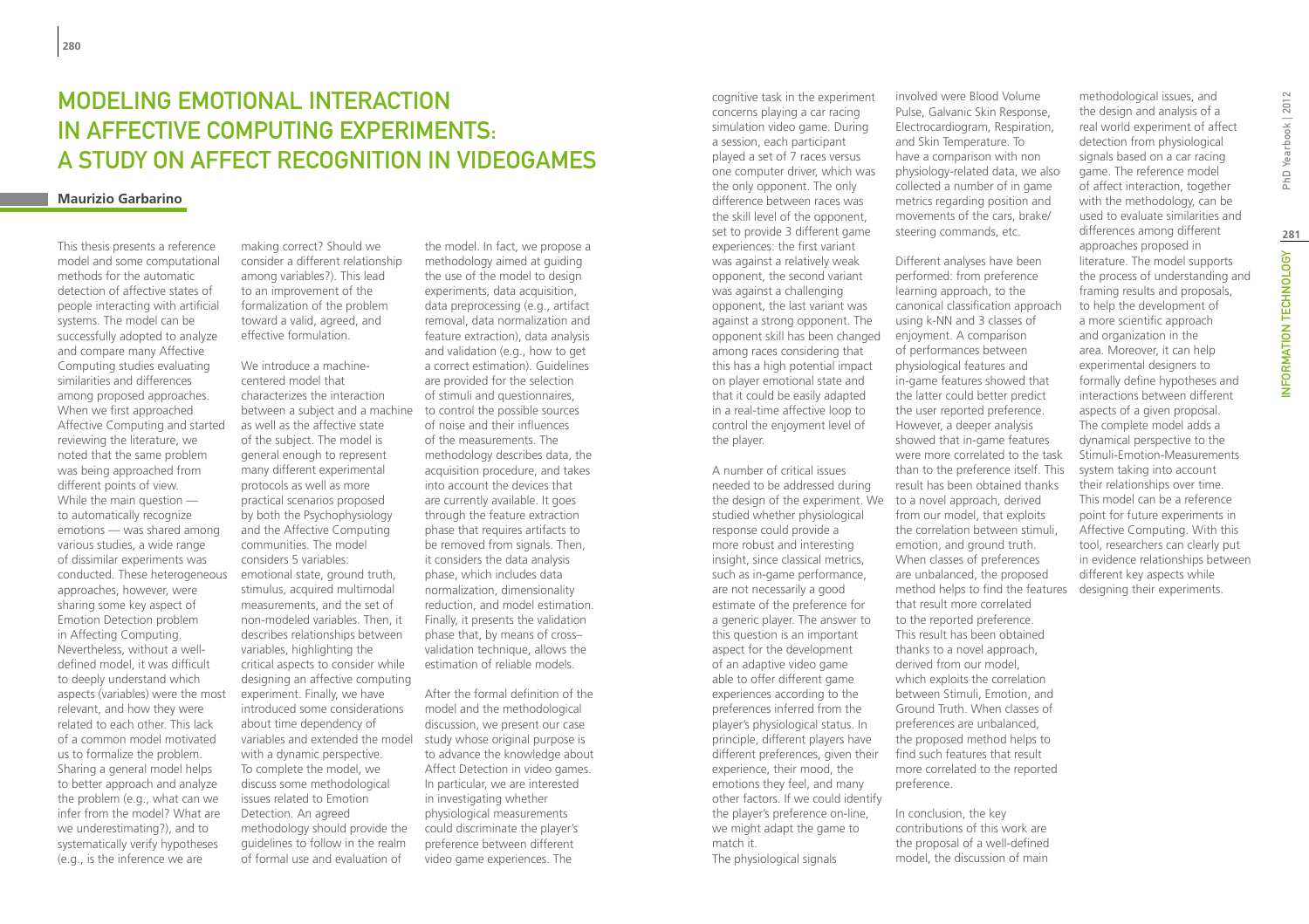# Modeling Emotional Interaction in Affective Computing Experiments: A Study on Affect Recognition in Videogames

**Maurizio Garbarino**

This thesis presents a reference model and some computational methods for the automatic detection of affective states of people interacting with artificial systems. The model can be successfully adopted to analyze and compare many Affective Computing studies evaluating similarities and differences among proposed approaches. When we first approached Affective Computing and started reviewing the literature, we noted that the same problem was being approached from different points of view. While the main question — to automatically recognize emotions — was shared among various studies, a wide range of dissimilar experiments was conducted. These heterogeneous approaches, however, were sharing some key aspect of Emotion Detection problem in Affecting Computing. Nevertheless, without a well-defined model, it was difficult to deeply understand which aspects (variables) were the most relevant, and how they were related to each other. This lack of a common model motivated us to formalize the problem. Sharing a general model helps to better approach and analyze the problem (e.g., what can we infer from the model? What are we underestimating?), and to systematically verify hypotheses (e.g., is the inference we are making correct? Should we consider a different relationship among variables?). This lead to an improvement of the formalization of the problem toward a valid, agreed, and effective formulation.

We introduce a machine-centered model that characterizes the interaction between a subject and a machine as well as the affective state of the subject. The model is general enough to represent many different experimental protocols as well as more practical scenarios proposed by both the Psychophysiology and the Affective Computing communities. The model considers 5 variables: emotional state, ground truth, stimulus, acquired multimodal measurements, and the set of non-modeled variables. Then, it describes relationships between variables, highlighting the critical aspects to consider while designing an affective computing experiment. Finally, we have introduced some considerations about time dependency of variables and extended the model with a dynamic perspective. To complete the model, we discuss some methodological issues related to Emotion Detection. An agreed methodology should provide the guidelines to follow in the realm of formal use and evaluation of the model. In fact, we propose a methodology aimed at guiding the use of the model to design experiments, data acquisition, data preprocessing (e.g., artifact removal, data normalization and feature extraction), data analysis and validation (e.g., how to get a correct estimation). Guidelines are provided for the selection of stimuli and questionnaires, to control the possible sources of noise and their influences of the measurements. The methodology describes data, the acquisition procedure, and takes into account the devices that are currently available. It goes through the feature extraction phase that requires artifacts to be removed from signals. Then, it considers the data analysis phase, which includes data normalization, dimensionality reduction, and model estimation. Finally, it presents the validation phase that, by means of cross–validation technique, allows the estimation of reliable models.

After the formal definition of the model and the methodological discussion, we present our case study whose original purpose is to advance the knowledge about Affect Detection in video games. In particular, we are interested in investigating whether physiological measurements could discriminate the player's preference between different video game experiences. The cognitive task in the experiment concerns playing a car racing simulation video game. During a session, each participant played a set of 7 races versus one computer driver, which was the only opponent. The only difference between races was the skill level of the opponent, set to provide 3 different game experiences: the first variant was against a relatively weak opponent, the second variant was against a challenging opponent, the last variant was against a strong opponent. The opponent skill has been changed among races considering that this has a high potential impact on player emotional state and that it could be easily adapted in a real-time affective loop to control the enjoyment level of the player.

A number of critical issues needed to be addressed during the design of the experiment. We studied whether physiological response could provide a more robust and interesting insight, since classical metrics, such as in-game performance, are not necessarily a good estimate of the preference for a generic player. The answer to this question is an important aspect for the development of an adaptive video game able to offer different game experiences according to the preferences inferred from the player's physiological status. In principle, different players have different preferences, given their experience, their mood, the emotions they feel, and many other factors. If we could identify the player's preference on-line, we might adapt the game to match it.
The physiological signals involved were Blood Volume Pulse, Galvanic Skin Response, Electrocardiogram, Respiration, and Skin Temperature. To have a comparison with non physiology-related data, we also collected a number of in game metrics regarding position and movements of the cars, brake/steering commands, etc.

Different analyses have been performed: from preference learning approach, to the canonical classification approach using k-NN and 3 classes of enjoyment. A comparison of performances between physiological features and in-game features showed that the latter could better predict the user reported preference. However, a deeper analysis showed that in-game features were more correlated to the task than to the preference itself. This result has been obtained thanks to a novel approach, derived from our model, that exploits the correlation between stimuli, emotion, and ground truth. When classes of preferences are unbalanced, the proposed method helps to find the features that result more correlated to the reported preference. This result has been obtained thanks to a novel approach, derived from our model, which exploits the correlation between Stimuli, Emotion, and Ground Truth. When classes of preferences are unbalanced, the proposed method helps to find such features that result more correlated to the reported preference.

In conclusion, the key contributions of this work are the proposal of a well-defined model, the discussion of main methodological issues, and the design and analysis of a real world experiment of affect detection from physiological signals based on a car racing game. The reference model of affect interaction, together with the methodology, can be used to evaluate similarities and differences among different approaches proposed in literature. The model supports the process of understanding and framing results and proposals, to help the development of a more scientific approach and organization in the area. Moreover, it can help experimental designers to formally define hypotheses and interactions between different aspects of a given proposal. The complete model adds a dynamical perspective to the Stimuli-Emotion-Measurements system taking into account their relationships over time. This model can be a reference point for future experiments in Affective Computing. With this tool, researchers can clearly put in evidence relationships between different key aspects while designing their experiments.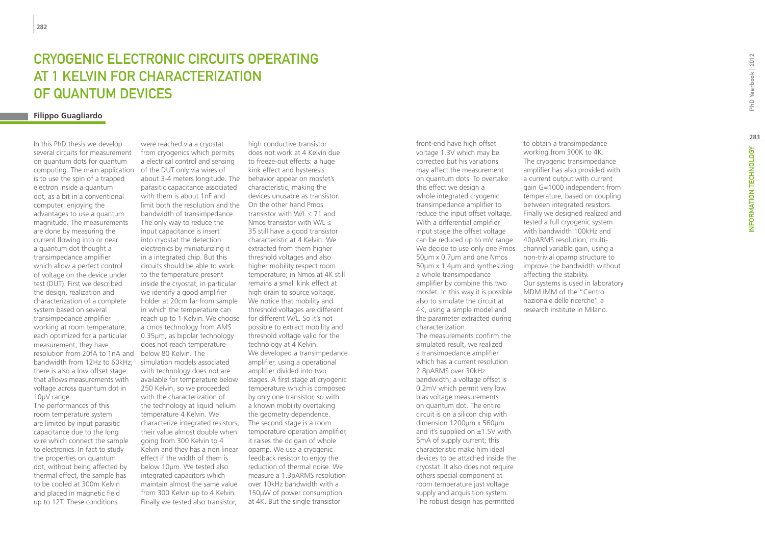# CRYOGENIC ELECTRONIC CIRCUITS OPERATING AT 1 KELVIN FOR CHARACTERIZATION OF QUANTUM DEVICES

**Filippo Guagliardo**

In this PhD thesis we develop several circuits for measurement on quantum dots for quantum computing. The main application is to use the spin of a trapped electron inside a quantum dot, as a bit in a conventional computer; enjoying the advantages to use a quantum magnitude. The measurements are done by measuring the current flowing into or near a quantum dot thought a transimpedance amplifier which allow a perfect control of voltage on the device under test (DUT). First we described the design, realization and characterization of a complete system based on several transimpedance amplifier working at room temperature, each optimized for a particular measurement; they have resolution from 20fA to 1nA and bandwidth from 12Hz to 60kHz; there is also a low offset stage that allows measurements with voltage across quantum dot in 10µV range.

The performances of this room temperature system are limited by input parasitic capacitance due to the long wire which connect the sample to electronics. In fact to study the properties on quantum dot, without being affected by thermal effect, the sample has to be cooled at 300m Kelvin and placed in magnetic field up to 12T. These conditions were reached via a cryostat from cryogenics which permits a electrical control and sensing of the DUT only via wires of about 3-4 meters longitude. The parasitic capacitance associated with them is about 1nF and limit both the resolution and the bandwidth of transimpedance. The only way to reduce the input capacitance is insert into cryostat the detection electronics by miniaturizing it in a integrated chip. But this circuits should be able to work to the temperature present inside the cryostat, in particular we identify a good amplifier holder at 20cm far from sample in which the temperature can reach up to 1 Kelvin. We choose a cmos technology from AMS 0.35µm, as bipolar technology does not reach temperature below 80 Kelvin. The simulation models associated with technology does not are available for temperature below 250 Kelvin, so we proceeded with the characterization of the technology at liquid helium temperature 4 Kelvin. We characterize integrated resistors, their value almost double when going from 300 Kelvin to 4 Kelvin and they has a non linear effect if the width of them is below 10µm. We tested also integrated capacitors which maintain almost the same value from 300 Kelvin up to 4 Kelvin. Finally we tested also transistor, high conductive transistor does not work at 4 Kelvin due to freeze-out effects: a huge kink effect and hysteresis behavior appear on mosfet's characteristic, making the devices unusable as transistor. On the other hand Pmos transistor with W/L ≤ 71 and Nmos transistor with W/L ≤ 35 still have a good transistor characteristic at 4 Kelvin. We extracted from them higher threshold voltages and also higher mobility respect room temperature; in Nmos at 4K still remains a small kink effect at high drain to source voltage. We notice that mobility and threshold voltages are different for different W/L. So it's not possible to extract mobility and threshold voltage valid for the technology at 4 Kelvin.

We developed a transimpedance amplifier, using a operational amplifier divided into two stages. A first stage at cryogenic temperature which is composed by only one transistor, so with a known mobility overtaking the geometry dependence. The second stage is a room temperature operation amplifier, it raises the dc gain of whole opamp. We use a cryogenic feedback resistor to enjoy the reduction of thermal noise. We measure a 1.3pARMS resolution over 10kHz bandwidth with a 150µW of power consumption at 4K. But the single transistor front-end have high offset voltage 1.3V which may be corrected but his variations may affect the measurement on quantum dots. To overtake this effect we design a whole integrated cryogenic transimpedance amplifier to reduce the input offset voltage. With a differential amplifier input stage the offset voltage can be reduced up to mV range. We decide to use only one Pmos 50µm x 0.7µm and one Nmos 50µm x 1.4µm and synthesizing a whole transimpedance amplifier by combine this two mosfet. In this way it is possible also to simulate the circuit at 4K, using a simple model and the parameter extracted during characterization.

The measurements confirm the simulated result, we realized a transimpedance amplifier which has a current resolution 2.8pARMS over 30kHz bandwidth; a voltage offset is 0.2mV which permit very low bias voltage measurements on quantum dot. The entire circuit is on a silicon chip with dimension 1200µm x 560µm and it's supplied on ±1.5V with 5mA of supply current; this characteristic make him ideal devices to be attached inside the cryostat. It also does not require others special component at room temperature just voltage supply and acquisition system. The robust design has permitted to obtain a transimpedance working from 300K to 4K. The cryogenic transimpedance amplifier has also provided with a current output with current gain G=1000 independent from temperature, based on coupling between integrated resistors. Finally we designed realized and tested a full cryogenic system with bandwidth 100kHz and 40pARMS resolution, multi-channel variable gain, using a non-trivial opamp structure to improve the bandwidth without affecting the stability.

Our systems is used in laboratory MDM IMM of the "Centro nazionale delle ricerche" a research institute in Milano.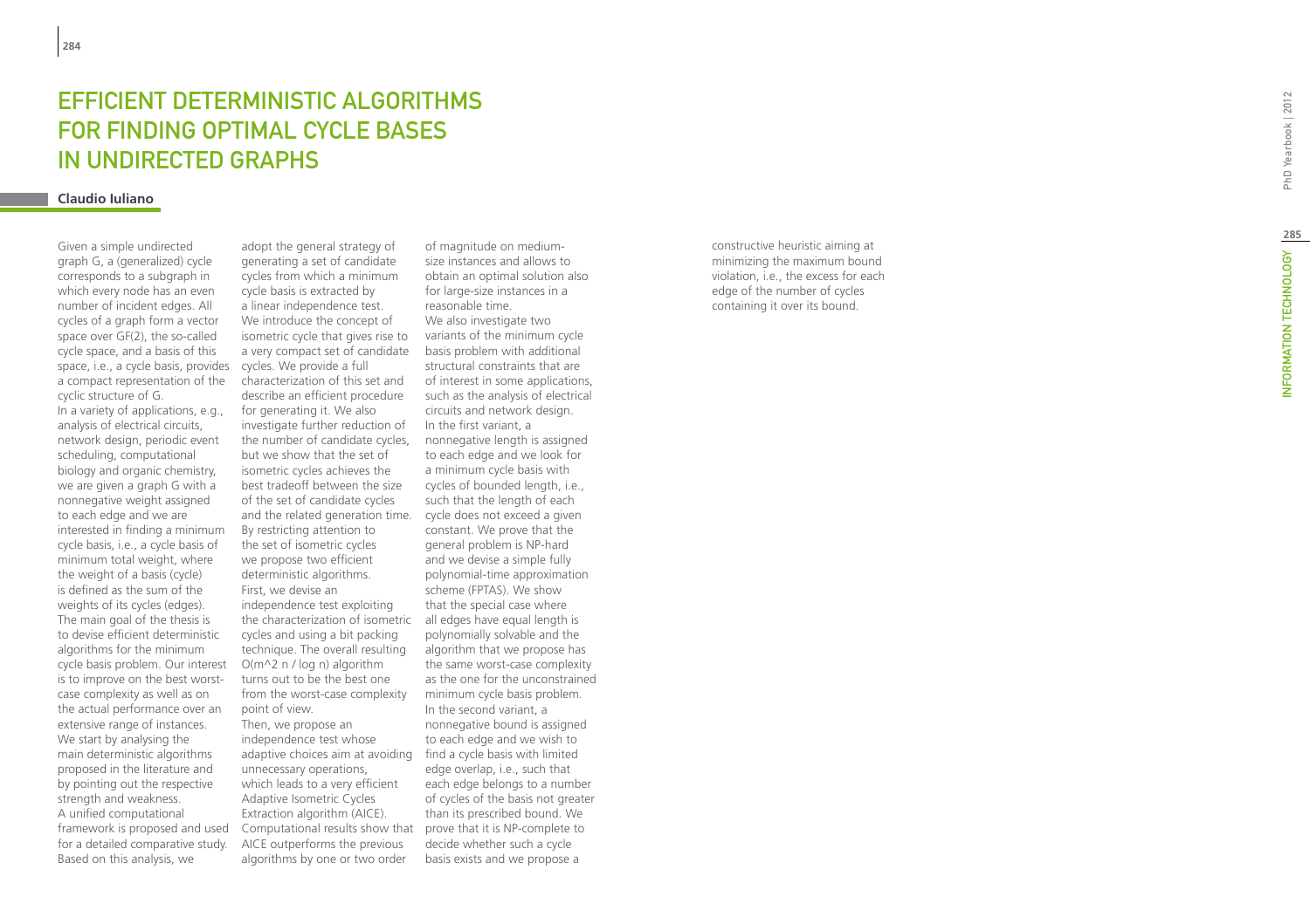# Efficient Deterministic Algorithms for Finding Optimal Cycle Bases in Undirected Graphs

**Claudio Iuliano**

Given a simple undirected graph G, a (generalized) cycle corresponds to a subgraph in which every node has an even number of incident edges. All cycles of a graph form a vector space over GF(2), the so-called cycle space, and a basis of this space, i.e., a cycle basis, provides a compact representation of the cyclic structure of G.

In a variety of applications, e.g., analysis of electrical circuits, network design, periodic event scheduling, computational biology and organic chemistry, we are given a graph G with a nonnegative weight assigned to each edge and we are interested in finding a minimum cycle basis, i.e., a cycle basis of minimum total weight, where the weight of a basis (cycle) is defined as the sum of the weights of its cycles (edges). The main goal of the thesis is to devise efficient deterministic algorithms for the minimum cycle basis problem. Our interest is to improve on the best worst-case complexity as well as on the actual performance over an extensive range of instances.

We start by analysing the main deterministic algorithms proposed in the literature and by pointing out the respective strength and weakness.

A unified computational framework is proposed and used for a detailed comparative study. Based on this analysis, we adopt the general strategy of generating a set of candidate cycles from which a minimum cycle basis is extracted by a linear independence test. We introduce the concept of isometric cycle that gives rise to a very compact set of candidate cycles. We provide a full characterization of this set and describe an efficient procedure for generating it. We also investigate further reduction of the number of candidate cycles, but we show that the set of isometric cycles achieves the best tradeoff between the size of the set of candidate cycles and the related generation time.

By restricting attention to the set of isometric cycles we propose two efficient deterministic algorithms.

First, we devise an independence test exploiting the characterization of isometric cycles and using a bit packing technique. The overall resulting $O(m^2 n / \log n)$ algorithm turns out to be the best one from the worst-case complexity point of view.

Then, we propose an independence test whose adaptive choices aim at avoiding unnecessary operations, which leads to a very efficient Adaptive Isometric Cycles Extraction algorithm (AICE). Computational results show that AICE outperforms the previous algorithms by one or two order of magnitude on medium-size instances and allows to obtain an optimal solution also for large-size instances in a reasonable time.

We also investigate two variants of the minimum cycle basis problem with additional structural constraints that are of interest in some applications, such as the analysis of electrical circuits and network design.

In the first variant, a nonnegative length is assigned to each edge and we look for a minimum cycle basis with cycles of bounded length, i.e., such that the length of each cycle does not exceed a given constant. We prove that the general problem is NP-hard and we devise a simple fully polynomial-time approximation scheme (FPTAS). We show that the special case where all edges have equal length is polynomially solvable and the algorithm that we propose has the same worst-case complexity as the one for the unconstrained minimum cycle basis problem.

In the second variant, a nonnegative bound is assigned to each edge and we wish to find a cycle basis with limited edge overlap, i.e., such that each edge belongs to a number of cycles of the basis not greater than its prescribed bound. We prove that it is NP-complete to decide whether such a cycle basis exists and we propose a constructive heuristic aiming at minimizing the maximum bound violation, i.e., the excess for each edge of the number of cycles containing it over its bound.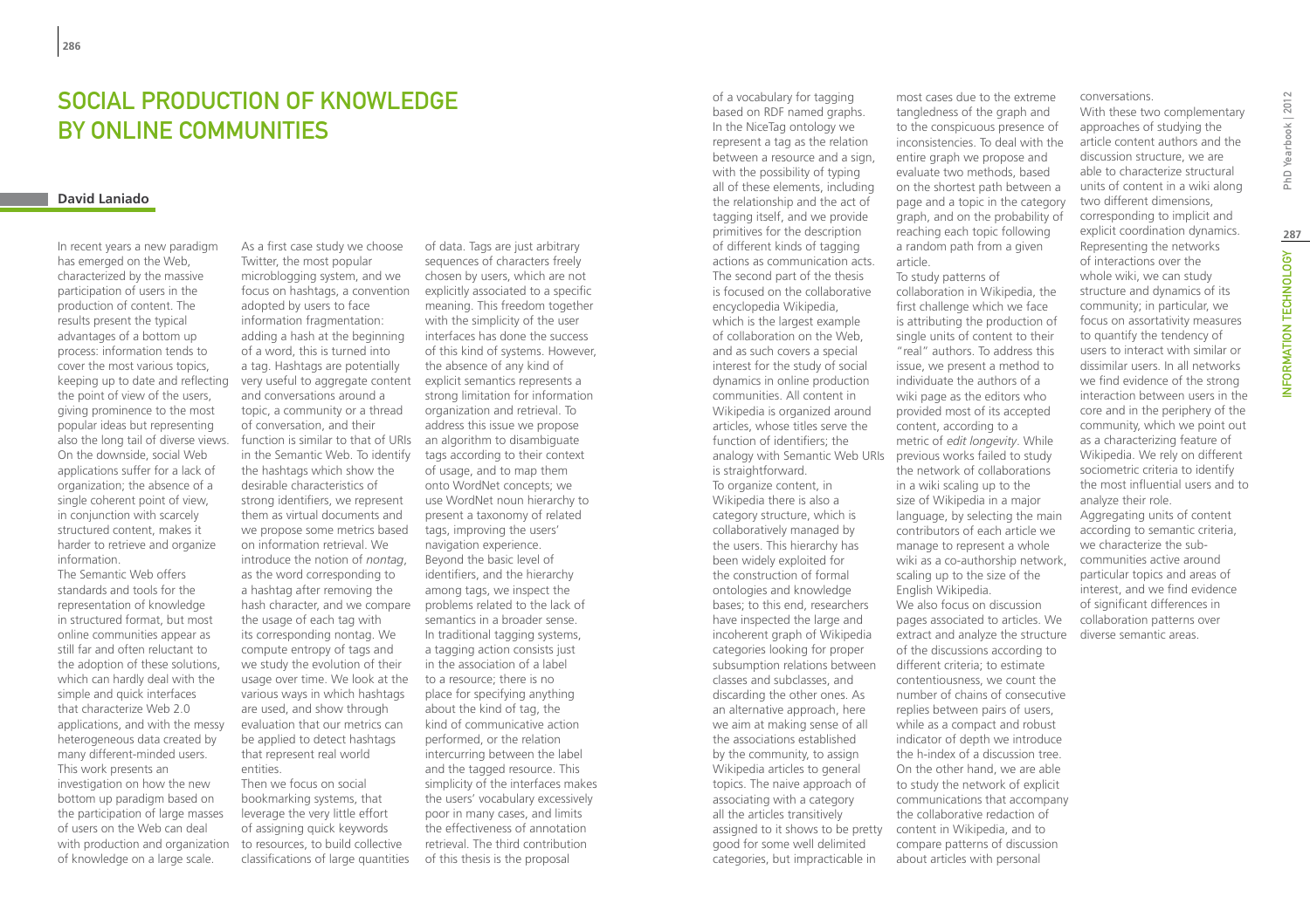# Social Production of Knowledge by Online Communities

**David Laniado**

In recent years a new paradigm has emerged on the Web, characterized by the massive participation of users in the production of content. The results present the typical advantages of a bottom up process: information tends to cover the most various topics, keeping up to date and reflecting the point of view of the users, giving prominence to the most popular ideas but representing also the long tail of diverse views. On the downside, social Web applications suffer for a lack of organization; the absence of a single coherent point of view, in conjunction with scarcely structured content, makes it harder to retrieve and organize information.

The Semantic Web offers standards and tools for the representation of knowledge in structured format, but most online communities appear as still far and often reluctant to the adoption of these solutions, which can hardly deal with the simple and quick interfaces that characterize Web 2.0 applications, and with the messy heterogeneous data created by many different-minded users. This work presents an investigation on how the new bottom up paradigm based on the participation of large masses of users on the Web can deal with production and organization of knowledge on a large scale.

As a first case study we choose Twitter, the most popular microblogging system, and we focus on hashtags, a convention adopted by users to face information fragmentation: adding a hash at the beginning of a word, this is turned into a tag. Hashtags are potentially very useful to aggregate content and conversations around a topic, a community or a thread of conversation, and their function is similar to that of URIs in the Semantic Web. To identify the hashtags which show the desirable characteristics of strong identifiers, we represent them as virtual documents and we propose some metrics based on information retrieval. We introduce the notion of *nontag*, as the word corresponding to a hashtag after removing the hash character, and we compare the usage of each tag with its corresponding nontag. We compute entropy of tags and we study the evolution of their usage over time. We look at the various ways in which hashtags are used, and show through evaluation that our metrics can be applied to detect hashtags that represent real world entities.

Then we focus on social bookmarking systems, that leverage the very little effort of assigning quick keywords to resources, to build collective classifications of large quantities of data. Tags are just arbitrary sequences of characters freely chosen by users, which are not explicitly associated to a specific meaning. This freedom together with the simplicity of the user interfaces has done the success of this kind of systems. However, the absence of any kind of explicit semantics represents a strong limitation for information organization and retrieval. To address this issue we propose an algorithm to disambiguate tags according to their context of usage, and to map them onto WordNet concepts; we use WordNet noun hierarchy to present a taxonomy of related tags, improving the users' navigation experience. Beyond the basic level of identifiers, and the hierarchy among tags, we inspect the problems related to the lack of semantics in a broader sense. In traditional tagging systems, a tagging action consists just in the association of a label to a resource; there is no place for specifying anything about the kind of tag, the kind of communicative action performed, or the relation intercurring between the label and the tagged resource. This simplicity of the interfaces makes the users' vocabulary excessively poor in many cases, and limits the effectiveness of annotation retrieval. The third contribution of this thesis is the proposal of a vocabulary for tagging based on RDF named graphs. In the NiceTag ontology we represent a tag as the relation between a resource and a sign, with the possibility of typing all of these elements, including the relationship and the act of tagging itself, and we provide primitives for the description of different kinds of tagging actions as communication acts.

The second part of the thesis is focused on the collaborative encyclopedia Wikipedia, which is the largest example of collaboration on the Web, and as such covers a special interest for the study of social dynamics in online production communities. All content in Wikipedia is organized around articles, whose titles serve the function of identifiers; the analogy with Semantic Web URIs is straightforward.

To organize content, in Wikipedia there is also a category structure, which is collaboratively managed by the users. This hierarchy has been widely exploited for the construction of formal ontologies and knowledge bases; to this end, researchers have inspected the large and incoherent graph of Wikipedia categories looking for proper subsumption relations between classes and subclasses, and discarding the other ones. As an alternative approach, here we aim at making sense of all the associations established by the community, to assign Wikipedia articles to general topics. The naive approach of associating with a category all the articles transitively assigned to it shows to be pretty good for some well delimited categories, but impracticable in most cases due to the extreme tangledness of the graph and to the conspicuous presence of inconsistencies. To deal with the entire graph we propose and evaluate two methods, based on the shortest path between a page and a topic in the category graph, and on the probability of reaching each topic following a random path from a given article.

To study patterns of collaboration in Wikipedia, the first challenge which we face is attributing the production of single units of content to their "real" authors. To address this issue, we present a method to individuate the authors of a wiki page as the editors who provided most of its accepted content, according to a metric of *edit longevity*. While previous works failed to study the network of collaborations in a wiki scaling up to the size of Wikipedia in a major language, by selecting the main contributors of each article we manage to represent a whole wiki as a co-authorship network, scaling up to the size of the English Wikipedia.

We also focus on discussion pages associated to articles. We extract and analyze the structure of the discussions according to different criteria; to estimate contentiousness, we count the number of chains of consecutive replies between pairs of users, while as a compact and robust indicator of depth we introduce the h-index of a discussion tree. On the other hand, we are able to study the network of explicit communications that accompany the collaborative redaction of content in Wikipedia, and to compare patterns of discussion about articles with personal conversations.

With these two complementary approaches of studying the article content authors and the discussion structure, we are able to characterize structural units of content in a wiki along two different dimensions, corresponding to implicit and explicit coordination dynamics. Representing the networks of interactions over the whole wiki, we can study structure and dynamics of its community; in particular, we focus on assortativity measures to quantify the tendency of users to interact with similar or dissimilar users. In all networks we find evidence of the strong interaction between users in the core and in the periphery of the community, which we point out as a characterizing feature of Wikipedia. We rely on different sociometric criteria to identify the most influential users and to analyze their role.

Aggregating units of content according to semantic criteria, we characterize the sub-communities active around particular topics and areas of interest, and we find evidence of significant differences in collaboration patterns over diverse semantic areas.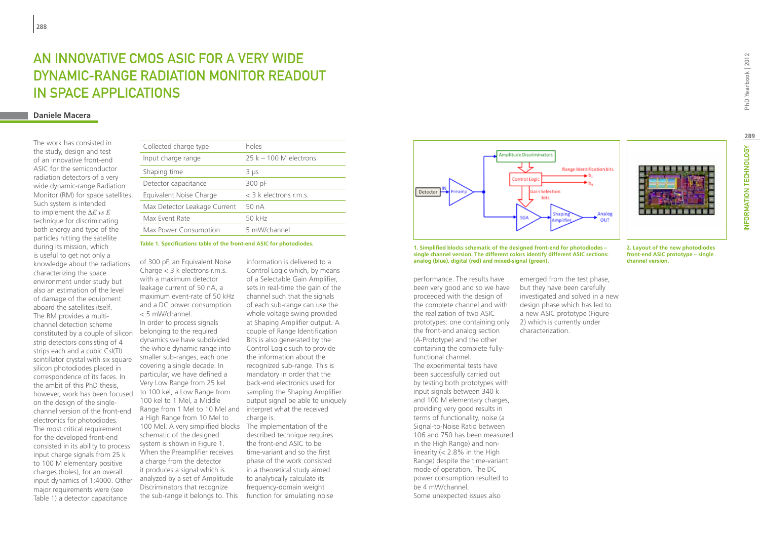# AN INNOVATIVE CMOS ASIC FOR A VERY WIDE DYNAMIC-RANGE RADIATION MONITOR READOUT IN SPACE APPLICATIONS

**Daniele Macera**

The work has consisted in the study, design and test of an innovative front-end ASIC for the semiconductor radiation detectors of a very wide dynamic-range Radiation Monitor (RM) for space satellites. Such system is intended to implement the $\Delta E$ *vs* $E$ technique for discriminating both energy and type of the particles hitting the satellite during its mission, which is useful to get not only a knowledge about the radiations characterizing the space environment under study but also an estimation of the level of damage of the equipment aboard the satellites itself.
The RM provides a multi-channel detection scheme constituted by a couple of silicon strip detectors consisting of 4 strips each and a cubic CsI(Tl) scintillator crystal with six square silicon photodiodes placed in correspondence of its faces. In the ambit of this PhD thesis, however, work has been focused on the design of the single-channel version of the front-end electronics for photodiodes.
The most critical requirement for the developed front-end consisted in its ability to process input charge signals from 25 k to 100 M elementary positive charges (holes), for an overall input dynamics of 1:4000. Other major requirements were (see Table 1) a detector capacitance of 300 pF, an Equivalent Noise Charge < 3 k electrons r.m.s. with a maximum detector leakage current of 50 nA, a maximum event-rate of 50 kHz and a DC power consumption < 5 mW/channel.

| Collected charge type | holes |
|---|---|
| Input charge range | 25 k – 100 M electrons |
| Shaping time | 3 µs |
| Detector capacitance | 300 pF |
| Equivalent Noise Charge | < 3 k electrons r.m.s. |
| Max Detector Leakage Current | 50 nA |
| Max Event Rate | 50 kHz |
| Max Power Consumption | 5 mW/channel |

**Table 1. Specifications table of the front-end ASIC for photodiodes.**

In order to process signals belonging to the required dynamics we have subdivided the whole dynamic range into smaller sub-ranges, each one covering a single decade. In particular, we have defined a Very Low Range from 25 kel to 100 kel, a Low Range from 100 kel to 1 Mel, a Middle Range from 1 Mel to 10 Mel and a High Range from 10 Mel to 100 Mel. A very simplified blocks schematic of the designed system is shown in Figure 1.
When the Preamplifier receives a charge from the detector it produces a signal which is analyzed by a set of Amplitude Discriminators that recognize the sub-range it belongs to. This information is delivered to a Control Logic which, by means of a Selectable Gain Amplifier, sets in real-time the gain of the channel such that the signals of each sub-range can use the whole voltage swing provided at Shaping Amplifier output. A couple of Range Identification Bits is also generated by the Control Logic such to provide the information about the recognized sub-range. This is mandatory in order that the back-end electronics used for sampling the Shaping Amplifier output signal be able to uniquely interpret what the received charge is.
The implementation of the described technique requires the front-end ASIC to be time-variant and so the first phase of the work consisted in a theoretical study aimed to analytically calculate its frequency-domain weight function for simulating noise performance. The results have been very good and so we have proceeded with the design of the complete channel and with the realization of two ASIC prototypes: one containing only the front-end analog section (A-Prototype) and the other containing the complete fully-functional channel.
The experimental tests have been successfully carried out by testing both prototypes with input signals between 340 k and 100 M elementary charges, providing very good results in terms of functionality, noise (a Signal-to-Noise Ratio between 106 and 750 has been measured in the High Range) and non-linearity (< 2.8% in the High Range) despite the time-variant mode of operation. The DC power consumption resulted to be 4 mW/channel.
Some unexpected issues also emerged from the test phase, but they have been carefully investigated and solved in a new design phase which has led to a new ASIC prototype (Figure 2) which is currently under characterization.

**1. Simplified blocks schematic of the designed front-end for photodiodes – single channel version. The different colors identify different ASIC sections: analog (blue), digital (red) and mixed-signal (green).**

**2. Layout of the new photodiodes front-end ASIC prototype – single channel version.**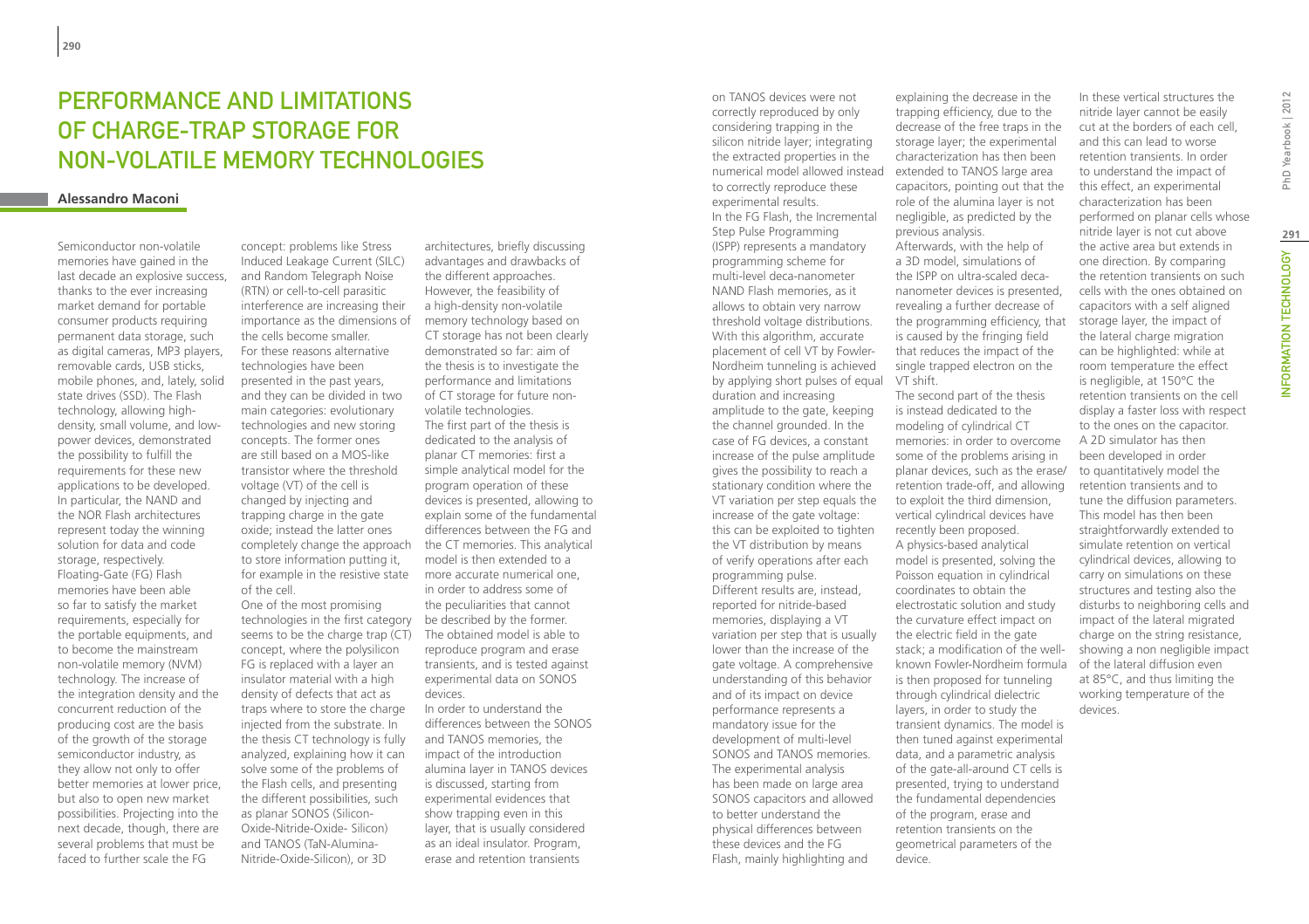# Performance and Limitations of Charge-Trap Storage for Non-Volatile Memory Technologies

**Alessandro Maconi**

Semiconductor non-volatile memories have gained in the last decade an explosive success, thanks to the ever increasing market demand for portable consumer products requiring permanent data storage, such as digital cameras, MP3 players, removable cards, USB sticks, mobile phones, and, lately, solid state drives (SSD). The Flash technology, allowing high-density, small volume, and low-power devices, demonstrated the possibility to fulfill the requirements for these new applications to be developed. In particular, the NAND and the NOR Flash architectures represent today the winning solution for data and code storage, respectively. Floating-Gate (FG) Flash memories have been able so far to satisfy the market requirements, especially for the portable equipments, and to become the mainstream non-volatile memory (NVM) technology. The increase of the integration density and the concurrent reduction of the producing cost are the basis of the growth of the storage semiconductor industry, as they allow not only to offer better memories at lower price, but also to open new market possibilities. Projecting into the next decade, though, there are several problems that must be faced to further scale the FG concept: problems like Stress Induced Leakage Current (SILC) and Random Telegraph Noise (RTN) or cell-to-cell parasitic interference are increasing their importance as the dimensions of the cells become smaller. For these reasons alternative technologies have been presented in the past years, and they can be divided in two main categories: evolutionary technologies and new storing concepts. The former ones are still based on a MOS-like transistor where the threshold voltage (VT) of the cell is changed by injecting and trapping charge in the gate oxide; instead the latter ones completely change the approach to store information putting it, for example in the resistive state of the cell.

One of the most promising technologies in the first category seems to be the charge trap (CT) concept, where the polysilicon FG is replaced with a layer an insulator material with a high density of defects that act as traps where to store the charge injected from the substrate. In the thesis CT technology is fully analyzed, explaining how it can solve some of the problems of the Flash cells, and presenting the different possibilities, such as planar SONOS (Silicon-Oxide-Nitride-Oxide- Silicon) and TANOS (TaN-Alumina-Nitride-Oxide-Silicon), or 3D architectures, briefly discussing advantages and drawbacks of the different approaches. However, the feasibility of a high-density non-volatile memory technology based on CT storage has not been clearly demonstrated so far: aim of the thesis is to investigate the performance and limitations of CT storage for future non-volatile technologies.

The first part of the thesis is dedicated to the analysis of planar CT memories: first a simple analytical model for the program operation of these devices is presented, allowing to explain some of the fundamental differences between the FG and the CT memories. This analytical model is then extended to a more accurate numerical one, in order to address some of the peculiarities that cannot be described by the former. The obtained model is able to reproduce program and erase transients, and is tested against experimental data on SONOS devices.

In order to understand the differences between the SONOS and TANOS memories, the impact of the introduction alumina layer in TANOS devices is discussed, starting from experimental evidences that show trapping even in this layer, that is usually considered as an ideal insulator. Program, erase and retention transients on TANOS devices were not correctly reproduced by only considering trapping in the silicon nitride layer; integrating the extracted properties in the numerical model allowed instead to correctly reproduce these experimental results.

In the FG Flash, the Incremental Step Pulse Programming (ISPP) represents a mandatory programming scheme for multi-level deca-nanometer NAND Flash memories, as it allows to obtain very narrow threshold voltage distributions. With this algorithm, accurate placement of cell VT by Fowler-Nordheim tunneling is achieved by applying short pulses of equal duration and increasing amplitude to the gate, keeping the channel grounded. In the case of FG devices, a constant increase of the pulse amplitude gives the possibility to reach a stationary condition where the VT variation per step equals the increase of the gate voltage: this can be exploited to tighten the VT distribution by means of verify operations after each programming pulse.

Different results are, instead, reported for nitride-based memories, displaying a VT variation per step that is usually lower than the increase of the gate voltage. A comprehensive understanding of this behavior and of its impact on device performance represents a mandatory issue for the development of multi-level SONOS and TANOS memories. The experimental analysis has been made on large area SONOS capacitors and allowed to better understand the physical differences between these devices and the FG Flash, mainly highlighting and explaining the decrease in the trapping efficiency, due to the decrease of the free traps in the storage layer; the experimental characterization has then been extended to TANOS large area capacitors, pointing out that the role of the alumina layer is not negligible, as predicted by the previous analysis.

Afterwards, with the help of a 3D model, simulations of the ISPP on ultra-scaled deca-nanometer devices is presented, revealing a further decrease of the programming efficiency, that is caused by the fringing field that reduces the impact of the single trapped electron on the VT shift.

The second part of the thesis is instead dedicated to the modeling of cylindrical CT memories: in order to overcome some of the problems arising in planar devices, such as the erase/retention trade-off, and allowing to exploit the third dimension, vertical cylindrical devices have recently been proposed.

A physics-based analytical model is presented, solving the Poisson equation in cylindrical coordinates to obtain the electrostatic solution and study the curvature effect impact on the electric field in the gate stack; a modification of the well-known Fowler-Nordheim formula is then proposed for tunneling through cylindrical dielectric layers, in order to study the transient dynamics. The model is then tuned against experimental data, and a parametric analysis of the gate-all-around CT cells is presented, trying to understand the fundamental dependencies of the program, erase and retention transients on the geometrical parameters of the device.

In these vertical structures the nitride layer cannot be easily cut at the borders of each cell, and this can lead to worse retention transients. In order to understand the impact of this effect, an experimental characterization has been performed on planar cells whose nitride layer is not cut above the active area but extends in one direction. By comparing the retention transients on such cells with the ones obtained on capacitors with a self aligned storage layer, the impact of the lateral charge migration can be highlighted: while at room temperature the effect is negligible, at 150°C the retention transients on the cell display a faster loss with respect to the ones on the capacitor. A 2D simulator has then been developed in order to quantitatively model the retention transients and to tune the diffusion parameters. This model has then been straightforwardly extended to simulate retention on vertical cylindrical devices, allowing to carry on simulations on these structures and testing also the disturbs to neighboring cells and impact of the lateral migrated charge on the string resistance, showing a non negligible impact of the lateral diffusion even at 85°C, and thus limiting the working temperature of the devices.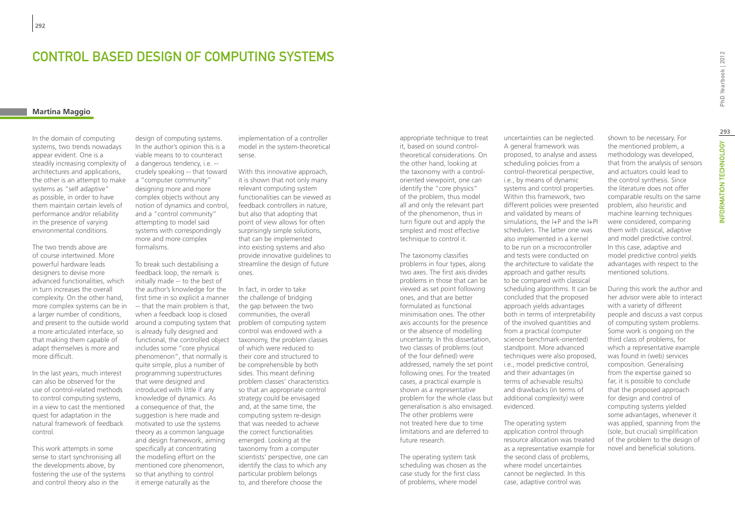# CONTROL BASED DESIGN OF COMPUTING SYSTEMS

**Martina Maggio**

In the domain of computing systems, two trends nowadays appear evident. One is a steadily increasing complexity of architectures and applications, the other is an attempt to make systems as "self adaptive" as possible, in order to have them maintain certain levels of performance and/or reliability in the presence of varying environmental conditions.

The two trends above are of course intertwined. More powerful hardware leads designers to devise more advanced functionalities, which in turn increases the overall complexity. On the other hand, more complex systems can be in a larger number of conditions, and present to the outside world a more articulated interface, so that making them capable of adapt themselves is more and more difficult.

In the last years, much interest can also be observed for the use of control-related methods to control computing systems, in a view to cast the mentioned quest for adaptation in the natural framework of feedback control.

This work attempts in some sense to start synchronising all the developments above, by fostering the use of the systems and control theory also in the design of computing systems. In the author's opinion this is a viable means to to counteract a dangerous tendency, i.e. -- crudely speaking -- that toward a "computer community" designing more and more complex objects without any notion of dynamics and control, and a "control community" attempting to model said systems with correspondingly more and more complex formalisms.

To break such destabilising a feedback loop, the remark is initially made -- to the best of the author's knowledge for the first time in so explicit a manner -- that the main problem is that, when a feedback loop is closed around a computing system that is already fully designed and functional, the controlled object includes some "core physical phenomenon", that normally is quite simple, plus a number of programming superstructures that were designed and introduced with little if any knowledge of dynamics. As a consequence of that, the suggestion is here made and motivated to use the systems theory as a common language and design framework, aiming specifically at concentrating the modelling effort on the mentioned core phenomenon, so that anything to control it emerge naturally as the implementation of a controller model in the system-theoretical sense.

With this innovative approach, it is shown that not only many relevant computing system functionalities can be viewed as feedback controllers in nature, but also that adopting that point of view allows for often surprisingly simple solutions, that can be implemented into existing systems and also provide innovative guidelines to streamline the design of future ones.

In fact, in order to take the challenge of bridging the gap between the two communities, the overall problem of computing system control was endowed with a taxonomy, the problem classes of which were reduced to their core and structured to be comprehensible by both sides. This meant defining problem classes' characteristics so that an appropriate control strategy could be envisaged and, at the same time, the computing system re-design that was needed to achieve the correct functionalities emerged. Looking at the taxonomy from a computer scientists' perspective, one can identify the class to which any particular problem belongs to, and therefore choose the appropriate technique to treat it, based on sound control-theoretical considerations. On the other hand, looking at the taxonomy with a control-oriented viewpoint, one can identify the "core physics" of the problem, thus model all and only the relevant part of the phenomenon, thus in turn figure out and apply the simplest and most effective technique to control it.

The taxonomy classifies problems in four types, along two axes. The first axis divides problems in those that can be viewed as set point following ones, and that are better formulated as functional minimisation ones. The other axis accounts for the presence or the absence of modelling uncertainty. In this dissertation, two classes of problems (out of the four defined) were addressed, namely the set point following ones. For the treated cases, a practical example is shown as a representative problem for the whole class but generalisation is also envisaged. The other problems were not treated here due to time limitations and are deferred to future research.

The operating system task scheduling was chosen as the case study for the first class of problems, where model uncertainties can be neglected. A general framework was proposed, to analyse and assess scheduling policies from a control-theoretical perspective, i.e., by means of dynamic systems and control properties. Within this framework, two different policies were presented and validated by means of simulations, the I+P and the I+PI schedulers. The latter one was also implemented in a kernel to be run on a microcontroller and tests were conducted on the architecture to validate the approach and gather results to be compared with classical scheduling algorithms. It can be concluded that the proposed approach yields advantages both in terms of interpretability of the involved quantities and from a practical (computer science benchmark-oriented) standpoint. More advanced techniques were also proposed, i.e., model predictive control, and their advantages (in terms of achievable results) and drawbacks (in terms of additional complexity) were evidenced.

The operating system application control through resource allocation was treated as a representative example for the second class of problems, where model uncertainties cannot be neglected. In this case, adaptive control was shown to be necessary. For the mentioned problem, a methodology was developed, that from the analysis of sensors and actuators could lead to the control synthesis. Since the literature does not offer comparable results on the same problem, also heuristic and machine learning techniques were considered, comparing them with classical, adaptive and model predictive control. In this case, adaptive and model predictive control yields advantages with respect to the mentioned solutions.

During this work the author and her advisor were able to interact with a variety of different people and discuss a vast corpus of computing system problems. Some work is ongoing on the third class of problems, for which a representative example was found in (web) services composition. Generalising from the expertise gained so far, it is possible to conclude that the proposed approach for design and control of computing systems yielded some advantages, whenever it was applied, spanning from the (sole, but crucial) simplification of the problem to the design of novel and beneficial solutions.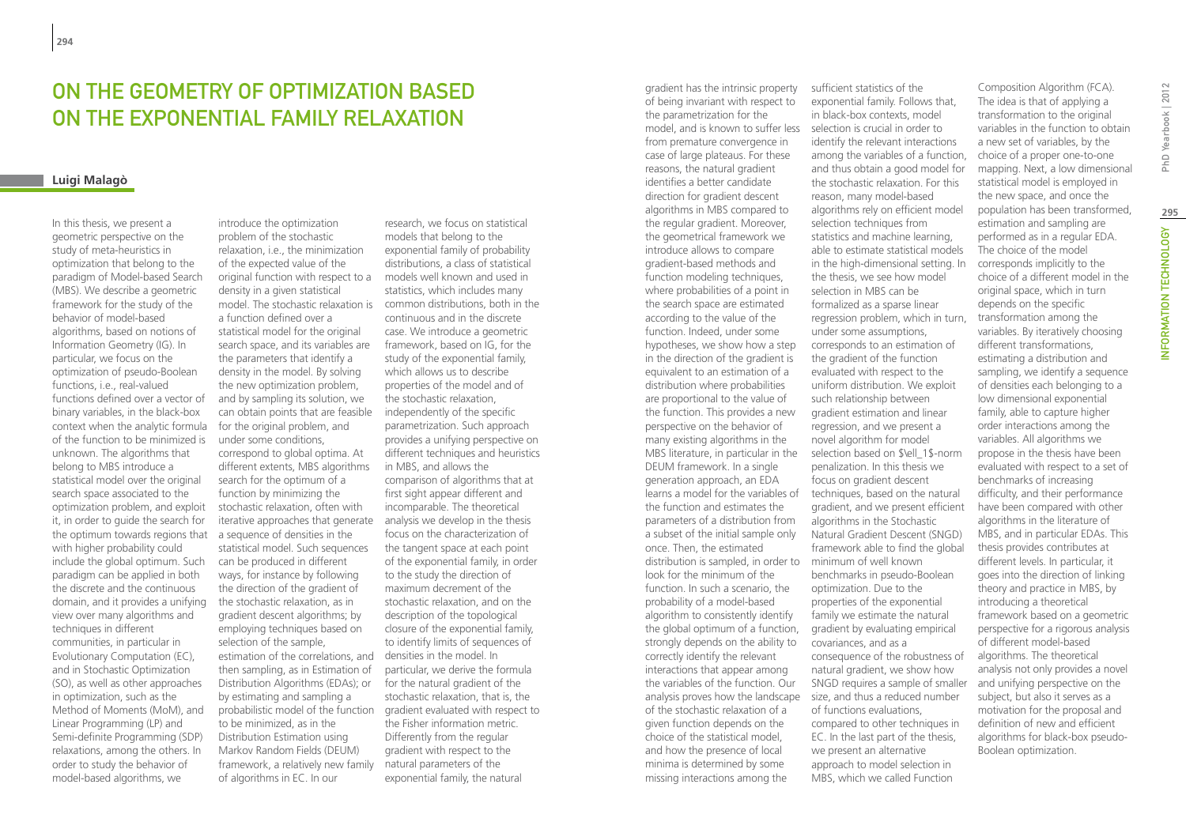# On the Geometry of Optimization Based on the Exponential Family Relaxation

**Luigi Malagò**

In this thesis, we present a geometric perspective on the study of meta-heuristics in optimization that belong to the paradigm of Model-based Search (MBS). We describe a geometric framework for the study of the behavior of model-based algorithms, based on notions of Information Geometry (IG). In particular, we focus on the optimization of pseudo-Boolean functions, i.e., real-valued functions defined over a vector of binary variables, in the black-box context when the analytic formula of the function to be minimized is unknown. The algorithms that belong to MBS introduce a statistical model over the original search space associated to the optimization problem, and exploit it, in order to guide the search for the optimum towards regions that with higher probability could include the global optimum. Such paradigm can be applied in both the discrete and the continuous domain, and it provides a unifying view over many algorithms and techniques in different communities, in particular in Evolutionary Computation (EC), and in Stochastic Optimization (SO), as well as other approaches in optimization, such as the Method of Moments (MoM), and Linear Programming (LP) and Semi-definite Programming (SDP) relaxations, among the others. In order to study the behavior of model-based algorithms, we introduce the optimization problem of the stochastic relaxation, i.e., the minimization of the expected value of the original function with respect to a density in a given statistical model. The stochastic relaxation is a function defined over a statistical model for the original search space, and its variables are the parameters that identify a density in the model. By solving the new optimization problem, and by sampling its solution, we can obtain points that are feasible for the original problem, and under some conditions, correspond to global optima. At different extents, MBS algorithms search for the optimum of a function by minimizing the stochastic relaxation, often with iterative approaches that generate a sequence of densities in the statistical model. Such sequences can be produced in different ways, for instance by following the direction of the gradient of the stochastic relaxation, as in gradient descent algorithms; by employing techniques based on selection of the sample, estimation of the correlations, and then sampling, as in Estimation of Distribution Algorithms (EDAs); or by estimating and sampling a probabilistic model of the function to be minimized, as in the Distribution Estimation using Markov Random Fields (DEUM) framework, a relatively new family of algorithms in EC. In our research, we focus on statistical models that belong to the exponential family of probability distributions, a class of statistical models well known and used in statistics, which includes many common distributions, both in the continuous and in the discrete case. We introduce a geometric framework, based on IG, for the study of the exponential family, which allows us to describe properties of the model and of the stochastic relaxation, independently of the specific parametrization. Such approach provides a unifying perspective on different techniques and heuristics in MBS, and allows the comparison of algorithms that at first sight appear different and incomparable. The theoretical analysis we develop in the thesis focus on the characterization of the tangent space at each point of the exponential family, in order to the study the direction of maximum decrement of the stochastic relaxation, and on the description of the topological closure of the exponential family, to identify limits of sequences of densities in the model. In particular, we derive the formula for the natural gradient of the stochastic relaxation, that is, the gradient evaluated with respect to the Fisher information metric. Differently from the regular gradient with respect to the natural parameters of the exponential family, the natural gradient has the intrinsic property of being invariant with respect to the parametrization for the model, and is known to suffer less from premature convergence in case of large plateaus. For these reasons, the natural gradient identifies a better candidate direction for gradient descent algorithms in MBS compared to the regular gradient. Moreover, the geometrical framework we introduce allows to compare gradient-based methods and function modeling techniques, where probabilities of a point in the search space are estimated according to the value of the function. Indeed, under some hypotheses, we show how a step in the direction of the gradient is equivalent to an estimation of a distribution where probabilities are proportional to the value of the function. This provides a new perspective on the behavior of many existing algorithms in the MBS literature, in particular in the DEUM framework. In a single generation approach, an EDA learns a model for the variables of the function and estimates the parameters of a distribution from a subset of the initial sample only once. Then, the estimated distribution is sampled, in order to look for the minimum of the function. In such a scenario, the probability of a model-based algorithm to consistently identify the global optimum of a function, strongly depends on the ability to correctly identify the relevant interactions that appear among the variables of the function. Our analysis proves how the landscape of the stochastic relaxation of a given function depends on the choice of the statistical model, and how the presence of local minima is determined by some missing interactions among the sufficient statistics of the exponential family. Follows that, in black-box contexts, model selection is crucial in order to identify the relevant interactions among the variables of a function, and thus obtain a good model for the stochastic relaxation. For this reason, many model-based algorithms rely on efficient model selection techniques from statistics and machine learning, able to estimate statistical models in the high-dimensional setting. In the thesis, we see how model selection in MBS can be formalized as a sparse linear regression problem, which in turn, under some assumptions, corresponds to an estimation of the gradient of the function evaluated with respect to the uniform distribution. We exploit such relationship between gradient estimation and linear regression, and we present a novel algorithm for model selection based on $\ell_1$-norm penalization. In this thesis we focus on gradient descent techniques, based on the natural gradient, and we present efficient algorithms in the Stochastic Natural Gradient Descent (SNGD) framework able to find the global minimum of well known benchmarks in pseudo-Boolean optimization. Due to the properties of the exponential family we estimate the natural gradient by evaluating empirical covariances, and as a consequence of the robustness of natural gradient, we show how SNGD requires a sample of smaller size, and thus a reduced number of functions evaluations, compared to other techniques in EC. In the last part of the thesis, we present an alternative approach to model selection in MBS, which we called Function Composition Algorithm (FCA). The idea is that of applying a transformation to the original variables in the function to obtain a new set of variables, by the choice of a proper one-to-one mapping. Next, a low dimensional statistical model is employed in the new space, and once the population has been transformed, estimation and sampling are performed as in a regular EDA. The choice of the model corresponds implicitly to the choice of a different model in the original space, which in turn depends on the specific transformation among the variables. By iteratively choosing different transformations, estimating a distribution and sampling, we identify a sequence of densities each belonging to a low dimensional exponential family, able to capture higher order interactions among the variables. All algorithms we propose in the thesis have been evaluated with respect to a set of benchmarks of increasing difficulty, and their performance have been compared with other algorithms in the literature of MBS, and in particular EDAs. This thesis provides contributes at different levels. In particular, it goes into the direction of linking theory and practice in MBS, by introducing a theoretical framework based on a geometric perspective for a rigorous analysis of different model-based algorithms. The theoretical analysis not only provides a novel and unifying perspective on the subject, but also it serves as a motivation for the proposal and definition of new and efficient algorithms for black-box pseudo-Boolean optimization.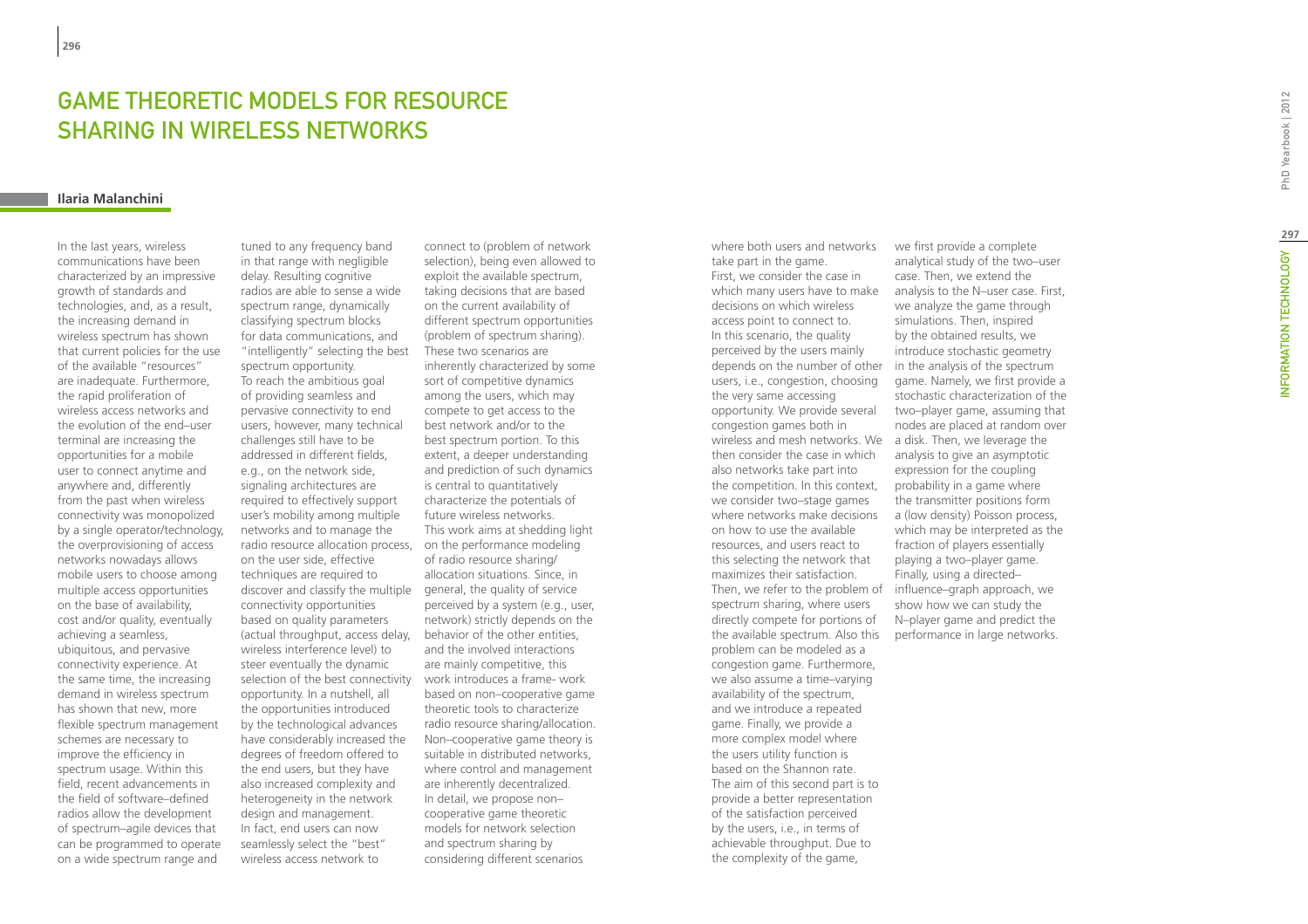# Game Theoretic Models for Resource Sharing in Wireless Networks

**Ilaria Malanchini**

In the last years, wireless communications have been characterized by an impressive growth of standards and technologies, and, as a result, the increasing demand in wireless spectrum has shown that current policies for the use of the available "resources" are inadequate. Furthermore, the rapid proliferation of wireless access networks and the evolution of the end–user terminal are increasing the opportunities for a mobile user to connect anytime and anywhere and, differently from the past when wireless connectivity was monopolized by a single operator/technology, the overprovisioning of access networks nowadays allows mobile users to choose among multiple access opportunities on the base of availability, cost and/or quality, eventually achieving a seamless, ubiquitous, and pervasive connectivity experience. At the same time, the increasing demand in wireless spectrum has shown that new, more flexible spectrum management schemes are necessary to improve the efficiency in spectrum usage. Within this field, recent advancements in the field of software–defined radios allow the development of spectrum–agile devices that can be programmed to operate on a wide spectrum range and tuned to any frequency band in that range with negligible delay. Resulting cognitive radios are able to sense a wide spectrum range, dynamically classifying spectrum blocks for data communications, and "intelligently" selecting the best spectrum opportunity.

To reach the ambitious goal of providing seamless and pervasive connectivity to end users, however, many technical challenges still have to be addressed in different fields, e.g., on the network side, signaling architectures are required to effectively support user's mobility among multiple networks and to manage the radio resource allocation process, on the user side, effective techniques are required to discover and classify the multiple connectivity opportunities based on quality parameters (actual throughput, access delay, wireless interference level) to steer eventually the dynamic selection of the best connectivity opportunity. In a nutshell, all the opportunities introduced by the technological advances have considerably increased the degrees of freedom offered to the end users, but they have also increased complexity and heterogeneity in the network design and management.

In fact, end users can now seamlessly select the "best" wireless access network to connect to (problem of network selection), being even allowed to exploit the available spectrum, taking decisions that are based on the current availability of different spectrum opportunities (problem of spectrum sharing). These two scenarios are inherently characterized by some sort of competitive dynamics among the users, which may compete to get access to the best network and/or to the best spectrum portion. To this extent, a deeper understanding and prediction of such dynamics is central to quantitatively characterize the potentials of future wireless networks.

This work aims at shedding light on the performance modeling of radio resource sharing/allocation situations. Since, in general, the quality of service perceived by a system (e.g., user, network) strictly depends on the behavior of the other entities, and the involved interactions are mainly competitive, this work introduces a frame- work based on non–cooperative game theoretic tools to characterize radio resource sharing/allocation. Non–cooperative game theory is suitable in distributed networks, where control and management are inherently decentralized.

In detail, we propose non–cooperative game theoretic models for network selection and spectrum sharing by considering different scenarios where both users and networks take part in the game.

First, we consider the case in which many users have to make decisions on which wireless access point to connect to. In this scenario, the quality perceived by the users mainly depends on the number of other users, i.e., congestion, choosing the very same accessing opportunity. We provide several congestion games both in wireless and mesh networks. We then consider the case in which also networks take part into the competition. In this context, we consider two–stage games where networks make decisions on how to use the available resources, and users react to this selecting the network that maximizes their satisfaction.

Then, we refer to the problem of spectrum sharing, where users directly compete for portions of the available spectrum. Also this problem can be modeled as a congestion game. Furthermore, we also assume a time–varying availability of the spectrum, and we introduce a repeated game. Finally, we provide a more complex model where the users utility function is based on the Shannon rate.

The aim of this second part is to provide a better representation of the satisfaction perceived by the users, i.e., in terms of achievable throughput. Due to the complexity of the game, we first provide a complete analytical study of the two–user case. Then, we extend the analysis to the N–user case. First, we analyze the game through simulations. Then, inspired by the obtained results, we introduce stochastic geometry in the analysis of the spectrum game. Namely, we first provide a stochastic characterization of the two–player game, assuming that nodes are placed at random over a disk. Then, we leverage the analysis to give an asymptotic expression for the coupling probability in a game where the transmitter positions form a (low density) Poisson process, which may be interpreted as the fraction of players essentially playing a two–player game. Finally, using a directed–influence–graph approach, we show how we can study the N–player game and predict the performance in large networks.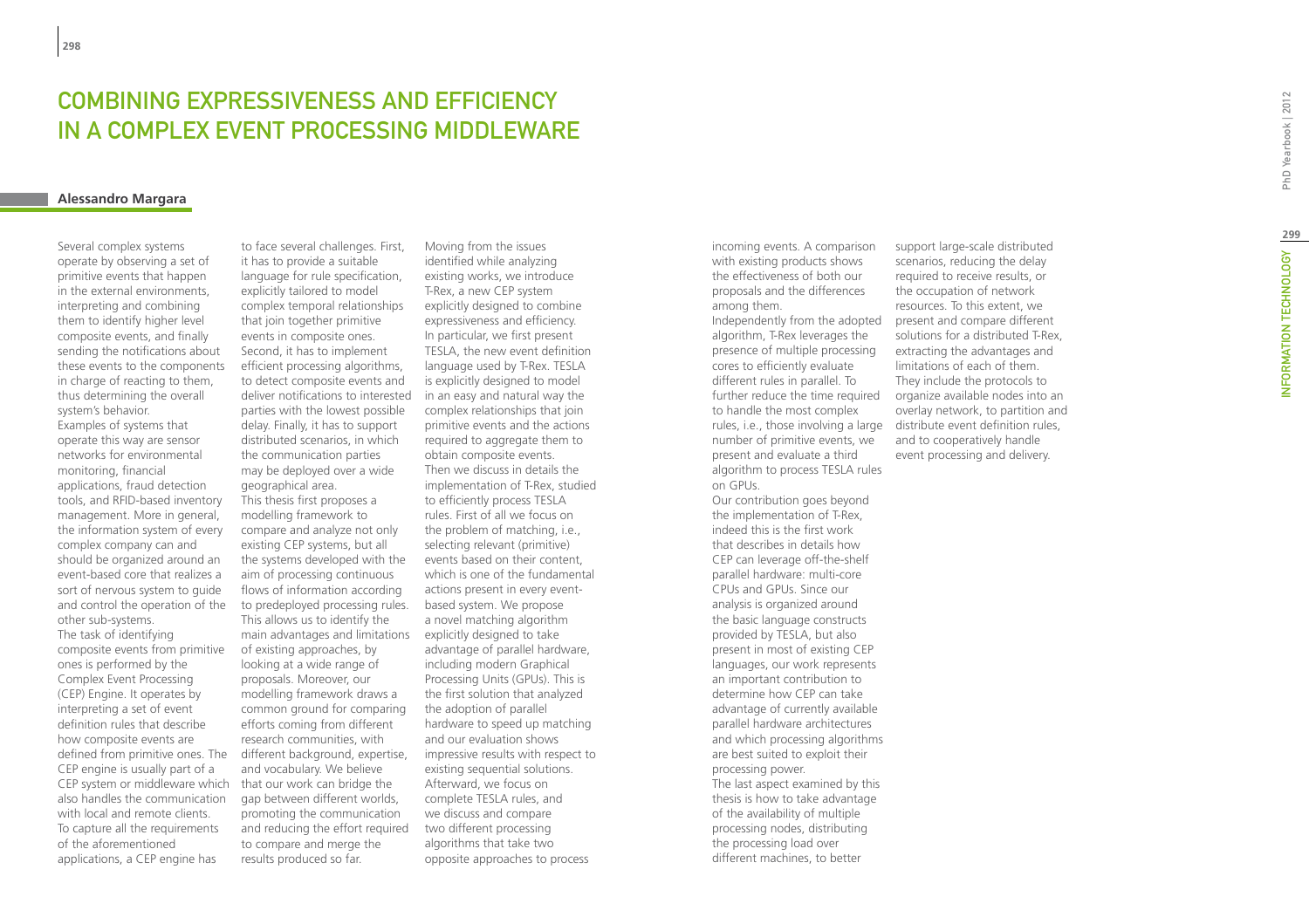# Combining Expressiveness and Efficiency in a Complex Event Processing Middleware

**Alessandro Margara**

Several complex systems operate by observing a set of primitive events that happen in the external environments, interpreting and combining them to identify higher level composite events, and finally sending the notifications about these events to the components in charge of reacting to them, thus determining the overall system's behavior.

Examples of systems that operate this way are sensor networks for environmental monitoring, financial applications, fraud detection tools, and RFID-based inventory management. More in general, the information system of every complex company can and should be organized around an event-based core that realizes a sort of nervous system to guide and control the operation of the other sub-systems.

The task of identifying composite events from primitive ones is performed by the Complex Event Processing (CEP) Engine. It operates by interpreting a set of event definition rules that describe how composite events are defined from primitive ones. The CEP engine is usually part of a CEP system or middleware which also handles the communication with local and remote clients.

To capture all the requirements of the aforementioned applications, a CEP engine has to face several challenges. First, it has to provide a suitable language for rule specification, explicitly tailored to model complex temporal relationships that join together primitive events in composite ones. Second, it has to implement efficient processing algorithms, to detect composite events and deliver notifications to interested parties with the lowest possible delay. Finally, it has to support distributed scenarios, in which the communication parties may be deployed over a wide geographical area.

This thesis first proposes a modelling framework to compare and analyze not only existing CEP systems, but all the systems developed with the aim of processing continuous flows of information according to predeployed processing rules. This allows us to identify the main advantages and limitations of existing approaches, by looking at a wide range of proposals. Moreover, our modelling framework draws a common ground for comparing efforts coming from different research communities, with different background, expertise, and vocabulary. We believe that our work can bridge the gap between different worlds, promoting the communication and reducing the effort required to compare and merge the results produced so far.

Moving from the issues identified while analyzing existing works, we introduce T-Rex, a new CEP system explicitly designed to combine expressiveness and efficiency. In particular, we first present TESLA, the new event definition language used by T-Rex. TESLA is explicitly designed to model in an easy and natural way the complex relationships that join primitive events and the actions required to aggregate them to obtain composite events.

Then we discuss in details the implementation of T-Rex, studied to efficiently process TESLA rules. First of all we focus on the problem of matching, i.e., selecting relevant (primitive) events based on their content, which is one of the fundamental actions present in every event-based system. We propose a novel matching algorithm explicitly designed to take advantage of parallel hardware, including modern Graphical Processing Units (GPUs). This is the first solution that analyzed the adoption of parallel hardware to speed up matching and our evaluation shows impressive results with respect to existing sequential solutions.

Afterward, we focus on complete TESLA rules, and we discuss and compare two different processing algorithms that take two opposite approaches to process incoming events. A comparison with existing products shows the effectiveness of both our proposals and the differences among them.

Independently from the adopted algorithm, T-Rex leverages the presence of multiple processing cores to efficiently evaluate different rules in parallel. To further reduce the time required to handle the most complex rules, i.e., those involving a large number of primitive events, we present and evaluate a third algorithm to process TESLA rules on GPUs.

Our contribution goes beyond the implementation of T-Rex, indeed this is the first work that describes in details how CEP can leverage off-the-shelf parallel hardware: multi-core CPUs and GPUs. Since our analysis is organized around the basic language constructs provided by TESLA, but also present in most of existing CEP languages, our work represents an important contribution to determine how CEP can take advantage of currently available parallel hardware architectures and which processing algorithms are best suited to exploit their processing power.

The last aspect examined by this thesis is how to take advantage of the availability of multiple processing nodes, distributing the processing load over different machines, to better support large-scale distributed scenarios, reducing the delay required to receive results, or the occupation of network resources. To this extent, we present and compare different solutions for a distributed T-Rex, extracting the advantages and limitations of each of them. They include the protocols to organize available nodes into an overlay network, to partition and distribute event definition rules, and to cooperatively handle event processing and delivery.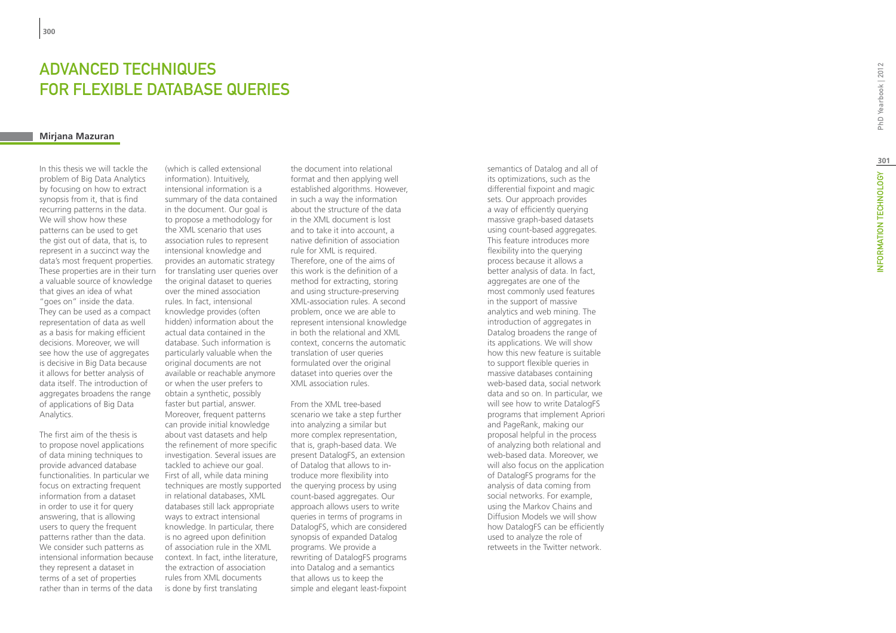# Advanced Techniques for Flexible Database Queries

**Mirjana Mazuran**

In this thesis we will tackle the problem of Big Data Analytics by focusing on how to extract synopsis from it, that is find recurring patterns in the data. We will show how these patterns can be used to get the gist out of data, that is, to represent in a succinct way the data's most frequent properties. These properties are in their turn a valuable source of knowledge that gives an idea of what "goes on" inside the data. They can be used as a compact representation of data as well as a basis for making efficient decisions. Moreover, we will see how the use of aggregates is decisive in Big Data because it allows for better analysis of data itself. The introduction of aggregates broadens the range of applications of Big Data Analytics.

The first aim of the thesis is to propose novel applications of data mining techniques to provide advanced database functionalities. In particular we focus on extracting frequent information from a dataset in order to use it for query answering, that is allowing users to query the frequent patterns rather than the data. We consider such patterns as intensional information because they represent a dataset in terms of a set of properties rather than in terms of the data (which is called extensional information). Intuitively, intensional information is a summary of the data contained in the document. Our goal is to propose a methodology for the XML scenario that uses association rules to represent intensional knowledge and provides an automatic strategy for translating user queries over the original dataset to queries over the mined association rules. In fact, intensional knowledge provides (often hidden) information about the actual data contained in the database. Such information is particularly valuable when the original documents are not available or reachable anymore or when the user prefers to obtain a synthetic, possibly faster but partial, answer. Moreover, frequent patterns can provide initial knowledge about vast datasets and help the refinement of more specific investigation. Several issues are tackled to achieve our goal. First of all, while data mining techniques are mostly supported in relational databases, XML databases still lack appropriate ways to extract intensional knowledge. In particular, there is no agreed upon definition of association rule in the XML context. In fact, inthe literature, the extraction of association rules from XML documents is done by first translating the document into relational format and then applying well established algorithms. However, in such a way the information about the structure of the data in the XML document is lost and to take it into account, a native definition of association rule for XML is required. Therefore, one of the aims of this work is the definition of a method for extracting, storing and using structure-preserving XML-association rules. A second problem, once we are able to represent intensional knowledge in both the relational and XML context, concerns the automatic translation of user queries formulated over the original dataset into queries over the XML association rules.

From the XML tree-based scenario we take a step further into analyzing a similar but more complex representation, that is, graph-based data. We present DatalogFS, an extension of Datalog that allows to introduce more flexibility into the querying process by using count-based aggregates. Our approach allows users to write queries in terms of programs in DatalogFS, which are considered synopsis of expanded Datalog programs. We provide a rewriting of DatalogFS programs into Datalog and a semantics that allows us to keep the simple and elegant least-fixpoint semantics of Datalog and all of its optimizations, such as the differential fixpoint and magic sets. Our approach provides a way of efficiently querying massive graph-based datasets using count-based aggregates. This feature introduces more flexibility into the querying process because it allows a better analysis of data. In fact, aggregates are one of the most commonly used features in the support of massive analytics and web mining. The introduction of aggregates in Datalog broadens the range of its applications. We will show how this new feature is suitable to support flexible queries in massive databases containing web-based data, social network data and so on. In particular, we will see how to write DatalogFS programs that implement Apriori and PageRank, making our proposal helpful in the process of analyzing both relational and web-based data. Moreover, we will also focus on the application of DatalogFS programs for the analysis of data coming from social networks. For example, using the Markov Chains and Diffusion Models we will show how DatalogFS can be efficiently used to analyze the role of retweets in the Twitter network.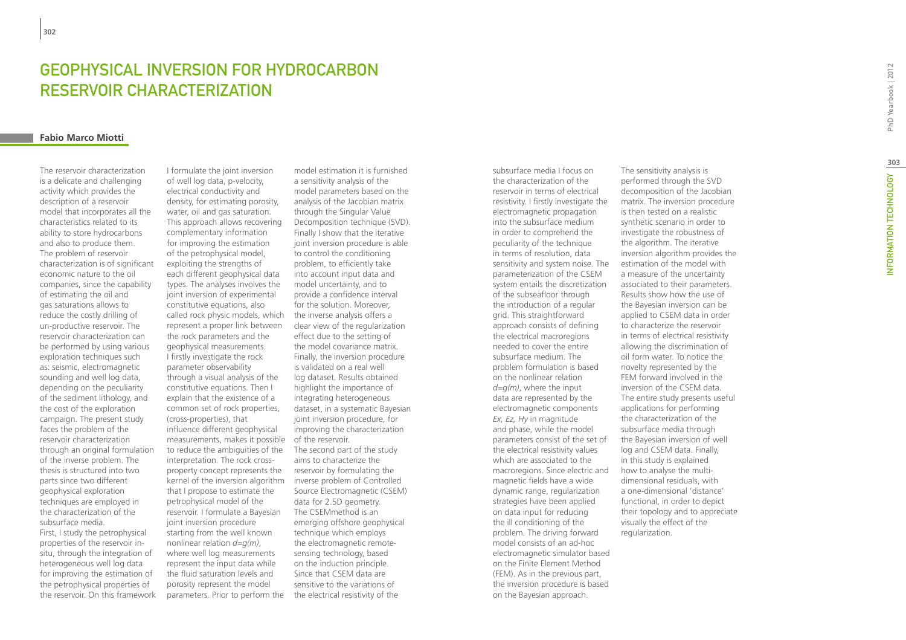# GEOPHYSICAL INVERSION FOR HYDROCARBON RESERVOIR CHARACTERIZATION

**Fabio Marco Miotti**

The reservoir characterization is a delicate and challenging activity which provides the description of a reservoir model that incorporates all the characteristics related to its ability to store hydrocarbons and also to produce them. The problem of reservoir characterization is of significant economic nature to the oil companies, since the capability of estimating the oil and gas saturations allows to reduce the costly drilling of un-productive reservoir. The reservoir characterization can be performed by using various exploration techniques such as: seismic, electromagnetic sounding and well log data, depending on the peculiarity of the sediment lithology, and the cost of the exploration campaign. The present study faces the problem of the reservoir characterization through an original formulation of the inverse problem. The thesis is structured into two parts since two different geophysical exploration techniques are employed in the characterization of the subsurface media.

First, I study the petrophysical properties of the reservoir in-situ, through the integration of heterogeneous well log data for improving the estimation of the petrophysical properties of the reservoir. On this framework I formulate the joint inversion of well log data, p-velocity, electrical conductivity and density, for estimating porosity, water, oil and gas saturation. This approach allows recovering complementary information for improving the estimation of the petrophysical model, exploiting the strengths of each different geophysical data types. The analyses involves the joint inversion of experimental constitutive equations, also called rock physic models, which represent a proper link between the rock parameters and the geophysical measurements. I firstly investigate the rock parameter observability through a visual analysis of the constitutive equations. Then I explain that the existence of a common set of rock properties, (cross-properties), that influence different geophysical measurements, makes it possible to reduce the ambiguities of the interpretation. The rock cross-property concept represents the kernel of the inversion algorithm that I propose to estimate the petrophysical model of the reservoir. I formulate a Bayesian joint inversion procedure starting from the well known nonlinear relation $d=g(m)$, where well log measurements represent the input data while the fluid saturation levels and porosity represent the model parameters. Prior to perform the model estimation it is furnished a sensitivity analysis of the model parameters based on the analysis of the Jacobian matrix through the Singular Value Decomposition technique (SVD). Finally I show that the iterative joint inversion procedure is able to control the conditioning problem, to efficiently take into account input data and model uncertainty, and to provide a confidence interval for the solution. Moreover, the inverse analysis offers a clear view of the regularization effect due to the setting of the model covariance matrix. Finally, the inversion procedure is validated on a real well log dataset. Results obtained highlight the importance of integrating heterogeneous dataset, in a systematic Bayesian joint inversion procedure, for improving the characterization of the reservoir.

The second part of the study aims to characterize the reservoir by formulating the inverse problem of Controlled Source Electromagnetic (CSEM) data for 2.5D geometry. The CSEMmethod is an emerging offshore geophysical technique which employs the electromagnetic remote-sensing technology, based on the induction principle. Since that CSEM data are sensitive to the variations of the electrical resistivity of the subsurface media I focus on the characterization of the reservoir in terms of electrical resistivity. I firstly investigate the electromagnetic propagation into the subsurface medium in order to comprehend the peculiarity of the technique in terms of resolution, data sensitivity and system noise. The parameterization of the CSEM system entails the discretization of the subseafloor through the introduction of a regular grid. This straightforward approach consists of defining the electrical macroregions needed to cover the entire subsurface medium. The problem formulation is based on the nonlinear relation $d=g(m)$, where the input data are represented by the electromagnetic components $E_x$, $E_z$, $H_y$ in magnitude and phase, while the model parameters consist of the set of the electrical resistivity values which are associated to the macroregions. Since electric and magnetic fields have a wide dynamic range, regularization strategies have been applied on data input for reducing the ill conditioning of the problem. The driving forward model consists of an ad-hoc electromagnetic simulator based on the Finite Element Method (FEM). As in the previous part, the inversion procedure is based on the Bayesian approach. The sensitivity analysis is performed through the SVD decomposition of the Jacobian matrix. The inversion procedure is then tested on a realistic synthetic scenario in order to investigate the robustness of the algorithm. The iterative inversion algorithm provides the estimation of the model with a measure of the uncertainty associated to their parameters. Results show how the use of the Bayesian inversion can be applied to CSEM data in order to characterize the reservoir in terms of electrical resistivity allowing the discrimination of oil form water. To notice the novelty represented by the FEM forward involved in the inversion of the CSEM data. The entire study presents useful applications for performing the characterization of the subsurface media through the Bayesian inversion of well log and CSEM data. Finally, in this study is explained how to analyse the multi-dimensional residuals, with a one-dimensional 'distance' functional, in order to depict their topology and to appreciate visually the effect of the regularization.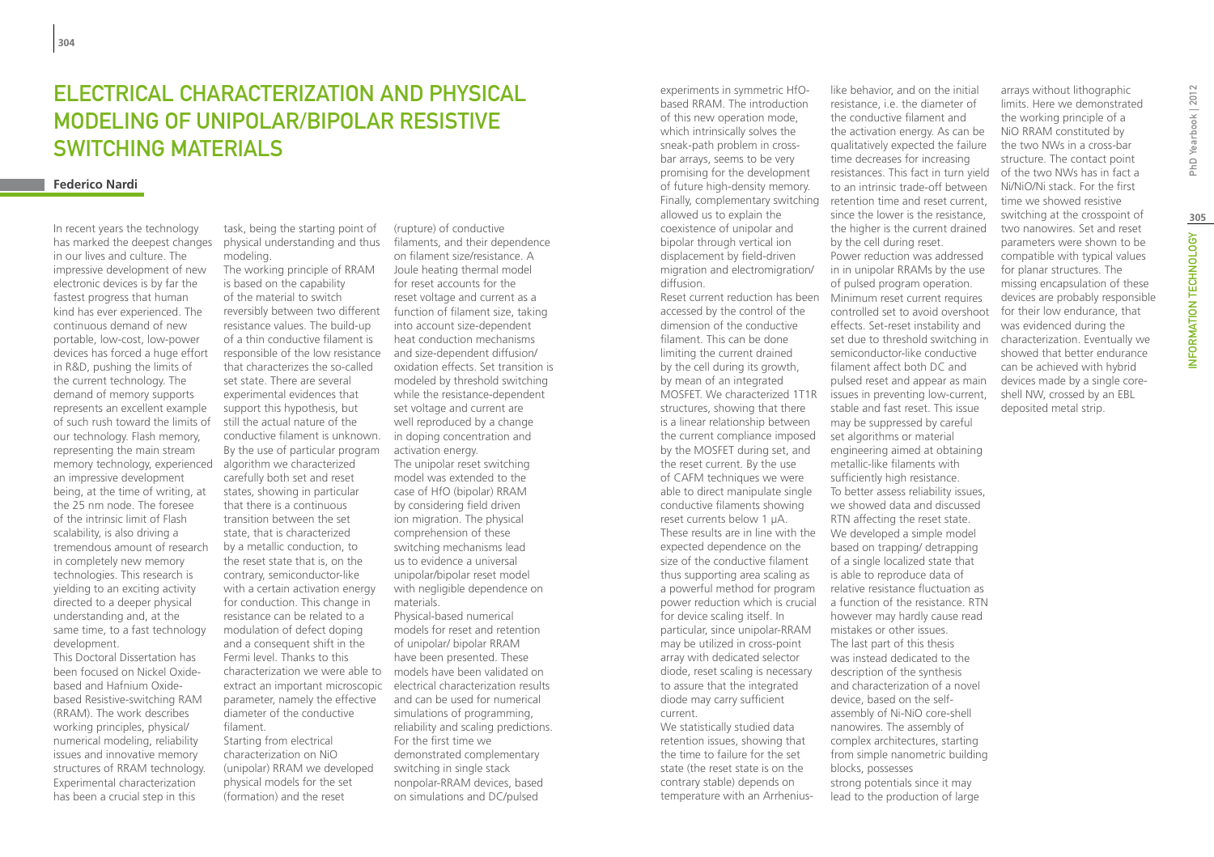# Electrical Characterization and Physical Modeling of Unipolar/Bipolar Resistive Switching Materials

**Federico Nardi**

In recent years the technology has marked the deepest changes in our lives and culture. The impressive development of new electronic devices is by far the fastest progress that human kind has ever experienced. The continuous demand of new portable, low-cost, low-power devices has forced a huge effort in R&D, pushing the limits of the current technology. The demand of memory supports represents an excellent example of such rush toward the limits of our technology. Flash memory, representing the main stream memory technology, experienced an impressive development being, at the time of writing, at the 25 nm node. The foresee of the intrinsic limit of Flash scalability, is also driving a tremendous amount of research in completely new memory technologies. This research is yielding to an exciting activity directed to a deeper physical understanding and, at the same time, to a fast technology development.

This Doctoral Dissertation has been focused on Nickel Oxide-based and Hafnium Oxide-based Resistive-switching RAM (RRAM). The work describes working principles, physical/numerical modeling, reliability issues and innovative memory structures of RRAM technology. Experimental characterization has been a crucial step in this task, being the starting point of physical understanding and thus modeling.

The working principle of RRAM is based on the capability of the material to switch reversibly between two different resistance values. The build-up of a thin conductive filament is responsible of the low resistance that characterizes the so-called set state. There are several experimental evidences that support this hypothesis, but still the actual nature of the conductive filament is unknown. By the use of particular program algorithm we characterized carefully both set and reset states, showing in particular that there is a continuous transition between the set state, that is characterized by a metallic conduction, to the reset state that is, on the contrary, semiconductor-like with a certain activation energy for conduction. This change in resistance can be related to a modulation of defect doping and a consequent shift in the Fermi level. Thanks to this characterization we were able to extract an important microscopic parameter, namely the effective diameter of the conductive filament.

Starting from electrical characterization on NiO (unipolar) RRAM we developed physical models for the set (formation) and the reset (rupture) of conductive filaments, and their dependence on filament size/resistance. A Joule heating thermal model for reset accounts for the reset voltage and current as a function of filament size, taking into account size-dependent heat conduction mechanisms and size-dependent diffusion/oxidation effects. Set transition is modeled by threshold switching while the resistance-dependent set voltage and current are well reproduced by a change in doping concentration and activation energy.

The unipolar reset switching model was extended to the case of HfO (bipolar) RRAM by considering field driven ion migration. The physical comprehension of these switching mechanisms lead us to evidence a universal unipolar/bipolar reset model with negligible dependence on materials.

Physical-based numerical models for reset and retention of unipolar/ bipolar RRAM have been presented. These models have been validated on electrical characterization results and can be used for numerical simulations of programming, reliability and scaling predictions. For the first time we demonstrated complementary switching in single stack nonpolar-RRAM devices, based on simulations and DC/pulsed experiments in symmetric HfO-based RRAM. The introduction of this new operation mode, which intrinsically solves the sneak-path problem in cross-bar arrays, seems to be very promising for the development of future high-density memory. Finally, complementary switching allowed us to explain the coexistence of unipolar and bipolar through vertical ion displacement by field-driven migration and electromigration/diffusion.

Reset current reduction has been accessed by the control of the dimension of the conductive filament. This can be done limiting the current drained by the cell during its growth, by mean of an integrated MOSFET. We characterized 1T1R structures, showing that there is a linear relationship between the current compliance imposed by the MOSFET during set, and the reset current. By the use of CAFM techniques we were able to direct manipulate single conductive filaments showing reset currents below 1 µA. These results are in line with the expected dependence on the size of the conductive filament thus supporting area scaling as a powerful method for program power reduction which is crucial for device scaling itself. In particular, since unipolar-RRAM may be utilized in cross-point array with dedicated selector diode, reset scaling is necessary to assure that the integrated diode may carry sufficient current.

We statistically studied data retention issues, showing that the time to failure for the set state (the reset state is on the contrary stable) depends on temperature with an Arrhenius-like behavior, and on the initial resistance, i.e. the diameter of the conductive filament and the activation energy. As can be qualitatively expected the failure time decreases for increasing resistances. This fact in turn yield to an intrinsic trade-off between retention time and reset current, since the lower is the resistance, the higher is the current drained by the cell during reset.

Power reduction was addressed in in unipolar RRAMs by the use of pulsed program operation. Minimum reset current requires controlled set to avoid overshoot effects. Set-reset instability and set due to threshold switching in semiconductor-like conductive filament affect both DC and pulsed reset and appear as main issues in preventing low-current, stable and fast reset. This issue may be suppressed by careful set algorithms or material engineering aimed at obtaining metallic-like filaments with sufficiently high resistance.

To better assess reliability issues, we showed data and discussed RTN affecting the reset state. We developed a simple model based on trapping/ detrapping of a single localized state that is able to reproduce data of relative resistance fluctuation as a function of the resistance. RTN however may hardly cause read mistakes or other issues.

The last part of this thesis was instead dedicated to the description of the synthesis and characterization of a novel device, based on the self-assembly of Ni-NiO core-shell nanowires. The assembly of complex architectures, starting from simple nanometric building blocks, possesses strong potentials since it may lead to the production of large arrays without lithographic limits. Here we demonstrated the working principle of a NiO RRAM constituted by the two NWs in a cross-bar structure. The contact point of the two NWs has in fact a Ni/NiO/Ni stack. For the first time we showed resistive switching at the crosspoint of two nanowires. Set and reset parameters were shown to be compatible with typical values for planar structures. The missing encapsulation of these devices are probably responsible for their low endurance, that was evidenced during the characterization. Eventually we showed that better endurance can be achieved with hybrid devices made by a single core-shell NW, crossed by an EBL deposited metal strip.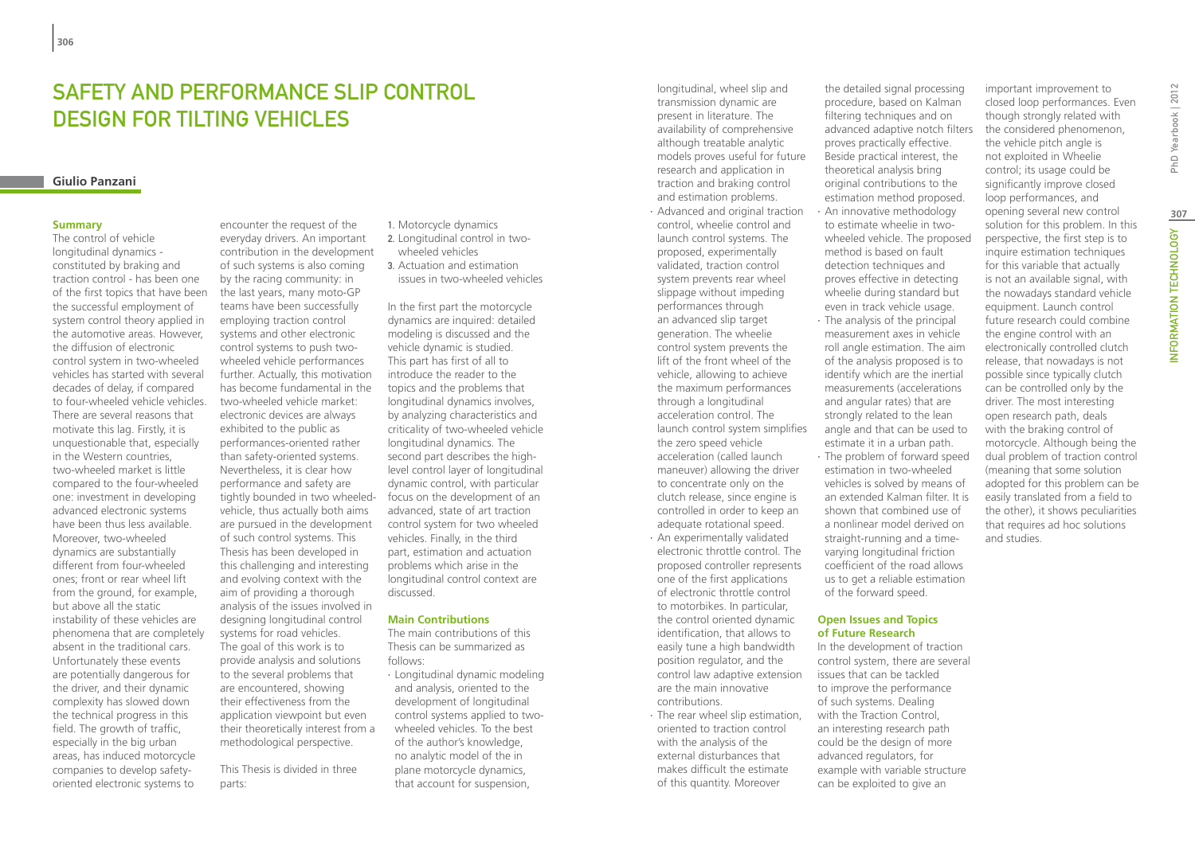# SAFETY AND PERFORMANCE SLIP CONTROL DESIGN FOR TILTING VEHICLES

**Giulio Panzani**

## Summary

The control of vehicle longitudinal dynamics - constituted by braking and traction control - has been one of the first topics that have been the successful employment of system control theory applied in the automotive areas. However, the diffusion of electronic control system in two-wheeled vehicles has started with several decades of delay, if compared to four-wheeled vehicle vehicles. There are several reasons that motivate this lag. Firstly, it is unquestionable that, especially in the Western countries, two-wheeled market is little compared to the four-wheeled one: investment in developing advanced electronic systems have been thus less available. Moreover, two-wheeled dynamics are substantially different from four-wheeled ones; front or rear wheel lift from the ground, for example, but above all the static instability of these vehicles are phenomena that are completely absent in the traditional cars. Unfortunately these events are potentially dangerous for the driver, and their dynamic complexity has slowed down the technical progress in this field. The growth of traffic, especially in the big urban areas, has induced motorcycle companies to develop safety-oriented electronic systems to encounter the request of the everyday drivers. An important contribution in the development of such systems is also coming by the racing community: in the last years, many moto-GP teams have been successfully employing traction control systems and other electronic control systems to push two-wheeled vehicle performances further. Actually, this motivation has become fundamental in the two-wheeled vehicle market: electronic devices are always exhibited to the public as performances-oriented rather than safety-oriented systems. Nevertheless, it is clear how performance and safety are tightly bounded in two wheeled-vehicle, thus actually both aims are pursued in the development of such control systems. This Thesis has been developed in this challenging and interesting and evolving context with the aim of providing a thorough analysis of the issues involved in designing longitudinal control systems for road vehicles. The goal of this work is to provide analysis and solutions to the several problems that are encountered, showing their effectiveness from the application viewpoint but even their theoretically interest from a methodological perspective.

This Thesis is divided in three parts:

1. Motorcycle dynamics
2. Longitudinal control in two-wheeled vehicles
3. Actuation and estimation issues in two-wheeled vehicles

In the first part the motorcycle dynamics are inquired: detailed modeling is discussed and the vehicle dynamic is studied. This part has first of all to introduce the reader to the topics and the problems that longitudinal dynamics involves, by analyzing characteristics and criticality of two-wheeled vehicle longitudinal dynamics. The second part describes the high-level control layer of longitudinal dynamic control, with particular focus on the development of an advanced, state of art traction control system for two wheeled vehicles. Finally, in the third part, estimation and actuation problems which arise in the longitudinal control context are discussed.

## Main Contributions

The main contributions of this Thesis can be summarized as follows:

- Longitudinal dynamic modeling and analysis, oriented to the development of longitudinal control systems applied to two-wheeled vehicles. To the best of the author's knowledge, no analytic model of the in plane motorcycle dynamics, that account for suspension, longitudinal, wheel slip and transmission dynamic are present in literature. The availability of comprehensive although treatable analytic models proves useful for future research and application in traction and braking control and estimation problems.
- Advanced and original traction control, wheelie control and launch control systems. The proposed, experimentally validated, traction control system prevents rear wheel slippage without impeding performances through an advanced slip target generation. The wheelie control system prevents the lift of the front wheel of the vehicle, allowing to achieve the maximum performances through a longitudinal acceleration control. The launch control system simplifies the zero speed vehicle acceleration (called launch maneuver) allowing the driver to concentrate only on the clutch release, since engine is controlled in order to keep an adequate rotational speed.
- An experimentally validated electronic throttle control. The proposed controller represents one of the first applications of electronic throttle control to motorbikes. In particular, the control oriented dynamic identification, that allows to easily tune a high bandwidth position regulator, and the control law adaptive extension are the main innovative contributions.
- The rear wheel slip estimation, oriented to traction control with the analysis of the external disturbances that makes difficult the estimate of this quantity. Moreover the detailed signal processing procedure, based on Kalman filtering techniques and on advanced adaptive notch filters proves practically effective. Beside practical interest, the theoretical analysis bring original contributions to the estimation method proposed.
- An innovative methodology to estimate wheelie in two-wheeled vehicle. The proposed method is based on fault detection techniques and proves effective in detecting wheelie during standard but even in track vehicle usage.
- The analysis of the principal measurement axes in vehicle roll angle estimation. The aim of the analysis proposed is to identify which are the inertial measurements (accelerations and angular rates) that are strongly related to the lean angle and that can be used to estimate it in a urban path.
- The problem of forward speed estimation in two-wheeled vehicles is solved by means of an extended Kalman filter. It is shown that combined use of a nonlinear model derived on straight-running and a time-varying longitudinal friction coefficient of the road allows us to get a reliable estimation of the forward speed.

## Open Issues and Topics of Future Research

In the development of traction control system, there are several issues that can be tackled to improve the performance of such systems. Dealing with the Traction Control, an interesting research path could be the design of more advanced regulators, for example with variable structure can be exploited to give an important improvement to closed loop performances. Even though strongly related with the considered phenomenon, the vehicle pitch angle is not exploited in Wheelie control; its usage could be significantly improve closed loop performances, and opening several new control perspective, the first step is to inquire estimation techniques for this variable that actually is not an available signal, with the nowadays standard vehicle equipment. Launch control future research could combine the engine control with an electronically controlled clutch release, that nowadays is not possible since typically clutch can be controlled only by the driver. The most interesting open research path, deals with the braking control of motorcycle. Although being the dual problem of traction control (meaning that some solution adopted for this problem can be easily translated from a field to the other), it shows peculiarities that requires ad hoc solutions and studies.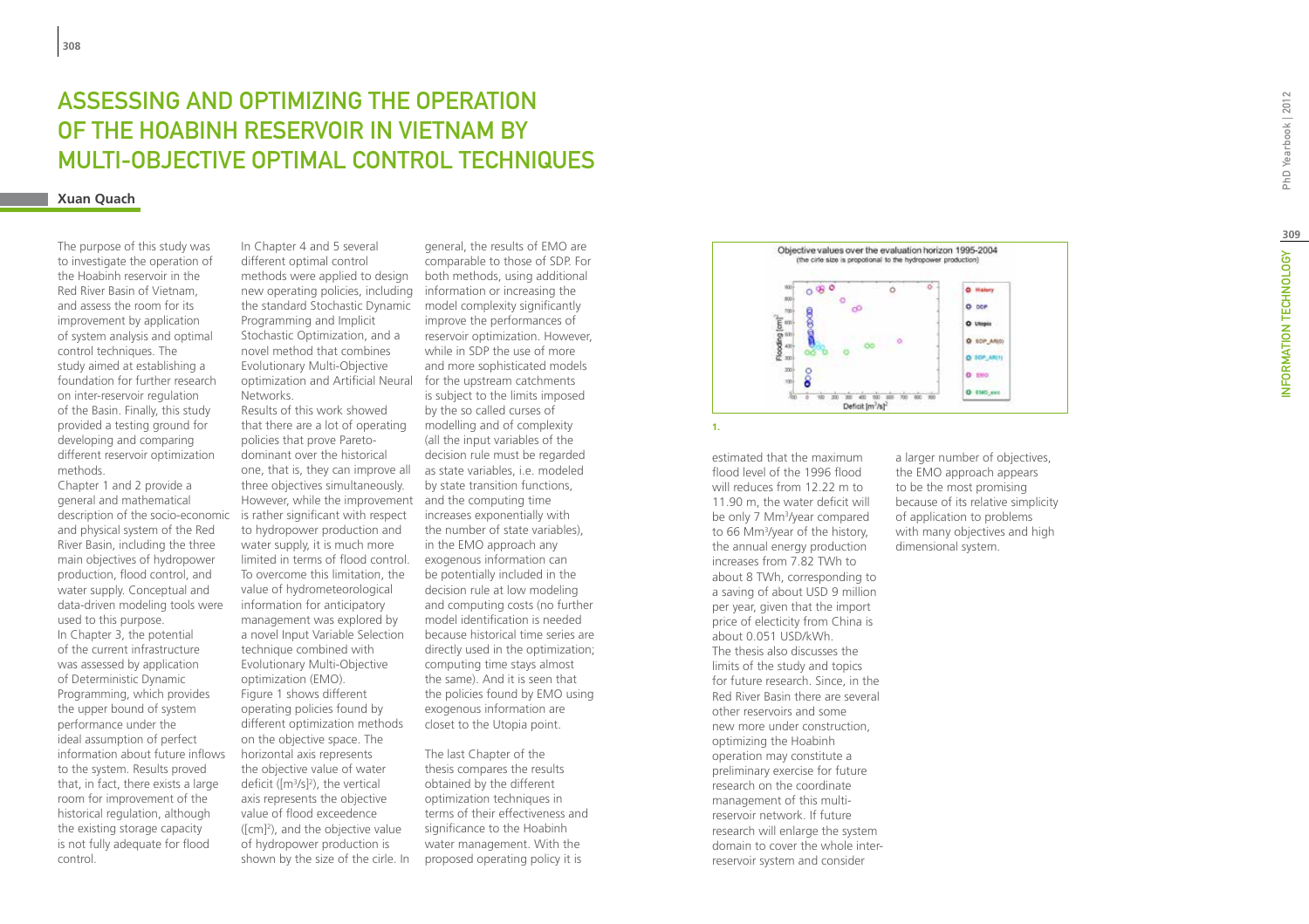# ASSESSING AND OPTIMIZING THE OPERATION OF THE HOABINH RESERVOIR IN VIETNAM BY MULTI-OBJECTIVE OPTIMAL CONTROL TECHNIQUES

**Xuan Quach**

The purpose of this study was to investigate the operation of the Hoabinh reservoir in the Red River Basin of Vietnam, and assess the room for its improvement by application of system analysis and optimal control techniques. The study aimed at establishing a foundation for further research on inter-reservoir regulation of the Basin. Finally, this study provided a testing ground for developing and comparing different reservoir optimization methods.

Chapter 1 and 2 provide a general and mathematical description of the socio-economic and physical system of the Red River Basin, including the three main objectives of hydropower production, flood control, and water supply. Conceptual and data-driven modeling tools were used to this purpose.

In Chapter 3, the potential of the current infrastructure was assessed by application of Deterministic Dynamic Programming, which provides the upper bound of system performance under the ideal assumption of perfect information about future inflows to the system. Results proved that, in fact, there exists a large room for improvement of the historical regulation, although the existing storage capacity is not fully adequate for flood control.

In Chapter 4 and 5 several different optimal control methods were applied to design new operating policies, including the standard Stochastic Dynamic Programming and Implicit Stochastic Optimization, and a novel method that combines Evolutionary Multi-Objective optimization and Artificial Neural Networks.

Results of this work showed that there are a lot of operating policies that prove Pareto-dominant over the historical one, that is, they can improve all three objectives simultaneously. However, while the improvement is rather significant with respect to hydropower production and water supply, it is much more limited in terms of flood control. To overcome this limitation, the value of hydrometeorological information for anticipatory management was explored by a novel Input Variable Selection technique combined with Evolutionary Multi-Objective optimization (EMO).

Figure 1 shows different operating policies found by different optimization methods on the objective space. The horizontal axis represents the objective value of water deficit ($[m^3/s]^2$), the vertical axis represents the objective value of flood exceedence ($[cm]^2$), and the objective value of hydropower production is shown by the size of the cirle. In general, the results of EMO are comparable to those of SDP. For both methods, using additional information or increasing the model complexity significantly improve the performances of reservoir optimization. However, while in SDP the use of more and more sophisticated models for the upstream catchments is subject to the limits imposed by the so called curses of modelling and of complexity (all the input variables of the decision rule must be regarded as state variables, i.e. modeled by state transition functions, and the computing time increases exponentially with the number of state variables), in the EMO approach any exogenous information can be potentially included in the decision rule at low modeling and computing costs (no further model identification is needed because historical time series are directly used in the optimization; computing time stays almost the same). And it is seen that the policies found by EMO using exogenous information are closet to the Utopia point.

The last Chapter of the thesis compares the results obtained by the different optimization techniques in terms of their effectiveness and significance to the Hoabinh water management. With the proposed operating policy it is estimated that the maximum flood level of the 1996 flood will reduces from 12.22 m to 11.90 m, the water deficit will be only 7 Mm³/year compared to 66 Mm³/year of the history, the annual energy production increases from 7.82 TWh to about 8 TWh, corresponding to a saving of about USD 9 million per year, given that the import price of electicity from China is about 0.051 USD/kWh.

The thesis also discusses the limits of the study and topics for future research. Since, in the Red River Basin there are several other reservoirs and some new more under construction, optimizing the Hoabinh operation may constitute a preliminary exercise for future research on the coordinate management of this multi-reservoir network. If future research will enlarge the system domain to cover the whole inter-reservoir system and consider a larger number of objectives, the EMO approach appears to be the most promising because of its relative simplicity of application to problems with many objectives and high dimensional system.

Objective values over the evaluation horizon 1995-2004 (the cirle size is propotional to the hydropower production)

1.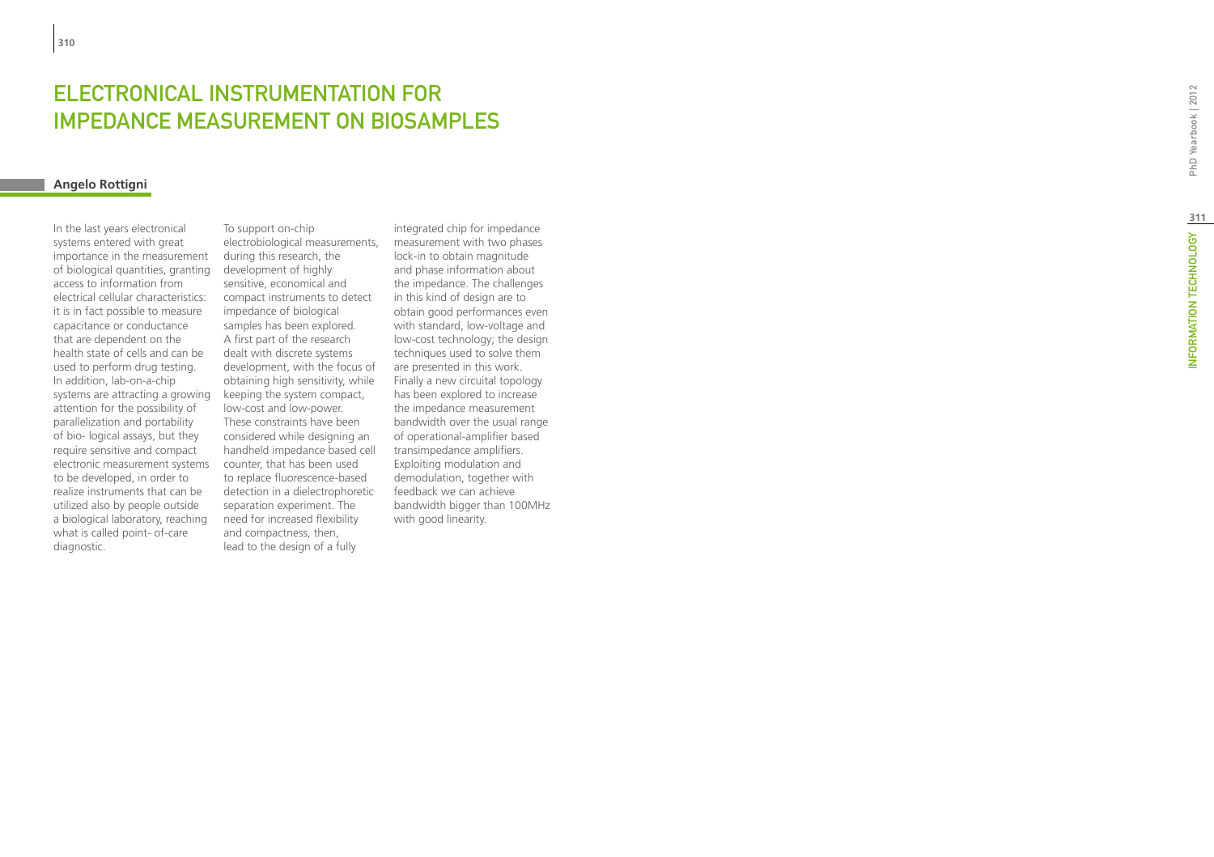# ELECTRONICAL INSTRUMENTATION FOR IMPEDANCE MEASUREMENT ON BIOSAMPLES

**Angelo Rottigni**

In the last years electronical systems entered with great importance in the measurement of biological quantities, granting access to information from electrical cellular characteristics: it is in fact possible to measure capacitance or conductance that are dependent on the health state of cells and can be used to perform drug testing. In addition, lab-on-a-chip systems are attracting a growing attention for the possibility of parallelization and portability of bio- logical assays, but they require sensitive and compact electronic measurement systems to be developed, in order to realize instruments that can be utilized also by people outside a biological laboratory, reaching what is called point- of-care diagnostic.

To support on-chip electrobiological measurements, during this research, the development of highly sensitive, economical and compact instruments to detect impedance of biological samples has been explored. A first part of the research dealt with discrete systems development, with the focus of obtaining high sensitivity, while keeping the system compact, low-cost and low-power. These constraints have been considered while designing an handheld impedance based cell counter, that has been used to replace fluorescence-based detection in a dielectrophoretic separation experiment. The need for increased flexibility and compactness, then, lead to the design of a fully integrated chip for impedance measurement with two phases lock-in to obtain magnitude and phase information about the impedance. The challenges in this kind of design are to obtain good performances even with standard, low-voltage and low-cost technology; the design techniques used to solve them are presented in this work. Finally a new circuital topology has been explored to increase the impedance measurement bandwidth over the usual range of operational-amplifier based transimpedance amplifiers. Exploiting modulation and demodulation, together with feedback we can achieve bandwidth bigger than 100MHz with good linearity.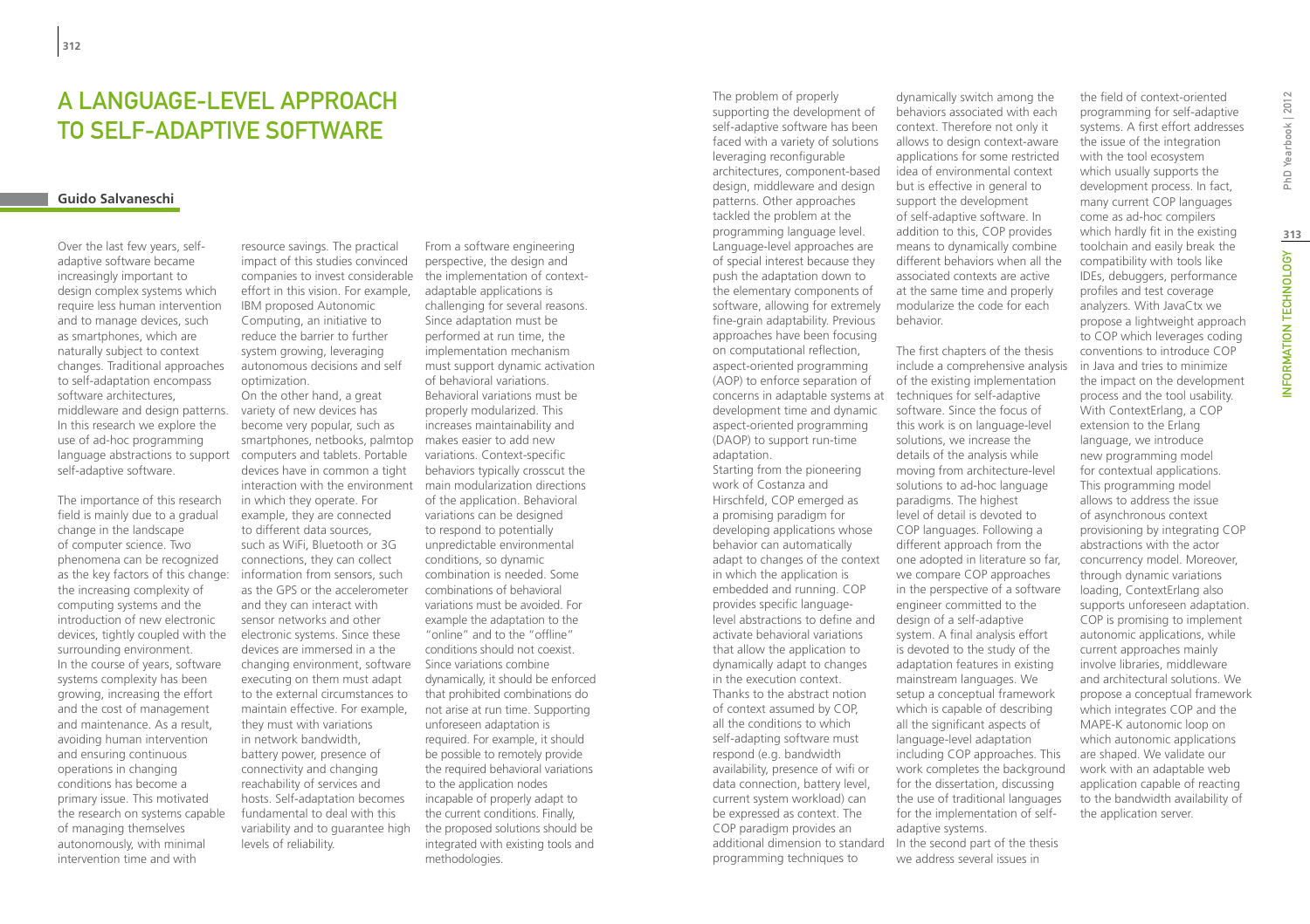# A Language-Level Approach to Self-Adaptive Software

**Guido Salvaneschi**

Over the last few years, self-adaptive software became increasingly important to design complex systems which require less human intervention and to manage devices, such as smartphones, which are naturally subject to context changes. Traditional approaches to self-adaptation encompass software architectures, middleware and design patterns. In this research we explore the use of ad-hoc programming language abstractions to support self-adaptive software.

The importance of this research field is mainly due to a gradual change in the landscape of computer science. Two phenomena can be recognized as the key factors of this change: the increasing complexity of computing systems and the introduction of new electronic devices, tightly coupled with the surrounding environment. In the course of years, software systems complexity has been growing, increasing the effort and the cost of management and maintenance. As a result, avoiding human intervention and ensuring continuous operations in changing conditions has become a primary issue. This motivated the research on systems capable of managing themselves autonomously, with minimal intervention time and with resource savings. The practical impact of this studies convinced companies to invest considerable effort in this vision. For example, IBM proposed Autonomic Computing, an initiative to reduce the barrier to further system growing, leveraging autonomous decisions and self optimization.

On the other hand, a great variety of new devices has become very popular, such as smartphones, netbooks, palmtop computers and tablets. Portable devices have in common a tight interaction with the environment in which they operate. For example, they are connected to different data sources, such as WiFi, Bluetooth or 3G connections, they can collect information from sensors, such as the GPS or the accelerometer and they can interact with sensor networks and other electronic systems. Since these devices are immersed in a the changing environment, software executing on them must adapt to the external circumstances to maintain effective. For example, they must with variations in network bandwidth, battery power, presence of connectivity and changing reachability of services and hosts. Self-adaptation becomes fundamental to deal with this variability and to guarantee high levels of reliability.

From a software engineering perspective, the design and the implementation of context-adaptable applications is challenging for several reasons. Since adaptation must be performed at run time, the implementation mechanism must support dynamic activation of behavioral variations. Behavioral variations must be properly modularized. This increases maintainability and makes easier to add new variations. Context-specific behaviors typically crosscut the main modularization directions of the application. Behavioral variations can be designed to respond to potentially unpredictable environmental conditions, so dynamic combination is needed. Some combinations of behavioral variations must be avoided. For example the adaptation to the "online" and to the "offline" conditions should not coexist. Since variations combine dynamically, it should be enforced that prohibited combinations do not arise at run time. Supporting unforeseen adaptation is required. For example, it should be possible to remotely provide the required behavioral variations to the application nodes incapable of properly adapt to the current conditions. Finally, the proposed solutions should be integrated with existing tools and methodologies.

The problem of properly supporting the development of self-adaptive software has been faced with a variety of solutions leveraging reconfigurable architectures, component-based design, middleware and design patterns. Other approaches tackled the problem at the programming language level. Language-level approaches are of special interest because they push the adaptation down to the elementary components of software, allowing for extremely fine-grain adaptability. Previous approaches have been focusing on computational reflection, aspect-oriented programming (AOP) to enforce separation of concerns in adaptable systems at development time and dynamic aspect-oriented programming (DAOP) to support run-time adaptation.

Starting from the pioneering work of Costanza and Hirschfeld, COP emerged as a promising paradigm for developing applications whose behavior can automatically adapt to changes of the context in which the application is embedded and running. COP provides specific language-level abstractions to define and activate behavioral variations that allow the application to dynamically adapt to changes in the execution context. Thanks to the abstract notion of context assumed by COP, all the conditions to which self-adapting software must respond (e.g. bandwidth availability, presence of wifi or data connection, battery level, current system workload) can be expressed as context. The COP paradigm provides an additional dimension to standard programming techniques to dynamically switch among the behaviors associated with each context. Therefore not only it allows to design context-aware applications for some restricted idea of environmental context but is effective in general to support the development of self-adaptive software. In addition to this, COP provides means to dynamically combine different behaviors when all the associated contexts are active at the same time and properly modularize the code for each behavior.

The first chapters of the thesis include a comprehensive analysis of the existing implementation techniques for self-adaptive software. Since the focus of this work is on language-level solutions, we increase the details of the analysis while moving from architecture-level solutions to ad-hoc language paradigms. The highest level of detail is devoted to COP languages. Following a different approach from the one adopted in literature so far, we compare COP approaches in the perspective of a software engineer committed to the design of a self-adaptive system. A final analysis effort is devoted to the study of the adaptation features in existing mainstream languages. We setup a conceptual framework which is capable of describing all the significant aspects of language-level adaptation including COP approaches. This work completes the background for the dissertation, discussing the use of traditional languages for the implementation of self-adaptive systems.

In the second part of the thesis we address several issues in the field of context-oriented programming for self-adaptive systems. A first effort addresses the issue of the integration with the tool ecosystem which usually supports the development process. In fact, many current COP languages come as ad-hoc compilers which hardly fit in the existing toolchain and easily break the compatibility with tools like IDEs, debuggers, performance profiles and test coverage analyzers. With JavaCtx we propose a lightweight approach to COP which leverages coding conventions to introduce COP in Java and tries to minimize the impact on the development process and the tool usability. With ContextErlang, a COP extension to the Erlang language, we introduce new programming model for contextual applications. This programming model allows to address the issue of asynchronous context provisioning by integrating COP abstractions with the actor concurrency model. Moreover, through dynamic variations loading, ContextErlang also supports unforeseen adaptation. COP is promising to implement autonomic applications, while current approaches mainly involve libraries, middleware and architectural solutions. We propose a conceptual framework which integrates COP and the MAPE-K autonomic loop on which autonomic applications are shaped. We validate our work with an adaptable web application capable of reacting to the bandwidth availability of the application server.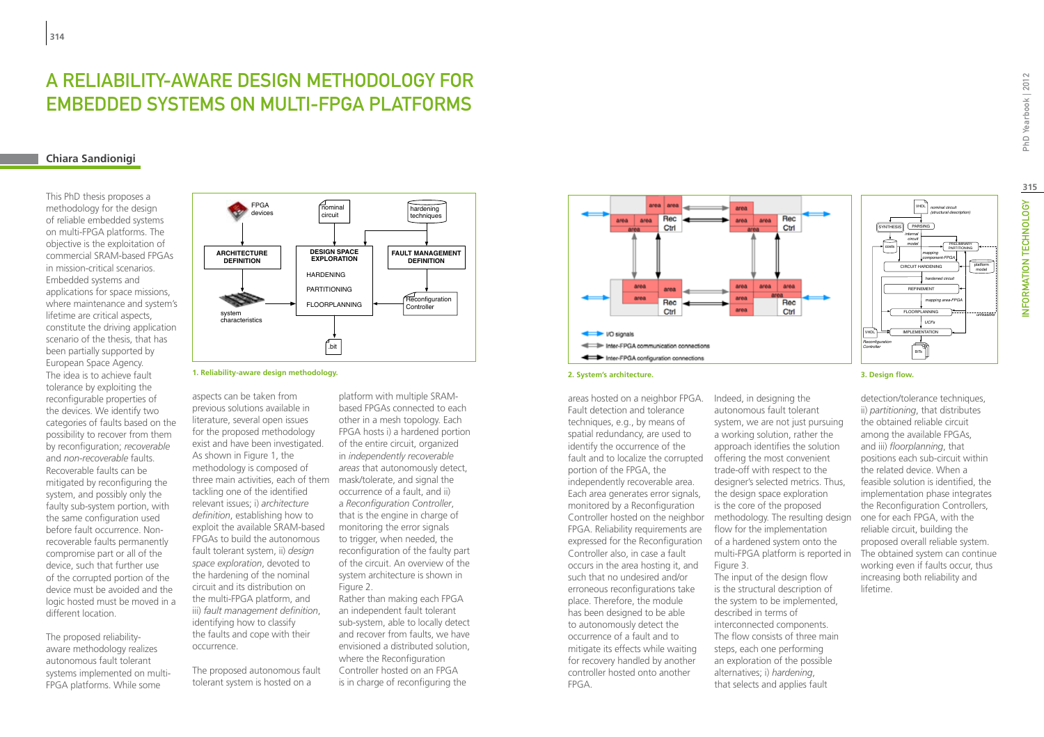# A RELIABILITY-AWARE DESIGN METHODOLOGY FOR EMBEDDED SYSTEMS ON MULTI-FPGA PLATFORMS

## Chiara Sandionigi

This PhD thesis proposes a methodology for the design of reliable embedded systems on multi-FPGA platforms. The objective is the exploitation of commercial SRAM-based FPGAs in mission-critical scenarios. Embedded systems and applications for space missions, where maintenance and system's lifetime are critical aspects, constitute the driving application scenario of the thesis, that has been partially supported by European Space Agency.

The idea is to achieve fault tolerance by exploiting the reconfigurable properties of the devices. We identify two categories of faults based on the possibility to recover from them by reconfiguration; *recoverable* and *non-recoverable* faults. Recoverable faults can be mitigated by reconfiguring the system, and possibly only the faulty sub-system portion, with the same configuration used before fault occurrence. Non-recoverable faults permanently compromise part or all of the device, such that further use of the corrupted portion of the device must be avoided and the logic hosted must be moved in a different location.

The proposed reliability-aware methodology realizes autonomous fault tolerant systems implemented on multi-FPGA platforms. While some aspects can be taken from previous solutions available in literature, several open issues for the proposed methodology exist and have been investigated. As shown in Figure 1, the methodology is composed of three main activities, each of them tackling one of the identified relevant issues; i) *architecture definition*, establishing how to exploit the available SRAM-based FPGAs to build the autonomous fault tolerant system, ii) *design space exploration*, devoted to the hardening of the nominal circuit and its distribution on the multi-FPGA platform, and iii) *fault management definition*, identifying how to classify the faults and cope with their occurrence.

The proposed autonomous fault tolerant system is hosted on a platform with multiple SRAM-based FPGAs connected to each other in a mesh topology. Each FPGA hosts i) a hardened portion of the entire circuit, organized in *independently recoverable areas* that autonomously detect, mask/tolerate, and signal the occurrence of a fault, and ii) a *Reconfiguration Controller*, that is the engine in charge of monitoring the error signals to trigger, when needed, the reconfiguration of the faulty part of the circuit. An overview of the system architecture is shown in Figure 2.

Rather than making each FPGA an independent fault tolerant sub-system, able to locally detect and recover from faults, we have envisioned a distributed solution, where the Reconfiguration Controller hosted on an FPGA is in charge of reconfiguring the areas hosted on a neighbor FPGA. Fault detection and tolerance techniques, e.g., by means of spatial redundancy, are used to identify the occurrence of the fault and to localize the corrupted portion of the FPGA, the independently recoverable area. Each area generates error signals, monitored by a Reconfiguration Controller hosted on the neighbor FPGA. Reliability requirements are expressed for the Reconfiguration Controller also, in case a fault occurs in the area hosting it, and such that no undesired and/or erroneous reconfigurations take place. Therefore, the module has been designed to be able to autonomously detect the occurrence of a fault and to mitigate its effects while waiting for recovery handled by another controller hosted onto another FPGA.

Indeed, in designing the autonomous fault tolerant system, we are not just pursuing a working solution, rather the approach identifies the solution offering the most convenient trade-off with respect to the designer's selected metrics. Thus, the design space exploration is the core of the proposed methodology. The resulting design flow for the implementation of a hardened system onto the multi-FPGA platform is reported in Figure 3.

The input of the design flow is the structural description of the system to be implemented, described in terms of interconnected components. The flow consists of three main steps, each one performing an exploration of the possible alternatives; i) *hardening*, that selects and applies fault detection/tolerance techniques, ii) *partitioning*, that distributes the obtained reliable circuit among the available FPGAs, and iii) *floorplanning*, that positions each sub-circuit within the related device. When a feasible solution is identified, the implementation phase integrates the Reconfiguration Controllers, one for each FPGA, with the reliable circuit, building the proposed overall reliable system. The obtained system can continue working even if faults occur, thus increasing both reliability and lifetime.

1. Reliability-aware design methodology.

2. System's architecture.

3. Design flow.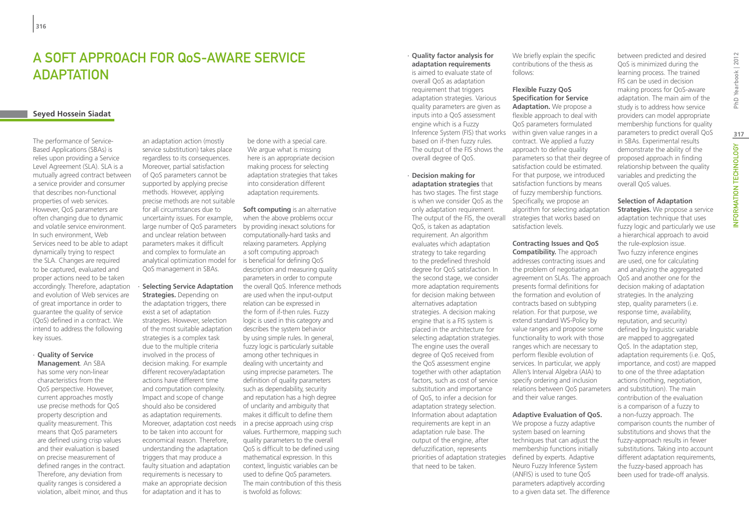# A SOFT APPROACH FOR QoS-AWARE SERVICE ADAPTATION

**Seyed Hossein Siadat**

The performance of Service-Based Applications (SBAs) is relies upon providing a Service Level Agreement (SLA). SLA is a mutually agreed contract between a service provider and consumer that describes non-functional properties of web services. However, QoS parameters are often changing due to dynamic and volatile service environment. In such environment, Web Services need to be able to adapt dynamically trying to respect the SLA. Changes are required to be captured, evaluated and proper actions need to be taken accordingly. Therefore, adaptation and evolution of Web services are of great importance in order to guarantee the quality of service (QoS) defined in a contract. We intend to address the following key issues.

- **Quality of Service Management**. An SBA has some very non-linear characteristics from the QoS perspective. However, current approaches mostly use precise methods for QoS property description and quality measurement. This means that QoS parameters are defined using crisp values and their evaluation is based on precise measurement of defined ranges in the contract. Therefore, any deviation from quality ranges is considered a violation, albeit minor, and thus an adaptation action (mostly service substitution) takes place regardless to its consequences. Moreover, partial satisfaction of QoS parameters cannot be supported by applying precise methods. However, applying precise methods are not suitable for all circumstances due to uncertainty issues. For example, large number of QoS parameters and unclear relation between parameters makes it difficult and complex to formulate an analytical optimization model for QoS management in SBAs.
- **Selecting Service Adaptation Strategies.** Depending on the adaptation triggers, there exist a set of adaptation strategies. However, selection of the most suitable adaptation strategies is a complex task due to the multiple criteria involved in the process of decision making. For example different recovery/adaptation actions have different time and computation complexity. Impact and scope of change should also be considered as adaptation requirements. Moreover, adaptation cost needs to be taken into account for economical reason. Therefore, understanding the adaptation triggers that may produce a faulty situation and adaptation requirements is necessary to make an appropriate decision for adaptation and it has to be done with a special care. We argue what is missing here is an appropriate decision making process for selecting adaptation strategies that takes into consideration different adaptation requirements.

**Soft computing** is an alternative when the above problems occur by providing inexact solutions for computationally-hard tasks and relaxing parameters. Applying a soft computing approach is beneficial for defining QoS description and measuring quality parameters in order to compute the overall QoS. Inference methods are used when the input-output relation can be expressed in the form of if-then rules. Fuzzy logic is used in this category and describes the system behavior by using simple rules. In general, fuzzy logic is particularly suitable among other techniques in dealing with uncertainty and using imprecise parameters. The definition of quality parameters such as dependability, security and reputation has a high degree of unclarity and ambiguity that makes it difficult to define them in a precise approach using crisp values. Furthermore, mapping such quality parameters to the overall QoS is difficult to be defined using mathematical expression. In this context, linguistic variables can be used to define QoS parameters. The main contribution of this thesis is twofold as follows:

- **Quality factor analysis for adaptation requirements** is aimed to evaluate state of overall QoS as adaptation requirement that triggers adaptation strategies. Various quality parameters are given as inputs into a QoS assessment engine which is a Fuzzy Inference System (FIS) that works based on if-then fuzzy rules. The output of the FIS shows the overall degree of QoS.
- **Decision making for adaptation strategies** that has two stages. The first stage is when we consider QoS as the only adaptation requirement. The output of the FIS, the overall QoS, is taken as adaptation requirement. An algorithm evaluates which adaptation strategy to take regarding to the predefined threshold degree for QoS satisfaction. In the second stage, we consider more adaptation requirements for decision making between alternatives adaptation strategies. A decision making engine that is a FIS system is placed in the architecture for selecting adaptation strategies. The engine uses the overall degree of QoS received from the QoS assessment engine together with other adaptation factors, such as cost of service substitution and importance of QoS, to infer a decision for adaptation strategy selection. Information about adaptation requirements are kept in an adaptation rule base. The output of the engine, after defuzzification, represents priorities of adaptation strategies that need to be taken.

We briefly explain the specific contributions of the thesis as follows:

**Flexible Fuzzy QoS Specification for Service Adaptation.** We propose a flexible approach to deal with QoS parameters formulated within given value ranges in a contract. We applied a fuzzy approach to define quality parameters so that their degree of satisfaction could be estimated. For that purpose, we introduced satisfaction functions by means of fuzzy membership functions. Specifically, we propose an algorithm for selecting adaptation strategies that works based on satisfaction levels.

**Contracting Issues and QoS Compatibility.** The approach addresses contracting issues and the problem of negotiating an agreement on SLAs. The approach presents formal definitions for the formation and evolution of contracts based on subtyping relation. For that purpose, we extend standard WS-Policy by value ranges and propose some functionality to work with those ranges which are necessary to perform flexible evolution of services. In particular, we apply Allen's Interval Algebra (AIA) to specify ordering and inclusion relations between QoS parameters and their value ranges.

**Adaptive Evaluation of QoS.** We propose a fuzzy adaptive system based on learning techniques that can adjust the membership functions initially defined by experts. Adaptive Neuro Fuzzy Inference System (ANFIS) is used to tune QoS parameters adaptively according to a given data set. The difference between predicted and desired QoS is minimized during the learning process. The trained FIS can be used in decision making process for QoS-aware adaptation. The main aim of the study is to address how service providers can model appropriate membership functions for quality parameters to predict overall QoS in SBAs. Experimental results demonstrate the ability of the proposed approach in finding relationship between the quality variables and predicting the overall QoS values.

**Selection of Adaptation Strategies.** We propose a service adaptation technique that uses fuzzy logic and particularly we use a hierarchical approach to avoid the rule-explosion issue. Two fuzzy inference engines are used, one for calculating and analyzing the aggregated QoS and another one for the decision making of adaptation strategies. In the analyzing step, quality parameters (i.e. response time, availability, reputation, and security) defined by linguistic variable are mapped to aggregated QoS. In the adaptation step, adaptation requirements (i.e. QoS, importance, and cost) are mapped to one of the three adaptation actions (nothing, negotiation, and substitution). The main contribution of the evaluation is a comparison of a fuzzy to a non-fuzzy approach. The comparison counts the number of substitutions and shows that the fuzzy-approach results in fewer substitutions. Taking into account different adaptation requirements, the fuzzy-based approach has been used for trade-off analysis.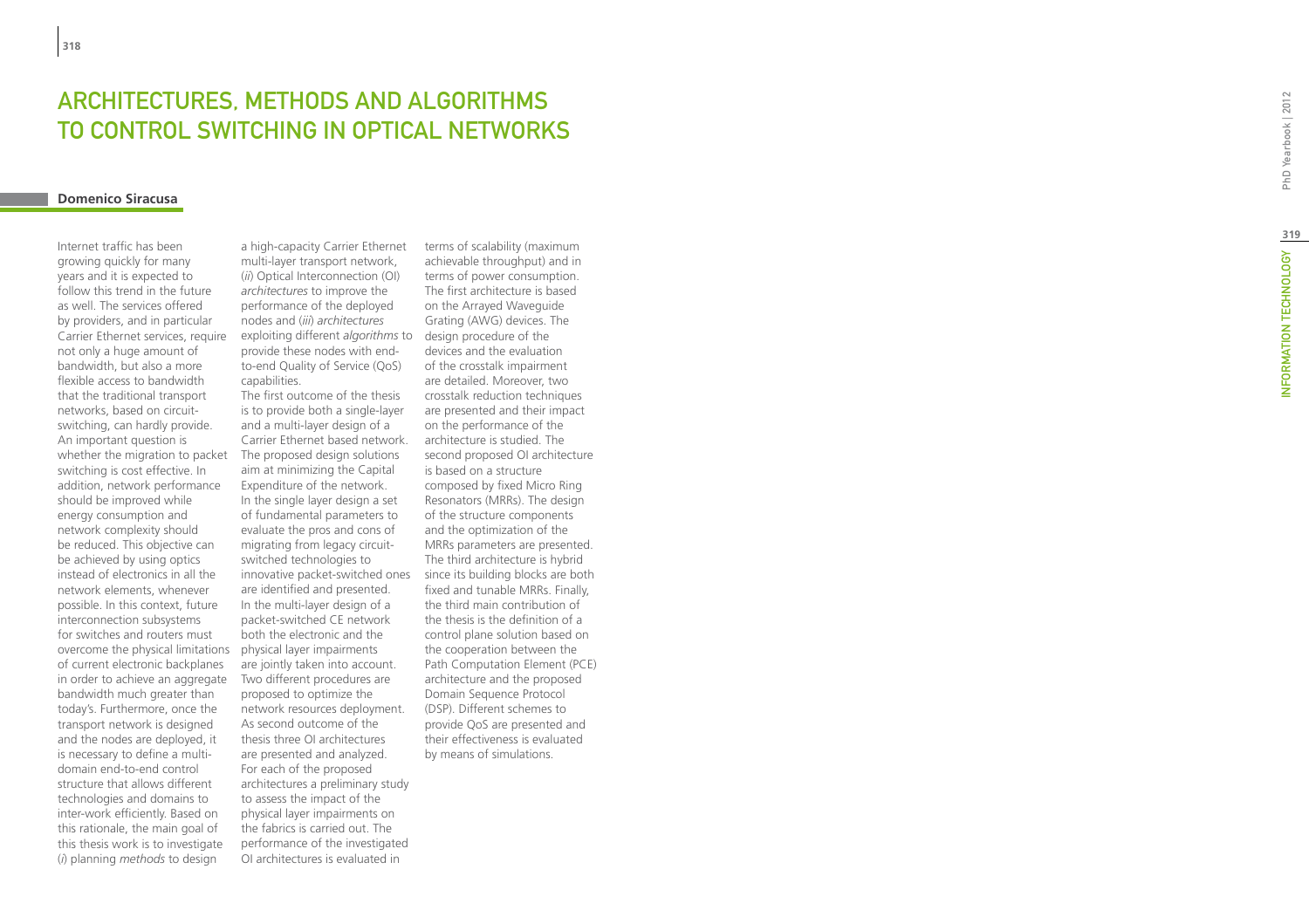# ARCHITECTURES, METHODS AND ALGORITHMS TO CONTROL SWITCHING IN OPTICAL NETWORKS

**Domenico Siracusa**

Internet traffic has been growing quickly for many years and it is expected to follow this trend in the future as well. The services offered by providers, and in particular Carrier Ethernet services, require not only a huge amount of bandwidth, but also a more flexible access to bandwidth that the traditional transport networks, based on circuit-switching, can hardly provide. An important question is whether the migration to packet switching is cost effective. In addition, network performance should be improved while energy consumption and network complexity should be reduced. This objective can be achieved by using optics instead of electronics in all the network elements, whenever possible. In this context, future interconnection subsystems for switches and routers must overcome the physical limitations of current electronic backplanes in order to achieve an aggregate bandwidth much greater than today's. Furthermore, once the transport network is designed and the nodes are deployed, it is necessary to define a multi-domain end-to-end control structure that allows different technologies and domains to inter-work efficiently. Based on this rationale, the main goal of this thesis work is to investigate (*i*) planning *methods* to design a high-capacity Carrier Ethernet multi-layer transport network, (*ii*) Optical Interconnection (OI) *architectures* to improve the performance of the deployed nodes and (*iii*) *architectures* exploiting different *algorithms* to provide these nodes with end-to-end Quality of Service (QoS) capabilities.

The first outcome of the thesis is to provide both a single-layer and a multi-layer design of a Carrier Ethernet based network. The proposed design solutions aim at minimizing the Capital Expenditure of the network. In the single layer design a set of fundamental parameters to evaluate the pros and cons of migrating from legacy circuit-switched technologies to innovative packet-switched ones are identified and presented. In the multi-layer design of a packet-switched CE network both the electronic and the physical layer impairments are jointly taken into account. Two different procedures are proposed to optimize the network resources deployment.

As second outcome of the thesis three OI architectures are presented and analyzed. For each of the proposed architectures a preliminary study to assess the impact of the physical layer impairments on the fabrics is carried out. The performance of the investigated OI architectures is evaluated in terms of scalability (maximum achievable throughput) and in terms of power consumption. The first architecture is based on the Arrayed Waveguide Grating (AWG) devices. The design procedure of the devices and the evaluation of the crosstalk impairment are detailed. Moreover, two crosstalk reduction techniques are presented and their impact on the performance of the architecture is studied. The second proposed OI architecture is based on a structure composed by fixed Micro Ring Resonators (MRRs). The design of the structure components and the optimization of the MRRs parameters are presented. The third architecture is hybrid since its building blocks are both fixed and tunable MRRs. Finally, the third main contribution of the thesis is the definition of a control plane solution based on the cooperation between the Path Computation Element (PCE) architecture and the proposed Domain Sequence Protocol (DSP). Different schemes to provide QoS are presented and their effectiveness is evaluated by means of simulations.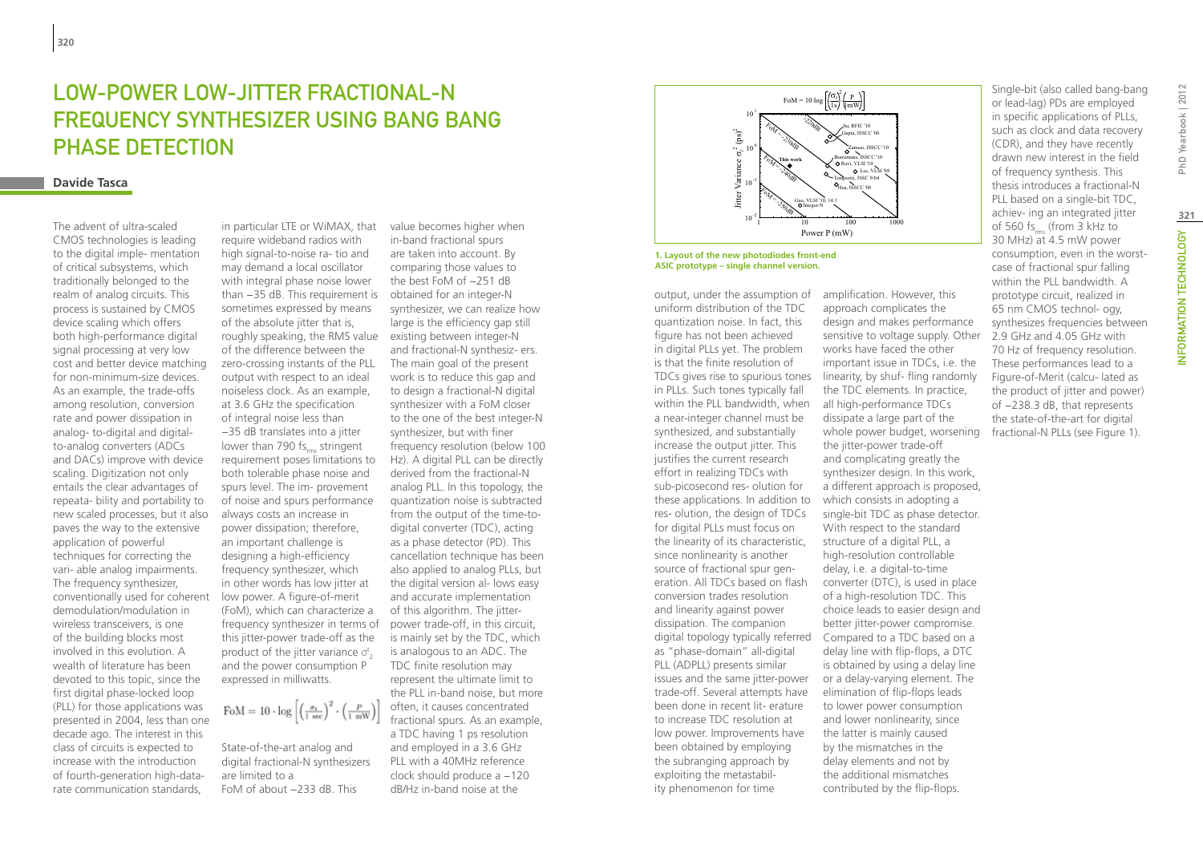# Low-Power Low-Jitter Fractional-N Frequency Synthesizer Using Bang Bang Phase Detection

**Davide Tasca**

The advent of ultra-scaled CMOS technologies is leading to the digital imple- mentation of critical subsystems, which traditionally belonged to the realm of analog circuits. This process is sustained by CMOS device scaling which offers both high-performance digital signal processing at very low cost and better device matching for non-minimum-size devices. As an example, the trade-offs among resolution, conversion rate and power dissipation in analog- to-digital and digital-to-analog converters (ADCs and DACs) improve with device scaling. Digitization not only entails the clear advantages of repeata- bility and portability to new scaled processes, but it also paves the way to the extensive application of powerful techniques for correcting the vari- able analog impairments. The frequency synthesizer, conventionally used for coherent demodulation/modulation in wireless transceivers, is one of the building blocks most involved in this evolution. A wealth of literature has been devoted to this topic, since the first digital phase-locked loop (PLL) for those applications was presented in 2004, less than one decade ago. The interest in this class of circuits is expected to increase with the introduction of fourth-generation high-data-rate communication standards, in particular LTE or WiMAX, that require wideband radios with high signal-to-noise ra- tio and may demand a local oscillator with integral phase noise lower than −35 dB. This requirement is sometimes expressed by means of the absolute jitter that is, roughly speaking, the RMS value of the difference between the zero-crossing instants of the PLL output with respect to an ideal noiseless clock. As an example, at 3.6 GHz the specification of integral noise less than −35 dB translates into a jitter lower than 790 $fs_{rms}$ stringent requirement poses limitations to both tolerable phase noise and spurs level. The im- provement of noise and spurs performance always costs an increase in power dissipation; therefore, an important challenge is designing a high-efficiency frequency synthesizer, which in other words has low jitter at low power. A figure-of-merit (FoM), which can characterize a frequency synthesizer in terms of this jitter-power trade-off as the product of the jitter variance $\sigma_t^2$ and the power consumption P expressed in milliwatts.

$$\text{FoM} = 10 \cdot \log\left[\left(\frac{\sigma_t}{1\ \text{sec}}\right)^2 \cdot \left(\frac{P}{1\ \text{mW}}\right)\right]$$

State-of-the-art analog and digital fractional-N synthesizers are limited to a FoM of about −233 dB. This value becomes higher when in-band fractional spurs are taken into account. By comparing those values to the best FoM of −251 dB obtained for an integer-N synthesizer, we can realize how large is the efficiency gap still existing between integer-N and fractional-N synthesiz- ers. The main goal of the present work is to reduce this gap and to design a fractional-N digital synthesizer with a FoM closer to the one of the best integer-N synthesizer, but with finer frequency resolution (below 100 Hz). A digital PLL can be directly derived from the fractional-N analog PLL. In this topology, the quantization noise is subtracted from the output of the time-to-digital converter (TDC), acting as a phase detector (PD). This cancellation technique has been also applied to analog PLLs, but the digital version al- lows easy and accurate implementation of this algorithm. The jitter-power trade-off, in this circuit, is mainly set by the TDC, which is analogous to an ADC. The TDC finite resolution may represent the ultimate limit to the PLL in-band noise, but more often, it causes concentrated fractional spurs. As an example, a TDC having 1 ps resolution and employed in a 3.6 GHz PLL with a 40MHz reference clock should produce a −120 dB/Hz in-band noise at the output, under the assumption of uniform distribution of the TDC quantization noise. In fact, this figure has not been achieved in digital PLLs yet. The problem is that the finite resolution of TDCs gives rise to spurious tones in PLLs. Such tones typically fall within the PLL bandwidth, when a near-integer channel must be synthesized, and substantially increase the output jitter. This justifies the current research effort in realizing TDCs with sub-picosecond res- olution for these applications. In addition to res- olution, the design of TDCs for digital PLLs must focus on the linearity of its characteristic, since nonlinearity is another source of fractional spur gen- eration. All TDCs based on flash conversion trades resolution and linearity against power dissipation. The companion digital topology typically referred as "phase-domain" all-digital PLL (ADPLL) presents similar issues and the same jitter-power trade-off. Several attempts have been done in recent lit- erature to increase TDC resolution at low power. Improvements have been obtained by employing the subranging approach by exploiting the metastabil- ity phenomenon for time amplification. However, this approach complicates the design and makes performance sensitive to voltage supply. Other works have faced the other important issue in TDCs, i.e. the linearity, by shuf- fling randomly the TDC elements. In practice, all high-performance TDCs dissipate a large part of the whole power budget, worsening the jitter-power trade-off and complicating greatly the synthesizer design. In this work, a different approach is proposed, which consists in adopting a single-bit TDC as phase detector. With respect to the standard structure of a digital PLL, a high-resolution controllable delay, i.e. a digital-to-time converter (DTC), is used in place of a high-resolution TDC. This choice leads to easier design and better jitter-power compromise. Compared to a TDC based on a delay line with flip-flops, a DTC is obtained by using a delay line or a delay-varying element. The elimination of flip-flops leads to lower power consumption and lower nonlinearity, since the latter is mainly caused by the mismatches in the delay elements and not by the additional mismatches contributed by the flip-flops.

**1. Layout of the new photodiodes front-end ASIC prototype – single channel version.**

Single-bit (also called bang-bang or lead-lag) PDs are employed in specific applications of PLLs, such as clock and data recovery (CDR), and they have recently drawn new interest in the field of frequency synthesis. This thesis introduces a fractional-N PLL based on a single-bit TDC, achiev- ing an integrated jitter of 560 $fs_{rms}$ (from 3 kHz to 30 MHz) at 4.5 mW power consumption, even in the worst-case of fractional spur falling within the PLL bandwidth. A prototype circuit, realized in 65 nm CMOS technol- ogy, synthesizes frequencies between 2.9 GHz and 4.05 GHz with 70 Hz of frequency resolution. These performances lead to a Figure-of-Merit (calcu- lated as the product of jitter and power) of −238.3 dB, that represents the state-of-the-art for digital fractional-N PLLs (see Figure 1).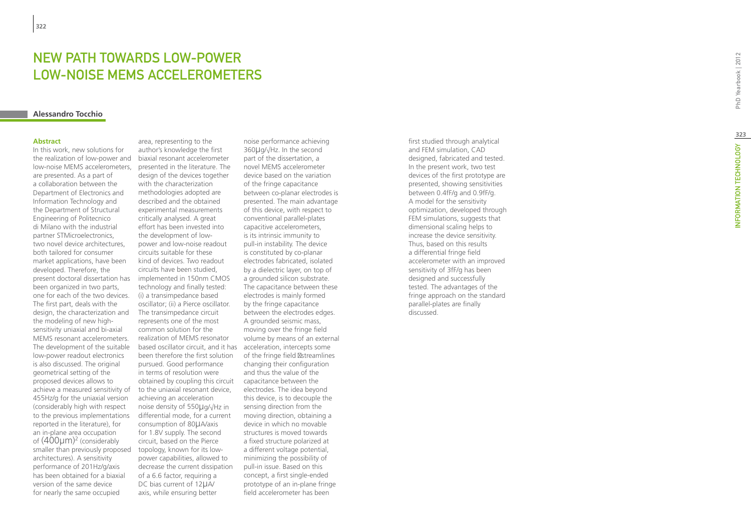# NEW PATH TOWARDS LOW-POWER LOW-NOISE MEMS ACCELEROMETERS

**Alessandro Tocchio**

**Abstract**

In this work, new solutions for the realization of low-power and low-noise MEMS accelerometers, are presented. As a part of a collaboration between the Department of Electronics and Information Technology and the Department of Structural Engineering of Politecnico di Milano with the industrial partner STMicroelectronics, two novel device architectures, both tailored for consumer market applications, have been developed. Therefore, the present doctoral dissertation has been organized in two parts, one for each of the two devices. The first part, deals with the design, the characterization and the modeling of new high-sensitivity uniaxial and bi-axial MEMS resonant accelerometers. The development of the suitable low-power readout electronics is also discussed. The original geometrical setting of the proposed devices allows to achieve a measured sensitivity of 455Hz/g for the uniaxial version (considerably high with respect to the previous implementations reported in the literature), for an in-plane area occupation of $(400\mu m)^2$ (considerably smaller than previously proposed architectures). A sensitivity performance of 201Hz/g/axis has been obtained for a biaxial version of the same device for nearly the same occupied area, representing to the author's knowledge the first biaxial resonant accelerometer presented in the literature. The design of the devices together with the characterization methodologies adopted are described and the obtained experimental measurements critically analysed. A great effort has been invested into the development of low-power and low-noise readout circuits suitable for these kind of devices. Two readout circuits have been studied, implemented in 150nm CMOS technology and finally tested: (i) a transimpedance based oscillator; (ii) a Pierce oscillator. The transimpedance circuit represents one of the most common solution for the realization of MEMS resonator based oscillator circuit, and it has been therefore the first solution pursued. Good performance in terms of resolution were obtained by coupling this circuit to the uniaxial resonant device, achieving an acceleration noise density of 550μg/√Hz in differential mode, for a current consumption of 80μA/axis for 1.8V supply. The second circuit, based on the Pierce topology, known for its low-power capabilities, allowed to decrease the current dissipation of a 6.6 factor, requiring a DC bias current of 12μA/axis, while ensuring better noise performance achieving 360μg/√Hz. In the second part of the dissertation, a novel MEMS accelerometer device based on the variation of the fringe capacitance between co-planar electrodes is presented. The main advantage of this device, with respect to conventional parallel-plates capacitive accelerometers, is its intrinsic immunity to pull-in instability. The device is constituted by co-planar electrodes fabricated, isolated by a dielectric layer, on top of a grounded silicon substrate. The capacitance between these electrodes is mainly formed by the fringe capacitance between the electrodes edges. A grounded seismic mass, moving over the fringe field volume by means of an external acceleration, intercepts some of the fringe field streamlines changing their configuration and thus the value of the capacitance between the electrodes. The idea beyond this device, is to decouple the sensing direction from the moving direction, obtaining a device in which no movable structures is moved towards a fixed structure polarized at a different voltage potential, minimizing the possibility of pull-in issue. Based on this concept, a first single-ended prototype of an in-plane fringe field accelerometer has been first studied through analytical and FEM simulation, CAD designed, fabricated and tested. In the present work, two test devices of the first prototype are presented, showing sensitivities between 0.4fF/g and 0.9fF/g. A model for the sensitivity optimization, developed through FEM simulations, suggests that dimensional scaling helps to increase the device sensitivity. Thus, based on this results a differential fringe field accelerometer with an improved sensitivity of 3fF/g has been designed and successfully tested. The advantages of the fringe approach on the standard parallel-plates are finally discussed.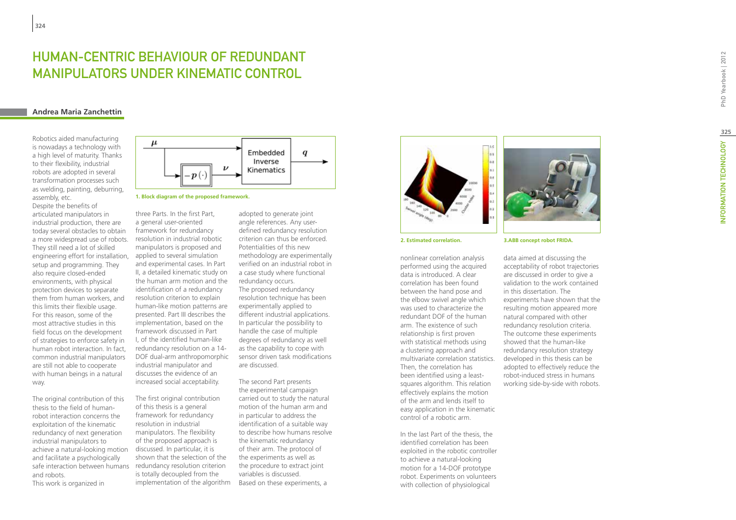# HUMAN-CENTRIC BEHAVIOUR OF REDUNDANT MANIPULATORS UNDER KINEMATIC CONTROL

## Andrea Maria Zanchettin

Robotics aided manufacturing is nowadays a technology with a high level of maturity. Thanks to their flexibility, industrial robots are adopted in several transformation processes such as welding, painting, deburring, assembly, etc.
Despite the benefits of articulated manipulators in industrial production, there are today several obstacles to obtain a more widespread use of robots. They still need a lot of skilled engineering effort for installation, setup and programming. They also require closed-ended environments, with physical protection devices to separate them from human workers, and this limits their flexible usage. For this reason, some of the most attractive studies in this field focus on the development of strategies to enforce safety in human robot interaction. In fact, common industrial manipulators are still not able to cooperate with human beings in a natural way.

The original contribution of this thesis to the field of human-robot interaction concerns the exploitation of the kinematic redundancy of next generation industrial manipulators to achieve a natural-looking motion and facilitate a psychologically safe interaction between humans and robots.
This work is organized in three Parts. In the first Part, a general user-oriented framework for redundancy resolution in industrial robotic manipulators is proposed and applied to several simulation and experimental cases. In Part II, a detailed kinematic study on the human arm motion and the identification of a redundancy resolution criterion to explain human-like motion patterns are presented. Part III describes the implementation, based on the framework discussed in Part I, of the identified human-like redundancy resolution on a 14-DOF dual-arm anthropomorphic industrial manipulator and discusses the evidence of an increased social acceptability.

$\mu$

$-p(\cdot)$

$\nu$

Embedded Inverse Kinematics

$q$

1. Block diagram of the proposed framework.

The first original contribution of this thesis is a general framework for redundancy resolution in industrial manipulators. The flexibility of the proposed approach is discussed. In particular, it is shown that the selection of the redundancy resolution criterion is totally decoupled from the implementation of the algorithm adopted to generate joint angle references. Any user-defined redundancy resolution criterion can thus be enforced. Potentialities of this new methodology are experimentally verified on an industrial robot in a case study where functional redundancy occurs.
The proposed redundancy resolution technique has been experimentally applied to different industrial applications. In particular the possibility to handle the case of multiple degrees of redundancy as well as the capability to cope with sensor driven task modifications are discussed.

The second Part presents the experimental campaign carried out to study the natural motion of the human arm and in particular to address the identification of a suitable way to describe how humans resolve the kinematic redundancy of their arm. The protocol of the experiments as well as the procedure to extract joint variables is discussed. Based on these experiments, a nonlinear correlation analysis performed using the acquired data is introduced. A clear correlation has been found between the hand pose and the elbow swivel angle which was used to characterize the redundant DOF of the human arm. The existence of such relationship is first proven with statistical methods using a clustering approach and multivariate correlation statistics. Then, the correlation has been identified using a least-squares algorithm. This relation effectively explains the motion of the arm and lends itself to easy application in the kinematic control of a robotic arm.

Swivel angle (deg)

Cluster index

2. Estimated correlation.

In the last Part of the thesis, the identified correlation has been exploited in the robotic controller to achieve a natural-looking motion for a 14-DOF prototype robot. Experiments on volunteers with collection of physiological data aimed at discussing the acceptability of robot trajectories are discussed in order to give a validation to the work contained in this dissertation. The experiments have shown that the resulting motion appeared more natural compared with other redundancy resolution criteria. The outcome these experiments showed that the human-like redundancy resolution strategy developed in this thesis can be adopted to effectively reduce the robot-induced stress in humans working side-by-side with robots.

3.ABB concept robot FRIDA.